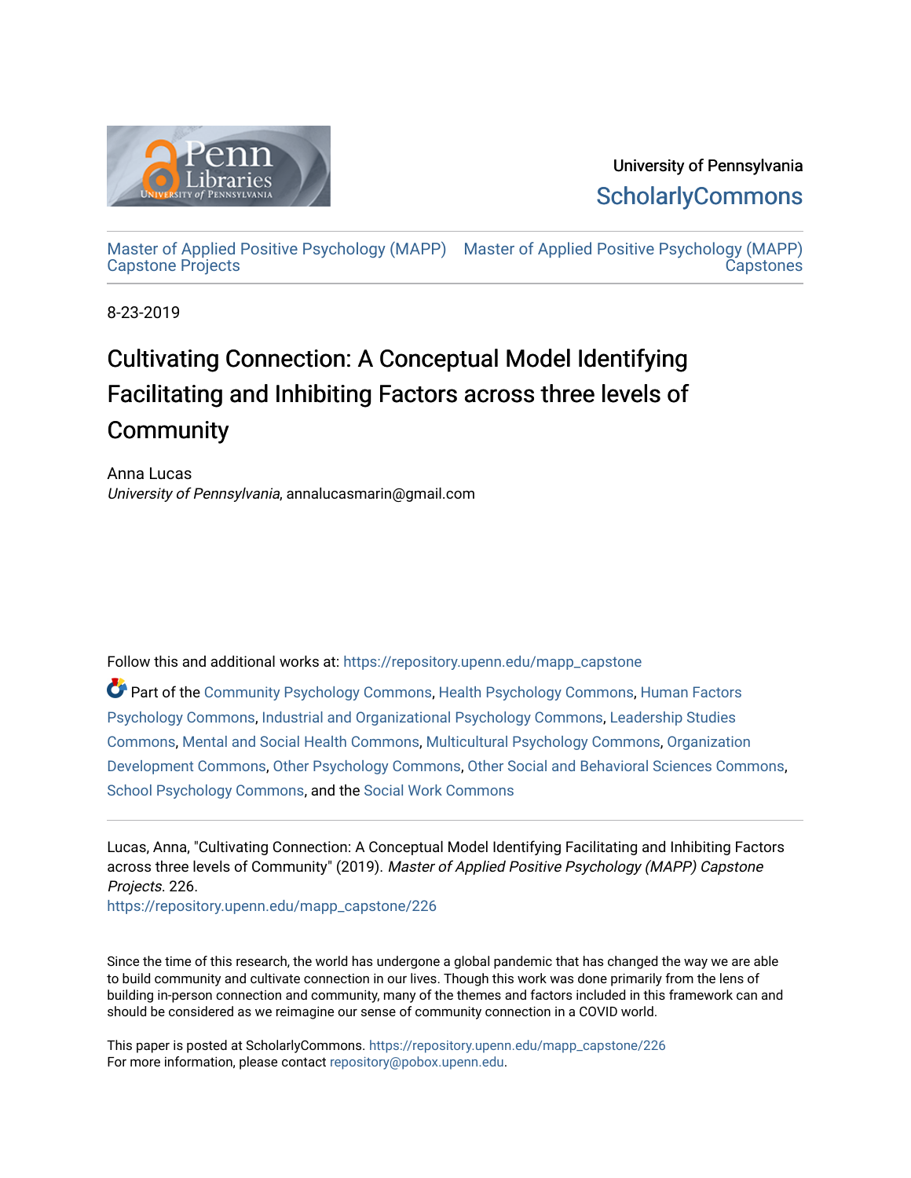University of Pennsylvania
ScholarlyCommons

Master of Applied Positive Psychology (MAPP) Capstone Projects

Master of Applied Positive Psychology (MAPP) Capstones

8-23-2019

# Cultivating Connection: A Conceptual Model Identifying Facilitating and Inhibiting Factors across three levels of Community

Anna Lucas
*University of Pennsylvania*, annalucasmarin@gmail.com

Follow this and additional works at: https://repository.upenn.edu/mapp_capstone

Part of the Community Psychology Commons, Health Psychology Commons, Human Factors Psychology Commons, Industrial and Organizational Psychology Commons, Leadership Studies Commons, Mental and Social Health Commons, Multicultural Psychology Commons, Organization Development Commons, Other Psychology Commons, Other Social and Behavioral Sciences Commons, School Psychology Commons, and the Social Work Commons

Lucas, Anna, "Cultivating Connection: A Conceptual Model Identifying Facilitating and Inhibiting Factors across three levels of Community" (2019). *Master of Applied Positive Psychology (MAPP) Capstone Projects*. 226.
https://repository.upenn.edu/mapp_capstone/226

Since the time of this research, the world has undergone a global pandemic that has changed the way we are able to build community and cultivate connection in our lives. Though this work was done primarily from the lens of building in-person connection and community, many of the themes and factors included in this framework can and should be considered as we reimagine our sense of community connection in a COVID world.

This paper is posted at ScholarlyCommons. https://repository.upenn.edu/mapp_capstone/226
For more information, please contact repository@pobox.upenn.edu.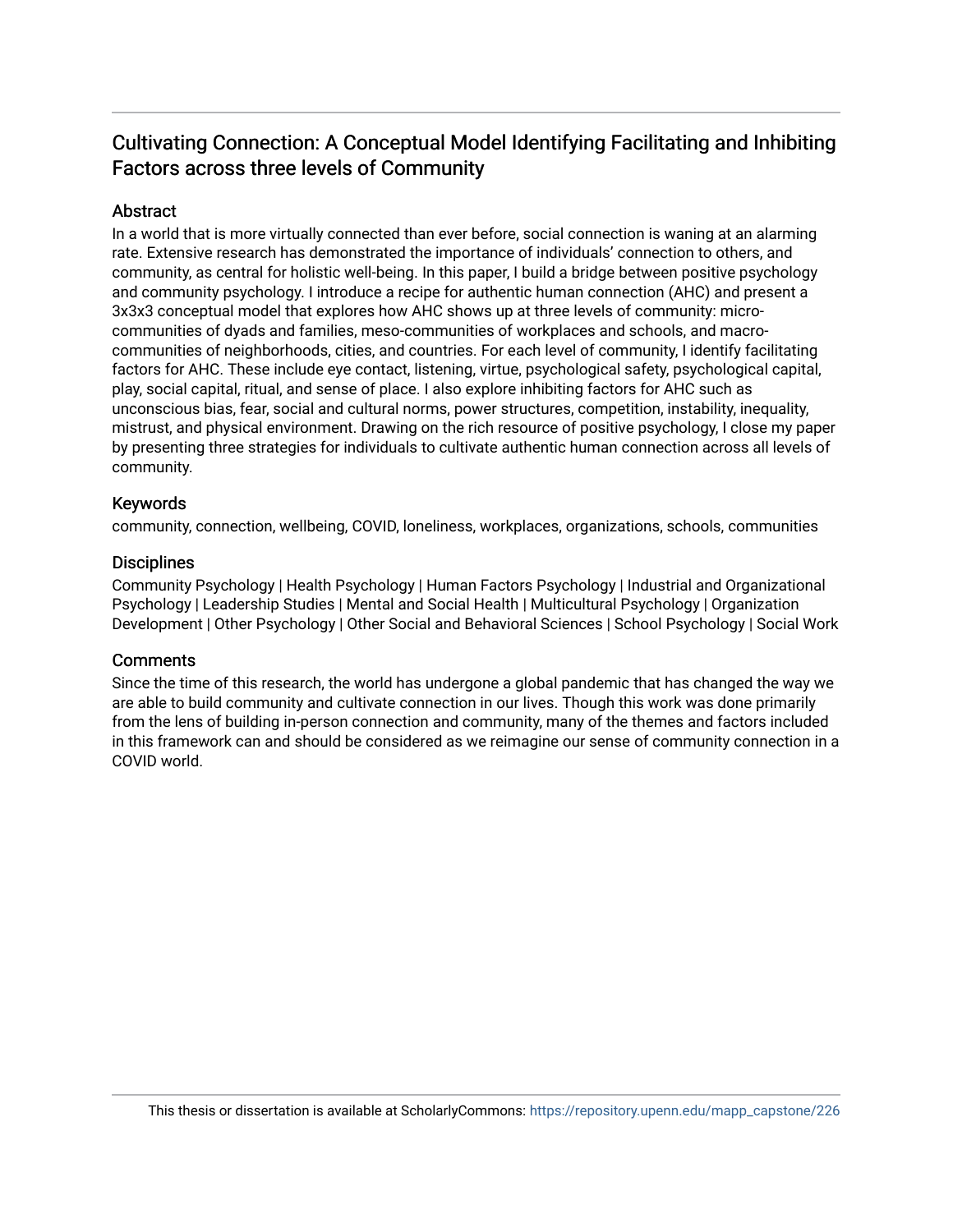# Cultivating Connection: A Conceptual Model Identifying Facilitating and Inhibiting Factors across three levels of Community

## Abstract

In a world that is more virtually connected than ever before, social connection is waning at an alarming rate. Extensive research has demonstrated the importance of individuals' connection to others, and community, as central for holistic well-being. In this paper, I build a bridge between positive psychology and community psychology. I introduce a recipe for authentic human connection (AHC) and present a 3x3x3 conceptual model that explores how AHC shows up at three levels of community: micro-communities of dyads and families, meso-communities of workplaces and schools, and macro-communities of neighborhoods, cities, and countries. For each level of community, I identify facilitating factors for AHC. These include eye contact, listening, virtue, psychological safety, psychological capital, play, social capital, ritual, and sense of place. I also explore inhibiting factors for AHC such as unconscious bias, fear, social and cultural norms, power structures, competition, instability, inequality, mistrust, and physical environment. Drawing on the rich resource of positive psychology, I close my paper by presenting three strategies for individuals to cultivate authentic human connection across all levels of community.

## Keywords

community, connection, wellbeing, COVID, loneliness, workplaces, organizations, schools, communities

## Disciplines

Community Psychology | Health Psychology | Human Factors Psychology | Industrial and Organizational Psychology | Leadership Studies | Mental and Social Health | Multicultural Psychology | Organization Development | Other Psychology | Other Social and Behavioral Sciences | School Psychology | Social Work

## Comments

Since the time of this research, the world has undergone a global pandemic that has changed the way we are able to build community and cultivate connection in our lives. Though this work was done primarily from the lens of building in-person connection and community, many of the themes and factors included in this framework can and should be considered as we reimagine our sense of community connection in a COVID world.

This thesis or dissertation is available at ScholarlyCommons: https://repository.upenn.edu/mapp_capstone/226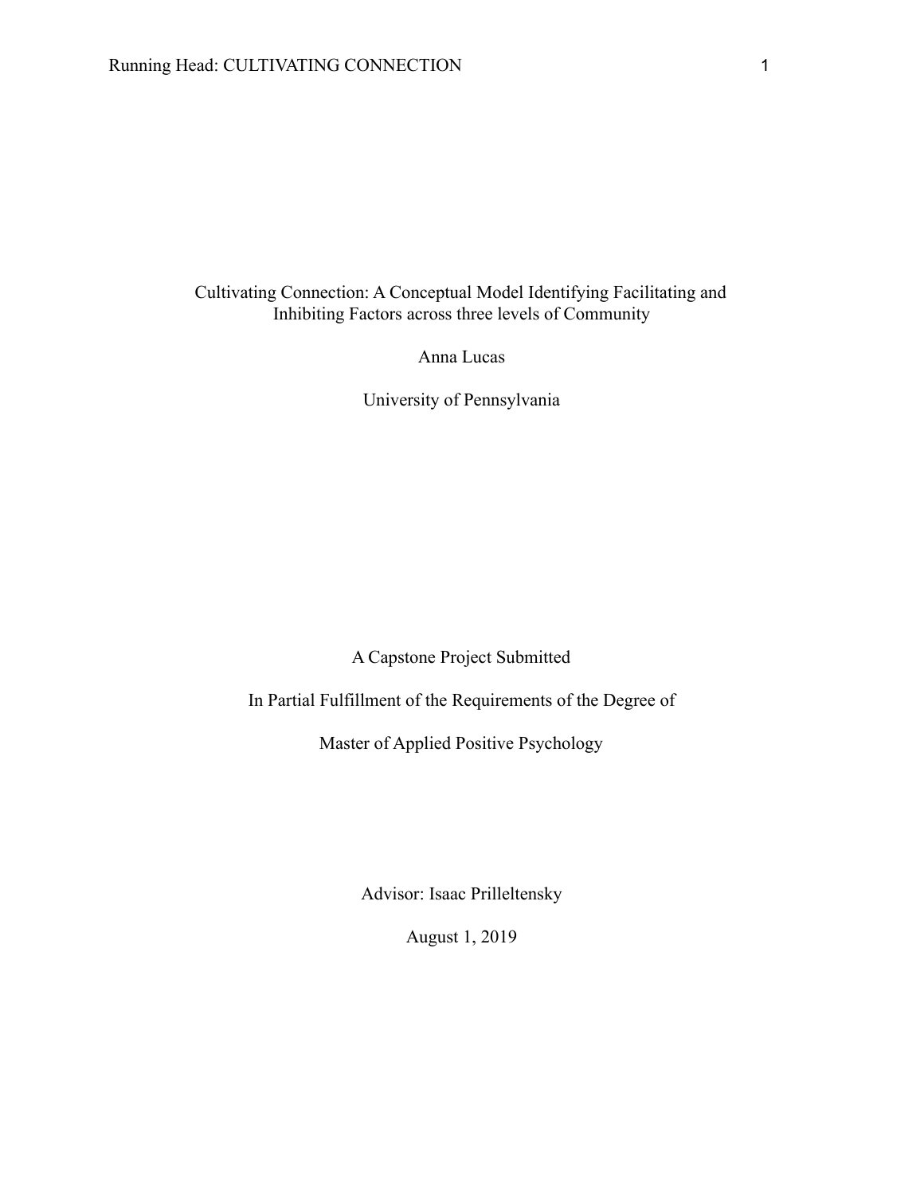Cultivating Connection: A Conceptual Model Identifying Facilitating and Inhibiting Factors across three levels of Community

Anna Lucas

University of Pennsylvania

A Capstone Project Submitted

In Partial Fulfillment of the Requirements of the Degree of

Master of Applied Positive Psychology

Advisor: Isaac Prilleltensky

August 1, 2019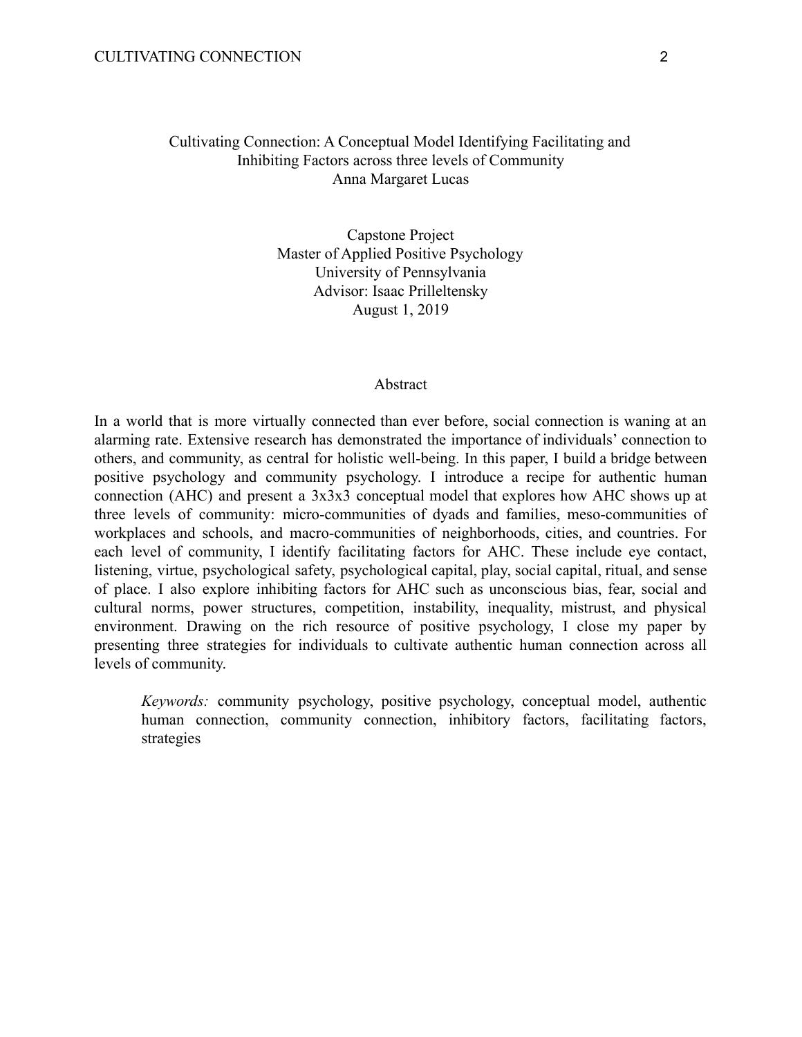Cultivating Connection: A Conceptual Model Identifying Facilitating and Inhibiting Factors across three levels of Community

Anna Margaret Lucas

Capstone Project

Master of Applied Positive Psychology

University of Pennsylvania

Advisor: Isaac Prilleltensky

August 1, 2019

## Abstract

In a world that is more virtually connected than ever before, social connection is waning at an alarming rate. Extensive research has demonstrated the importance of individuals' connection to others, and community, as central for holistic well-being. In this paper, I build a bridge between positive psychology and community psychology. I introduce a recipe for authentic human connection (AHC) and present a 3x3x3 conceptual model that explores how AHC shows up at three levels of community: micro-communities of dyads and families, meso-communities of workplaces and schools, and macro-communities of neighborhoods, cities, and countries. For each level of community, I identify facilitating factors for AHC. These include eye contact, listening, virtue, psychological safety, psychological capital, play, social capital, ritual, and sense of place. I also explore inhibiting factors for AHC such as unconscious bias, fear, social and cultural norms, power structures, competition, instability, inequality, mistrust, and physical environment. Drawing on the rich resource of positive psychology, I close my paper by presenting three strategies for individuals to cultivate authentic human connection across all levels of community.

> *Keywords:* community psychology, positive psychology, conceptual model, authentic human connection, community connection, inhibitory factors, facilitating factors, strategies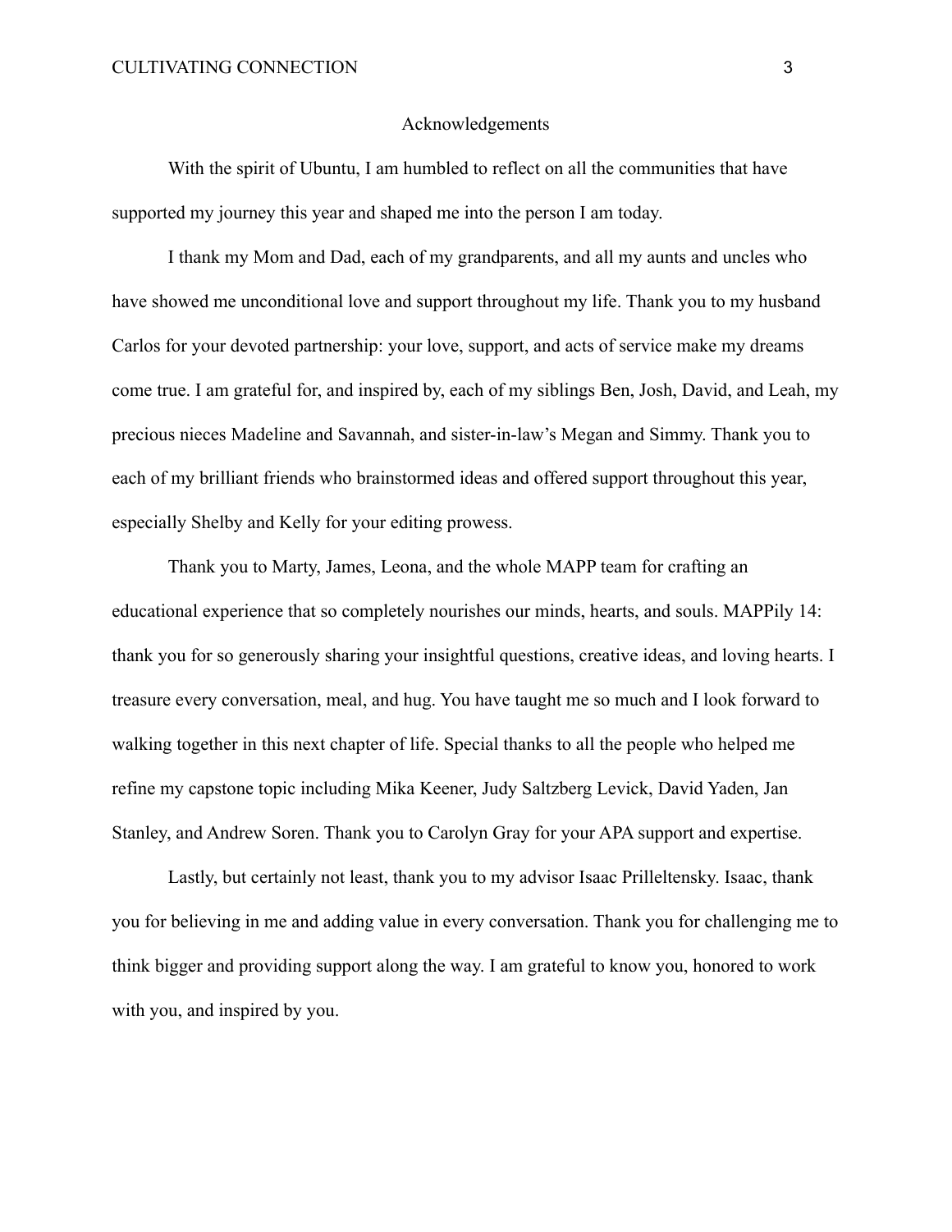# Acknowledgements

With the spirit of Ubuntu, I am humbled to reflect on all the communities that have supported my journey this year and shaped me into the person I am today.

I thank my Mom and Dad, each of my grandparents, and all my aunts and uncles who have showed me unconditional love and support throughout my life. Thank you to my husband Carlos for your devoted partnership: your love, support, and acts of service make my dreams come true. I am grateful for, and inspired by, each of my siblings Ben, Josh, David, and Leah, my precious nieces Madeline and Savannah, and sister-in-law's Megan and Simmy. Thank you to each of my brilliant friends who brainstormed ideas and offered support throughout this year, especially Shelby and Kelly for your editing prowess.

Thank you to Marty, James, Leona, and the whole MAPP team for crafting an educational experience that so completely nourishes our minds, hearts, and souls. MAPPily 14: thank you for so generously sharing your insightful questions, creative ideas, and loving hearts. I treasure every conversation, meal, and hug. You have taught me so much and I look forward to walking together in this next chapter of life. Special thanks to all the people who helped me refine my capstone topic including Mika Keener, Judy Saltzberg Levick, David Yaden, Jan Stanley, and Andrew Soren. Thank you to Carolyn Gray for your APA support and expertise.

Lastly, but certainly not least, thank you to my advisor Isaac Prilleltensky. Isaac, thank you for believing in me and adding value in every conversation. Thank you for challenging me to think bigger and providing support along the way. I am grateful to know you, honored to work with you, and inspired by you.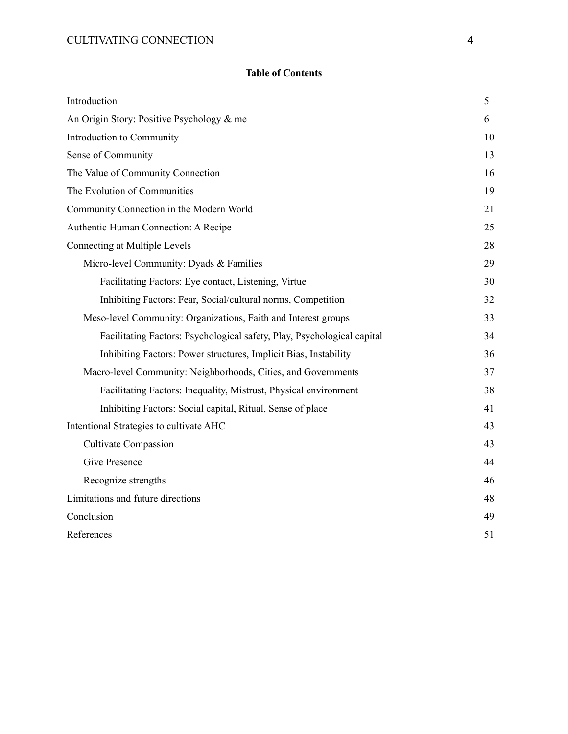**Table of Contents**

| | |
|---|---|
| Introduction | 5 |
| An Origin Story: Positive Psychology & me | 6 |
| Introduction to Community | 10 |
| Sense of Community | 13 |
| The Value of Community Connection | 16 |
| The Evolution of Communities | 19 |
| Community Connection in the Modern World | 21 |
| Authentic Human Connection: A Recipe | 25 |
| Connecting at Multiple Levels | 28 |
| Micro-level Community: Dyads & Families | 29 |
| Facilitating Factors: Eye contact, Listening, Virtue | 30 |
| Inhibiting Factors: Fear, Social/cultural norms, Competition | 32 |
| Meso-level Community: Organizations, Faith and Interest groups | 33 |
| Facilitating Factors: Psychological safety, Play, Psychological capital | 34 |
| Inhibiting Factors: Power structures, Implicit Bias, Instability | 36 |
| Macro-level Community: Neighborhoods, Cities, and Governments | 37 |
| Facilitating Factors: Inequality, Mistrust, Physical environment | 38 |
| Inhibiting Factors: Social capital, Ritual, Sense of place | 41 |
| Intentional Strategies to cultivate AHC | 43 |
| Cultivate Compassion | 43 |
| Give Presence | 44 |
| Recognize strengths | 46 |
| Limitations and future directions | 48 |
| Conclusion | 49 |
| References | 51 |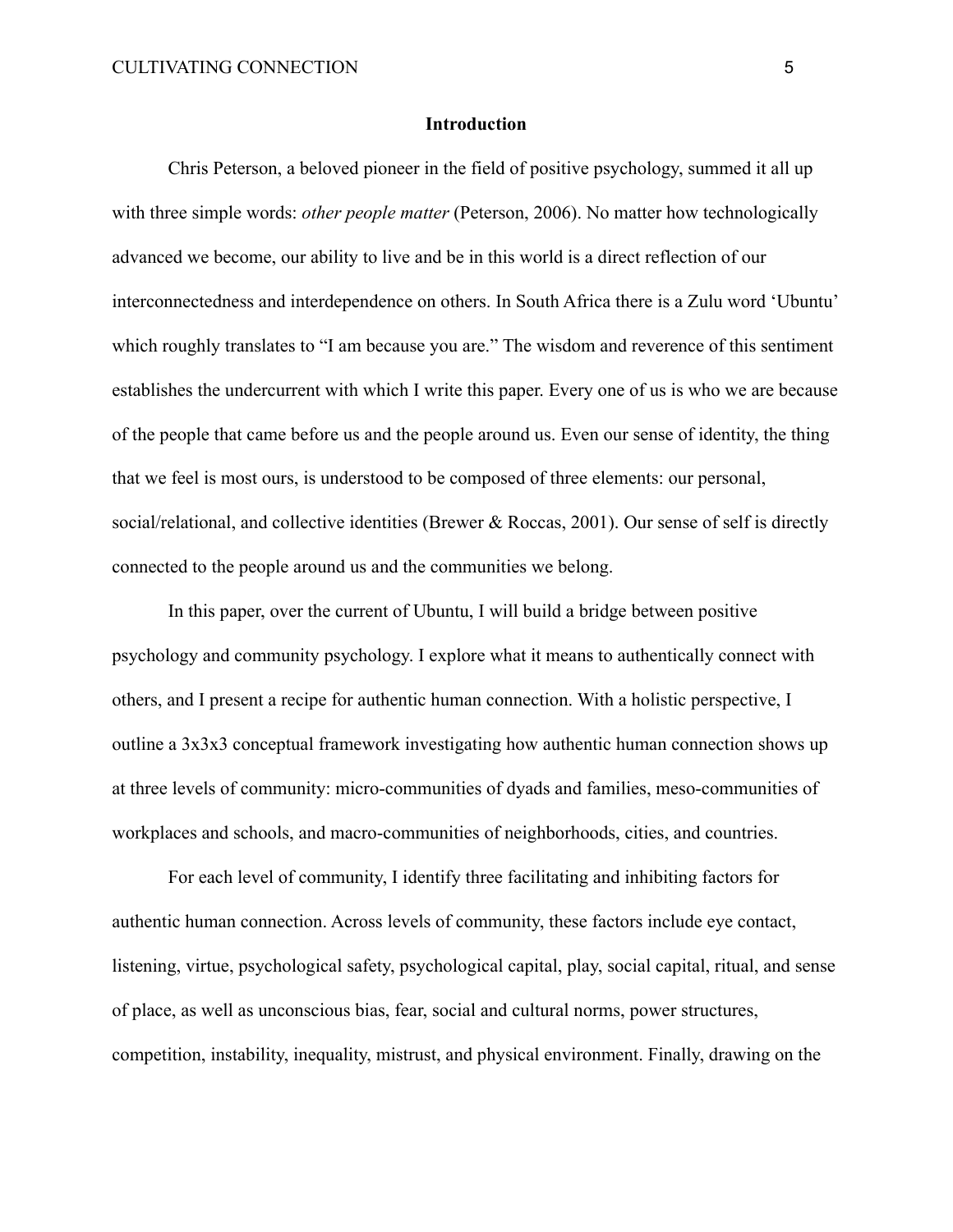## Introduction

Chris Peterson, a beloved pioneer in the field of positive psychology, summed it all up with three simple words: *other people matter* (Peterson, 2006). No matter how technologically advanced we become, our ability to live and be in this world is a direct reflection of our interconnectedness and interdependence on others. In South Africa there is a Zulu word 'Ubuntu' which roughly translates to "I am because you are." The wisdom and reverence of this sentiment establishes the undercurrent with which I write this paper. Every one of us is who we are because of the people that came before us and the people around us. Even our sense of identity, the thing that we feel is most ours, is understood to be composed of three elements: our personal, social/relational, and collective identities (Brewer & Roccas, 2001). Our sense of self is directly connected to the people around us and the communities we belong.

In this paper, over the current of Ubuntu, I will build a bridge between positive psychology and community psychology. I explore what it means to authentically connect with others, and I present a recipe for authentic human connection. With a holistic perspective, I outline a 3x3x3 conceptual framework investigating how authentic human connection shows up at three levels of community: micro-communities of dyads and families, meso-communities of workplaces and schools, and macro-communities of neighborhoods, cities, and countries.

For each level of community, I identify three facilitating and inhibiting factors for authentic human connection. Across levels of community, these factors include eye contact, listening, virtue, psychological safety, psychological capital, play, social capital, ritual, and sense of place, as well as unconscious bias, fear, social and cultural norms, power structures, competition, instability, inequality, mistrust, and physical environment. Finally, drawing on the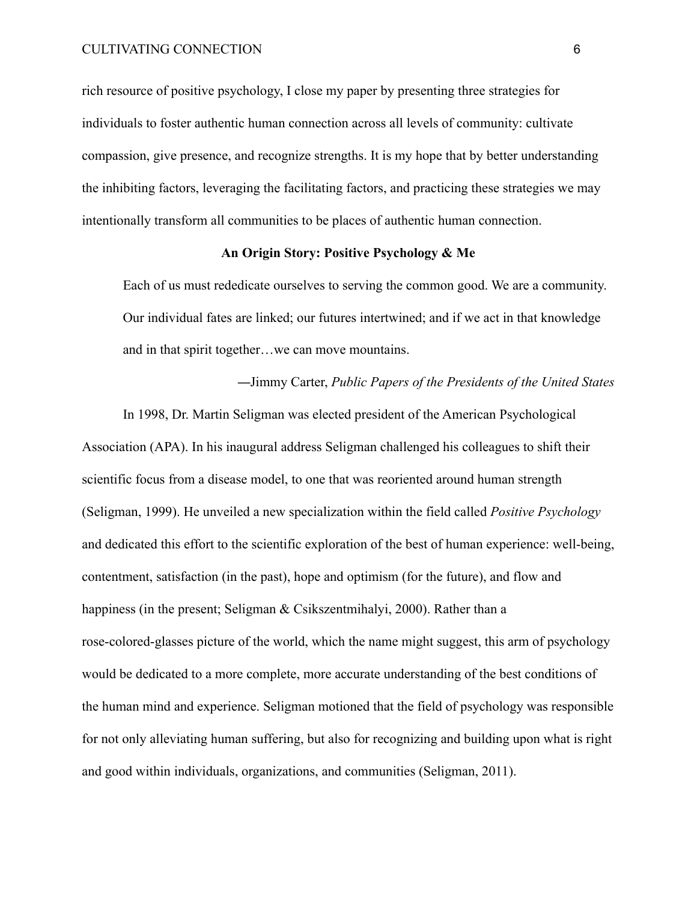rich resource of positive psychology, I close my paper by presenting three strategies for individuals to foster authentic human connection across all levels of community: cultivate compassion, give presence, and recognize strengths. It is my hope that by better understanding the inhibiting factors, leveraging the facilitating factors, and practicing these strategies we may intentionally transform all communities to be places of authentic human connection.

## An Origin Story: Positive Psychology & Me

> Each of us must rededicate ourselves to serving the common good. We are a community. Our individual fates are linked; our futures intertwined; and if we act in that knowledge and in that spirit together…we can move mountains.
>
> —Jimmy Carter, *Public Papers of the Presidents of the United States*

In 1998, Dr. Martin Seligman was elected president of the American Psychological Association (APA). In his inaugural address Seligman challenged his colleagues to shift their scientific focus from a disease model, to one that was reoriented around human strength (Seligman, 1999). He unveiled a new specialization within the field called *Positive Psychology* and dedicated this effort to the scientific exploration of the best of human experience: well-being, contentment, satisfaction (in the past), hope and optimism (for the future), and flow and happiness (in the present; Seligman & Csikszentmihalyi, 2000). Rather than a rose-colored-glasses picture of the world, which the name might suggest, this arm of psychology would be dedicated to a more complete, more accurate understanding of the best conditions of the human mind and experience. Seligman motioned that the field of psychology was responsible for not only alleviating human suffering, but also for recognizing and building upon what is right and good within individuals, organizations, and communities (Seligman, 2011).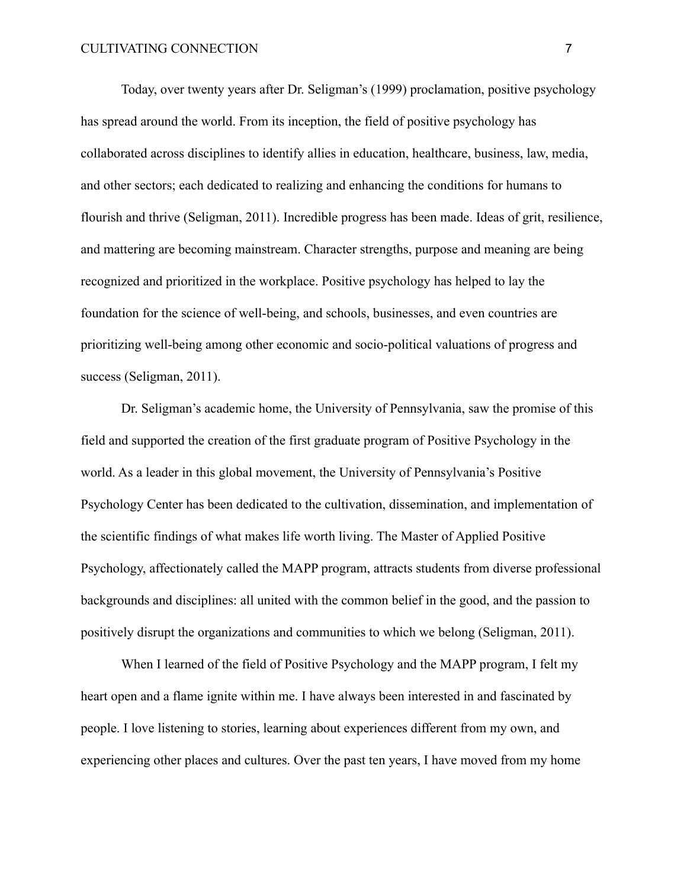Today, over twenty years after Dr. Seligman's (1999) proclamation, positive psychology has spread around the world. From its inception, the field of positive psychology has collaborated across disciplines to identify allies in education, healthcare, business, law, media, and other sectors; each dedicated to realizing and enhancing the conditions for humans to flourish and thrive (Seligman, 2011). Incredible progress has been made. Ideas of grit, resilience, and mattering are becoming mainstream. Character strengths, purpose and meaning are being recognized and prioritized in the workplace. Positive psychology has helped to lay the foundation for the science of well-being, and schools, businesses, and even countries are prioritizing well-being among other economic and socio-political valuations of progress and success (Seligman, 2011).

Dr. Seligman's academic home, the University of Pennsylvania, saw the promise of this field and supported the creation of the first graduate program of Positive Psychology in the world. As a leader in this global movement, the University of Pennsylvania's Positive Psychology Center has been dedicated to the cultivation, dissemination, and implementation of the scientific findings of what makes life worth living. The Master of Applied Positive Psychology, affectionately called the MAPP program, attracts students from diverse professional backgrounds and disciplines: all united with the common belief in the good, and the passion to positively disrupt the organizations and communities to which we belong (Seligman, 2011).

When I learned of the field of Positive Psychology and the MAPP program, I felt my heart open and a flame ignite within me. I have always been interested in and fascinated by people. I love listening to stories, learning about experiences different from my own, and experiencing other places and cultures. Over the past ten years, I have moved from my home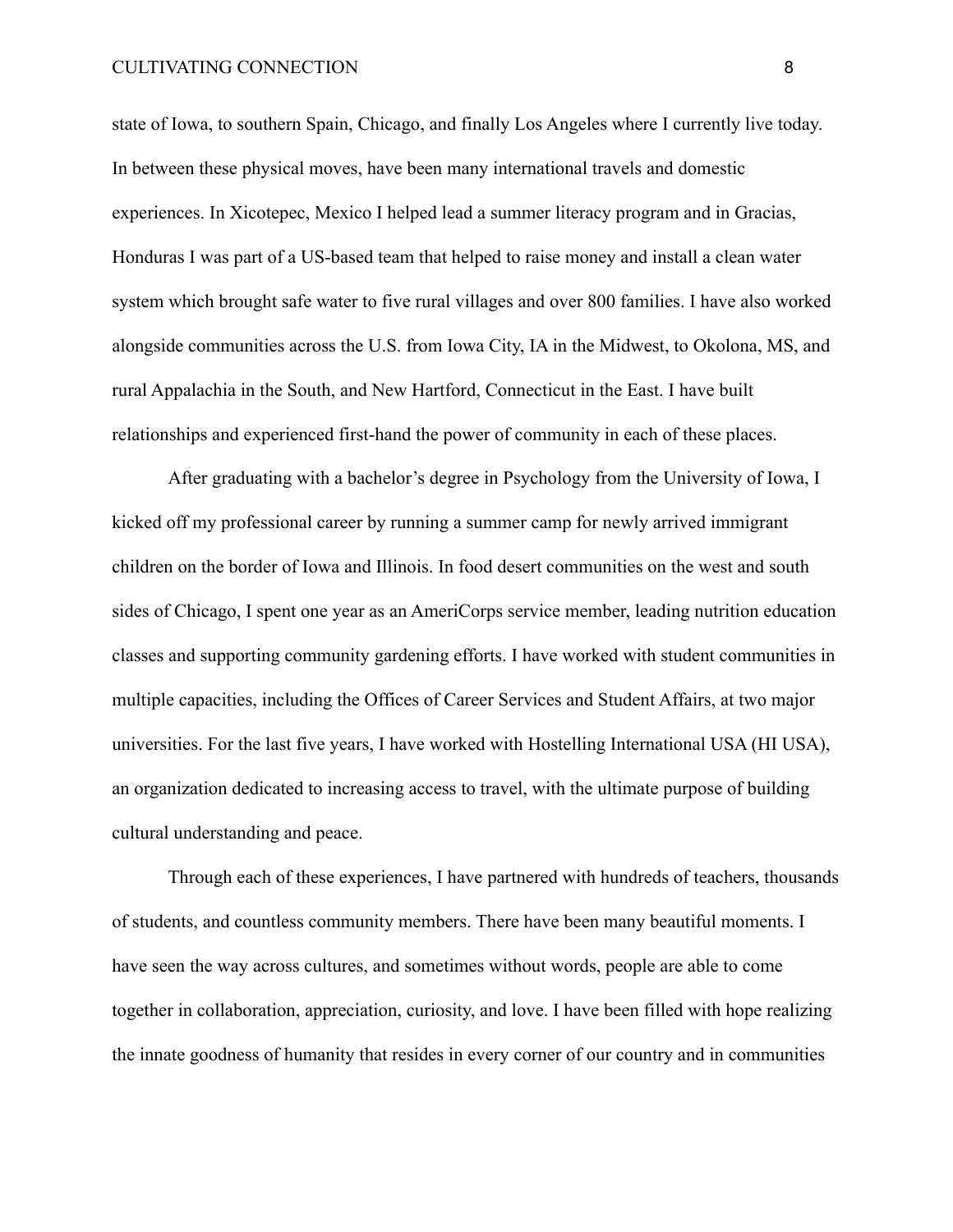state of Iowa, to southern Spain, Chicago, and finally Los Angeles where I currently live today. In between these physical moves, have been many international travels and domestic experiences. In Xicotepec, Mexico I helped lead a summer literacy program and in Gracias, Honduras I was part of a US-based team that helped to raise money and install a clean water system which brought safe water to five rural villages and over 800 families. I have also worked alongside communities across the U.S. from Iowa City, IA in the Midwest, to Okolona, MS, and rural Appalachia in the South, and New Hartford, Connecticut in the East. I have built relationships and experienced first-hand the power of community in each of these places.

After graduating with a bachelor's degree in Psychology from the University of Iowa, I kicked off my professional career by running a summer camp for newly arrived immigrant children on the border of Iowa and Illinois. In food desert communities on the west and south sides of Chicago, I spent one year as an AmeriCorps service member, leading nutrition education classes and supporting community gardening efforts. I have worked with student communities in multiple capacities, including the Offices of Career Services and Student Affairs, at two major universities. For the last five years, I have worked with Hostelling International USA (HI USA), an organization dedicated to increasing access to travel, with the ultimate purpose of building cultural understanding and peace.

Through each of these experiences, I have partnered with hundreds of teachers, thousands of students, and countless community members. There have been many beautiful moments. I have seen the way across cultures, and sometimes without words, people are able to come together in collaboration, appreciation, curiosity, and love. I have been filled with hope realizing the innate goodness of humanity that resides in every corner of our country and in communities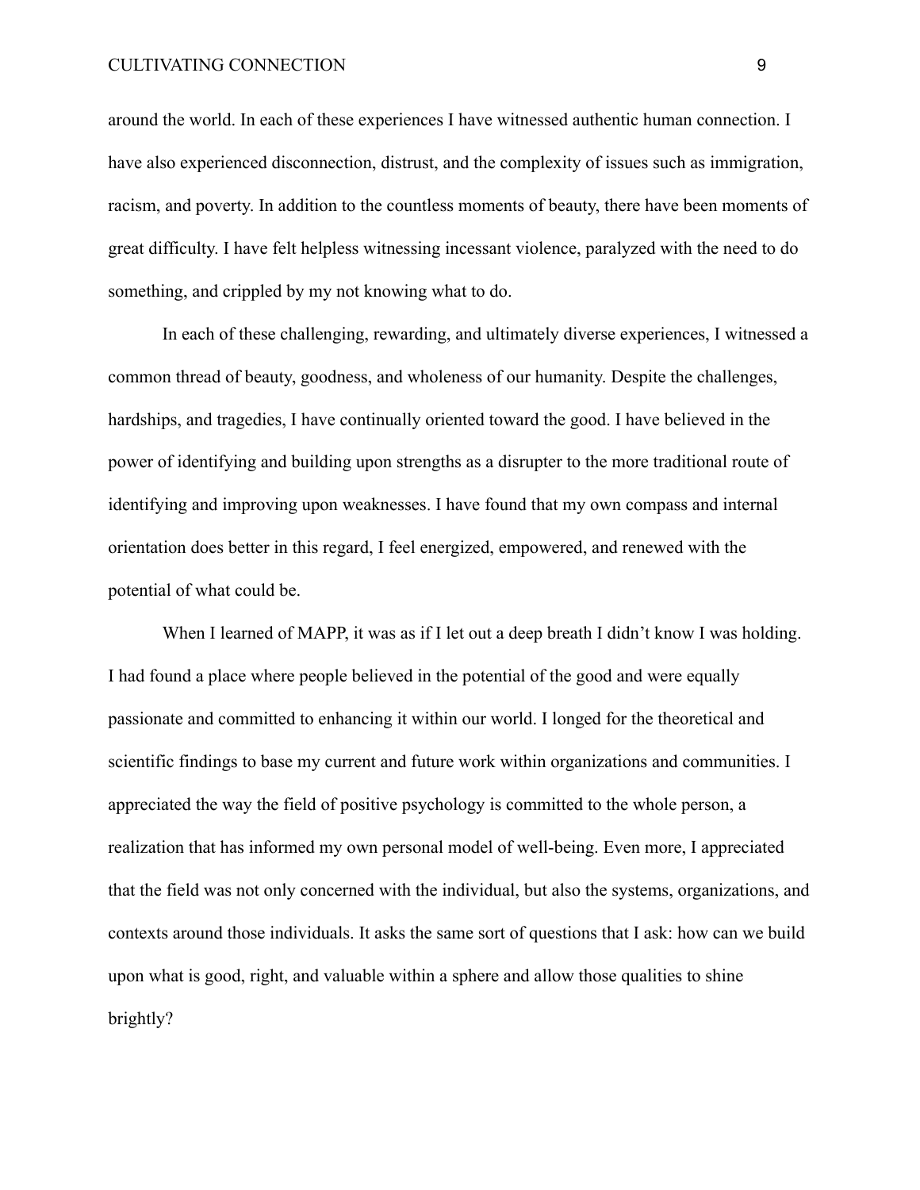around the world. In each of these experiences I have witnessed authentic human connection. I have also experienced disconnection, distrust, and the complexity of issues such as immigration, racism, and poverty. In addition to the countless moments of beauty, there have been moments of great difficulty. I have felt helpless witnessing incessant violence, paralyzed with the need to do something, and crippled by my not knowing what to do.

In each of these challenging, rewarding, and ultimately diverse experiences, I witnessed a common thread of beauty, goodness, and wholeness of our humanity. Despite the challenges, hardships, and tragedies, I have continually oriented toward the good. I have believed in the power of identifying and building upon strengths as a disrupter to the more traditional route of identifying and improving upon weaknesses. I have found that my own compass and internal orientation does better in this regard, I feel energized, empowered, and renewed with the potential of what could be.

When I learned of MAPP, it was as if I let out a deep breath I didn't know I was holding. I had found a place where people believed in the potential of the good and were equally passionate and committed to enhancing it within our world. I longed for the theoretical and scientific findings to base my current and future work within organizations and communities. I appreciated the way the field of positive psychology is committed to the whole person, a realization that has informed my own personal model of well-being. Even more, I appreciated that the field was not only concerned with the individual, but also the systems, organizations, and contexts around those individuals. It asks the same sort of questions that I ask: how can we build upon what is good, right, and valuable within a sphere and allow those qualities to shine brightly?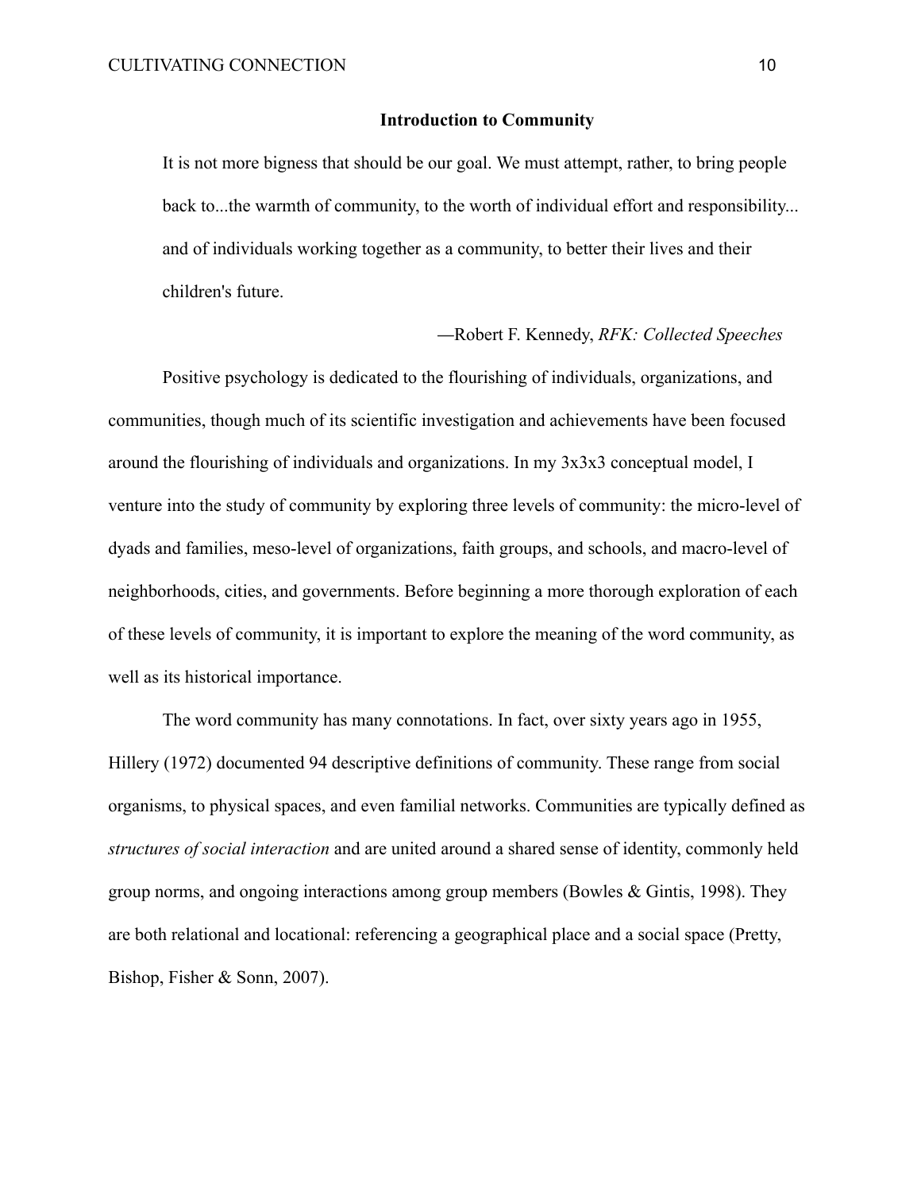## Introduction to Community

> It is not more bigness that should be our goal. We must attempt, rather, to bring people back to...the warmth of community, to the worth of individual effort and responsibility... and of individuals working together as a community, to better their lives and their children's future.
>
> —Robert F. Kennedy, *RFK: Collected Speeches*

Positive psychology is dedicated to the flourishing of individuals, organizations, and communities, though much of its scientific investigation and achievements have been focused around the flourishing of individuals and organizations. In my 3x3x3 conceptual model, I venture into the study of community by exploring three levels of community: the micro-level of dyads and families, meso-level of organizations, faith groups, and schools, and macro-level of neighborhoods, cities, and governments. Before beginning a more thorough exploration of each of these levels of community, it is important to explore the meaning of the word community, as well as its historical importance.

The word community has many connotations. In fact, over sixty years ago in 1955, Hillery (1972) documented 94 descriptive definitions of community. These range from social organisms, to physical spaces, and even familial networks. Communities are typically defined as *structures of social interaction* and are united around a shared sense of identity, commonly held group norms, and ongoing interactions among group members (Bowles & Gintis, 1998). They are both relational and locational: referencing a geographical place and a social space (Pretty, Bishop, Fisher & Sonn, 2007).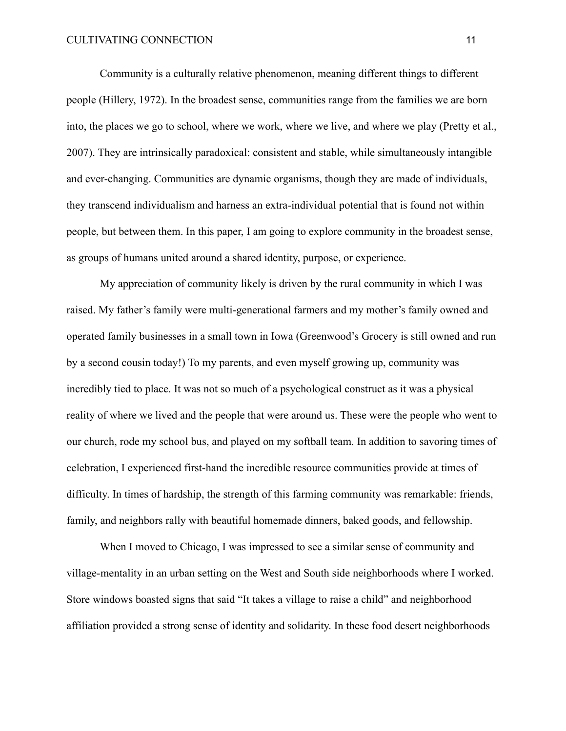Community is a culturally relative phenomenon, meaning different things to different people (Hillery, 1972). In the broadest sense, communities range from the families we are born into, the places we go to school, where we work, where we live, and where we play (Pretty et al., 2007). They are intrinsically paradoxical: consistent and stable, while simultaneously intangible and ever-changing. Communities are dynamic organisms, though they are made of individuals, they transcend individualism and harness an extra-individual potential that is found not within people, but between them. In this paper, I am going to explore community in the broadest sense, as groups of humans united around a shared identity, purpose, or experience.

My appreciation of community likely is driven by the rural community in which I was raised. My father's family were multi-generational farmers and my mother's family owned and operated family businesses in a small town in Iowa (Greenwood's Grocery is still owned and run by a second cousin today!) To my parents, and even myself growing up, community was incredibly tied to place. It was not so much of a psychological construct as it was a physical reality of where we lived and the people that were around us. These were the people who went to our church, rode my school bus, and played on my softball team. In addition to savoring times of celebration, I experienced first-hand the incredible resource communities provide at times of difficulty. In times of hardship, the strength of this farming community was remarkable: friends, family, and neighbors rally with beautiful homemade dinners, baked goods, and fellowship.

When I moved to Chicago, I was impressed to see a similar sense of community and village-mentality in an urban setting on the West and South side neighborhoods where I worked. Store windows boasted signs that said "It takes a village to raise a child" and neighborhood affiliation provided a strong sense of identity and solidarity. In these food desert neighborhoods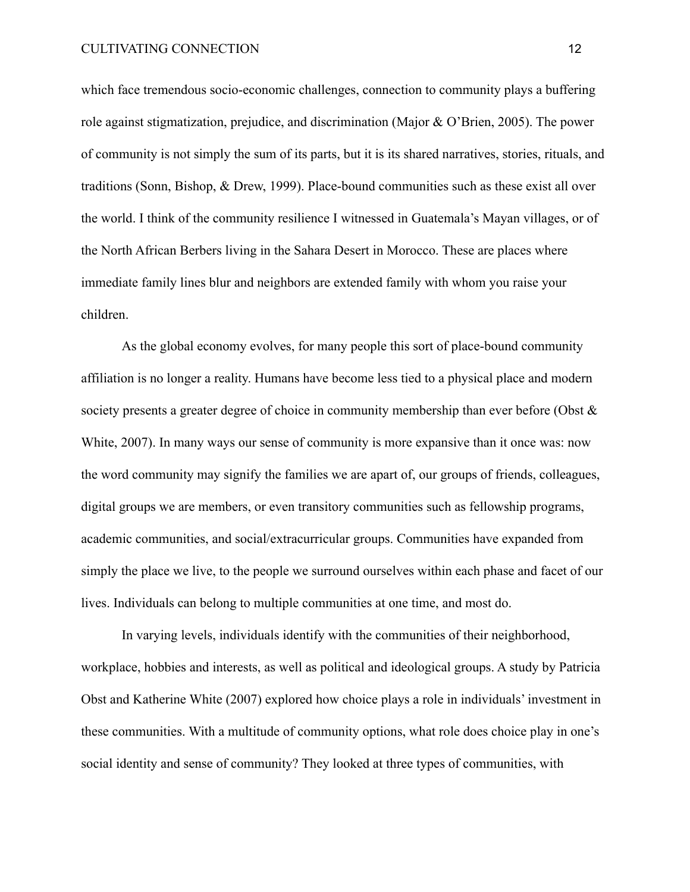which face tremendous socio-economic challenges, connection to community plays a buffering role against stigmatization, prejudice, and discrimination (Major & O'Brien, 2005). The power of community is not simply the sum of its parts, but it is its shared narratives, stories, rituals, and traditions (Sonn, Bishop, & Drew, 1999). Place-bound communities such as these exist all over the world. I think of the community resilience I witnessed in Guatemala's Mayan villages, or of the North African Berbers living in the Sahara Desert in Morocco. These are places where immediate family lines blur and neighbors are extended family with whom you raise your children.

As the global economy evolves, for many people this sort of place-bound community affiliation is no longer a reality. Humans have become less tied to a physical place and modern society presents a greater degree of choice in community membership than ever before (Obst & White, 2007). In many ways our sense of community is more expansive than it once was: now the word community may signify the families we are apart of, our groups of friends, colleagues, digital groups we are members, or even transitory communities such as fellowship programs, academic communities, and social/extracurricular groups. Communities have expanded from simply the place we live, to the people we surround ourselves within each phase and facet of our lives. Individuals can belong to multiple communities at one time, and most do.

In varying levels, individuals identify with the communities of their neighborhood, workplace, hobbies and interests, as well as political and ideological groups. A study by Patricia Obst and Katherine White (2007) explored how choice plays a role in individuals' investment in these communities. With a multitude of community options, what role does choice play in one's social identity and sense of community? They looked at three types of communities, with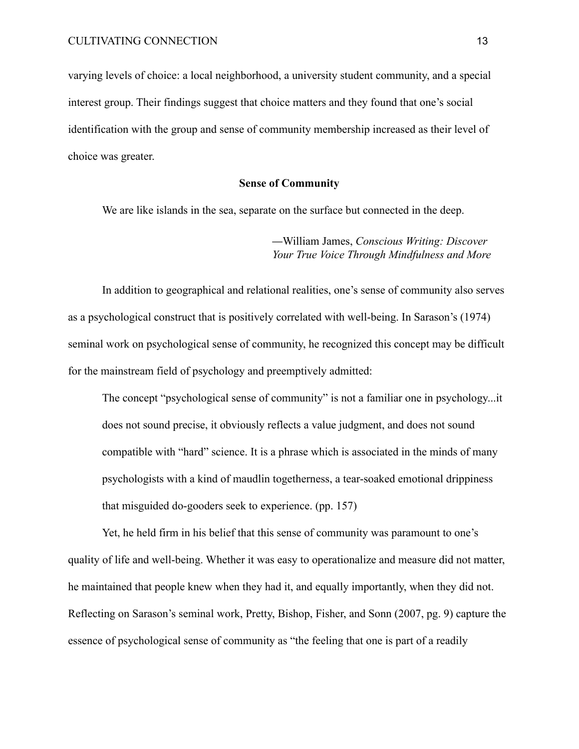varying levels of choice: a local neighborhood, a university student community, and a special interest group. Their findings suggest that choice matters and they found that one's social identification with the group and sense of community membership increased as their level of choice was greater.

## Sense of Community

We are like islands in the sea, separate on the surface but connected in the deep.

—William James, *Conscious Writing: Discover Your True Voice Through Mindfulness and More*

In addition to geographical and relational realities, one's sense of community also serves as a psychological construct that is positively correlated with well-being. In Sarason's (1974) seminal work on psychological sense of community, he recognized this concept may be difficult for the mainstream field of psychology and preemptively admitted:

> The concept "psychological sense of community" is not a familiar one in psychology...it does not sound precise, it obviously reflects a value judgment, and does not sound compatible with "hard" science. It is a phrase which is associated in the minds of many psychologists with a kind of maudlin togetherness, a tear-soaked emotional drippiness that misguided do-gooders seek to experience. (pp. 157)

Yet, he held firm in his belief that this sense of community was paramount to one's quality of life and well-being. Whether it was easy to operationalize and measure did not matter, he maintained that people knew when they had it, and equally importantly, when they did not. Reflecting on Sarason's seminal work, Pretty, Bishop, Fisher, and Sonn (2007, pg. 9) capture the essence of psychological sense of community as "the feeling that one is part of a readily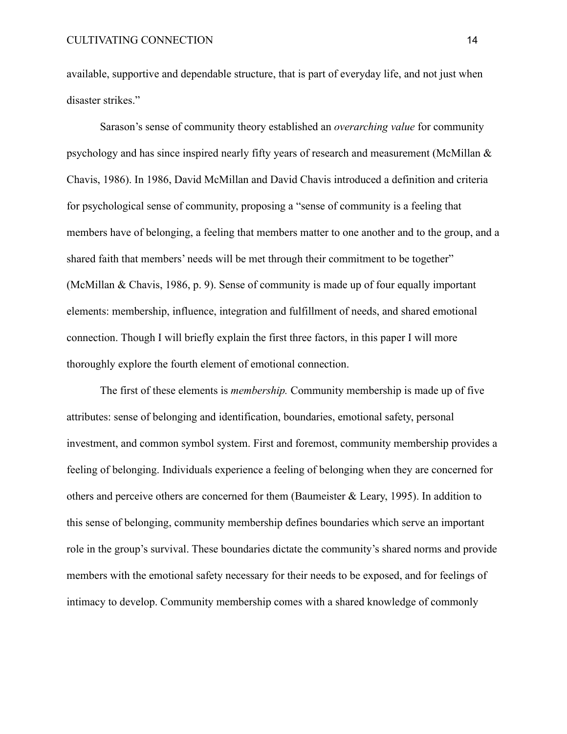available, supportive and dependable structure, that is part of everyday life, and not just when disaster strikes."

Sarason's sense of community theory established an *overarching value* for community psychology and has since inspired nearly fifty years of research and measurement (McMillan & Chavis, 1986). In 1986, David McMillan and David Chavis introduced a definition and criteria for psychological sense of community, proposing a "sense of community is a feeling that members have of belonging, a feeling that members matter to one another and to the group, and a shared faith that members' needs will be met through their commitment to be together" (McMillan & Chavis, 1986, p. 9). Sense of community is made up of four equally important elements: membership, influence, integration and fulfillment of needs, and shared emotional connection. Though I will briefly explain the first three factors, in this paper I will more thoroughly explore the fourth element of emotional connection.

The first of these elements is *membership.* Community membership is made up of five attributes: sense of belonging and identification, boundaries, emotional safety, personal investment, and common symbol system. First and foremost, community membership provides a feeling of belonging. Individuals experience a feeling of belonging when they are concerned for others and perceive others are concerned for them (Baumeister & Leary, 1995). In addition to this sense of belonging, community membership defines boundaries which serve an important role in the group's survival. These boundaries dictate the community's shared norms and provide members with the emotional safety necessary for their needs to be exposed, and for feelings of intimacy to develop. Community membership comes with a shared knowledge of commonly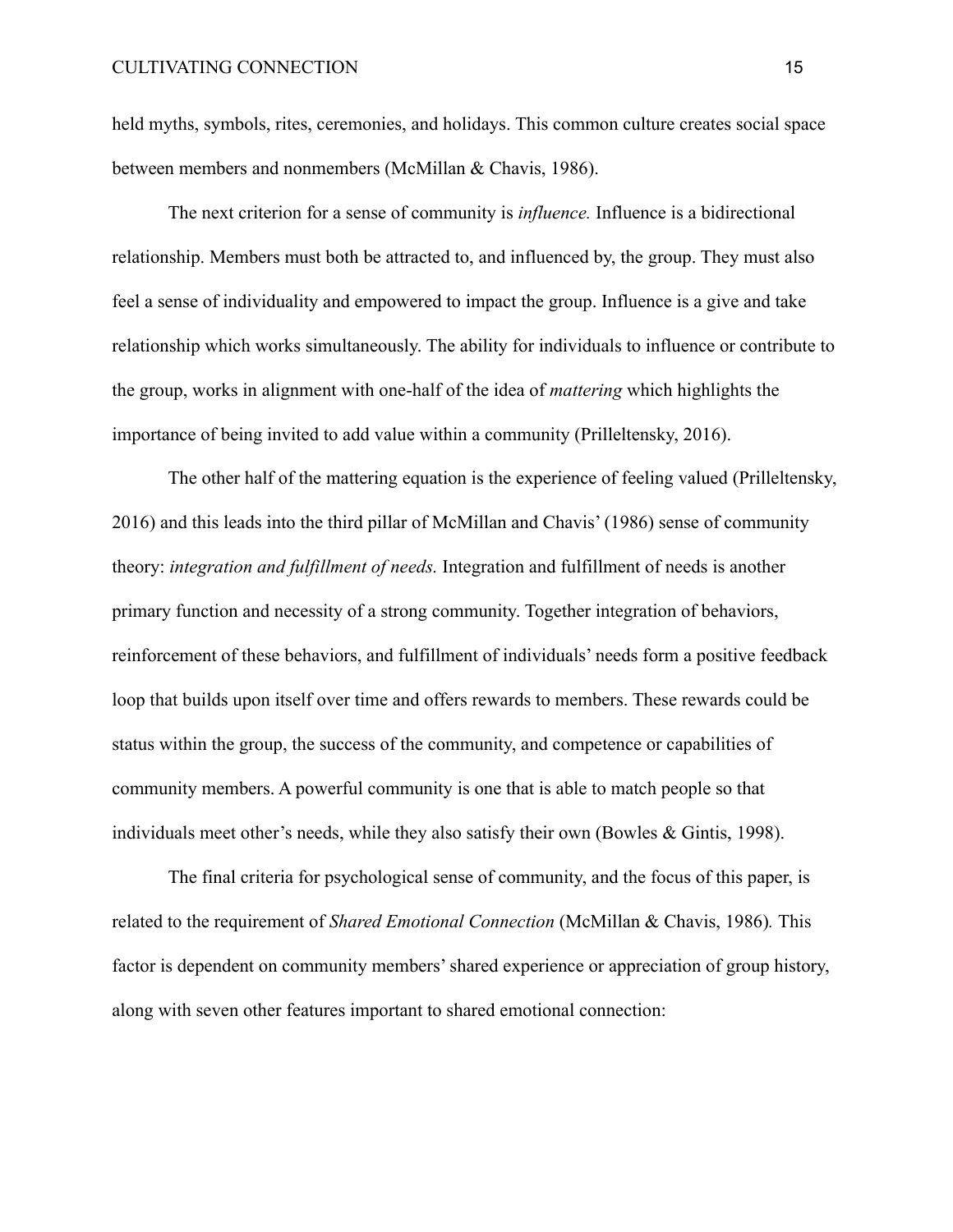held myths, symbols, rites, ceremonies, and holidays. This common culture creates social space between members and nonmembers (McMillan & Chavis, 1986).

The next criterion for a sense of community is *influence.* Influence is a bidirectional relationship. Members must both be attracted to, and influenced by, the group. They must also feel a sense of individuality and empowered to impact the group. Influence is a give and take relationship which works simultaneously. The ability for individuals to influence or contribute to the group, works in alignment with one-half of the idea of *mattering* which highlights the importance of being invited to add value within a community (Prilleltensky, 2016).

The other half of the mattering equation is the experience of feeling valued (Prilleltensky, 2016) and this leads into the third pillar of McMillan and Chavis' (1986) sense of community theory: *integration and fulfillment of needs.* Integration and fulfillment of needs is another primary function and necessity of a strong community. Together integration of behaviors, reinforcement of these behaviors, and fulfillment of individuals' needs form a positive feedback loop that builds upon itself over time and offers rewards to members. These rewards could be status within the group, the success of the community, and competence or capabilities of community members. A powerful community is one that is able to match people so that individuals meet other's needs, while they also satisfy their own (Bowles & Gintis, 1998).

The final criteria for psychological sense of community, and the focus of this paper, is related to the requirement of *Shared Emotional Connection* (McMillan & Chavis, 1986)*.* This factor is dependent on community members' shared experience or appreciation of group history, along with seven other features important to shared emotional connection: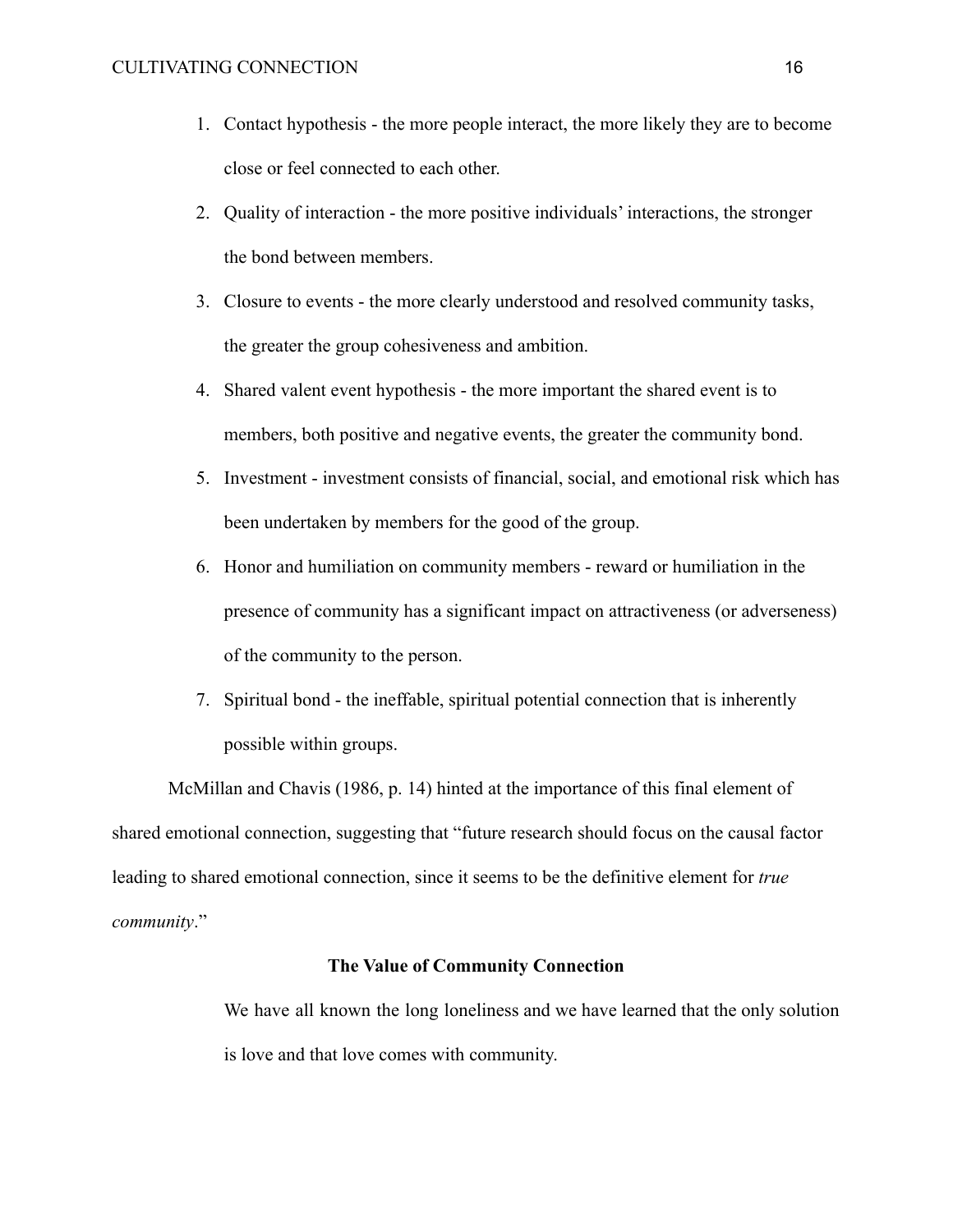1. Contact hypothesis - the more people interact, the more likely they are to become close or feel connected to each other.
2. Quality of interaction - the more positive individuals' interactions, the stronger the bond between members.
3. Closure to events - the more clearly understood and resolved community tasks, the greater the group cohesiveness and ambition.
4. Shared valent event hypothesis - the more important the shared event is to members, both positive and negative events, the greater the community bond.
5. Investment - investment consists of financial, social, and emotional risk which has been undertaken by members for the good of the group.
6. Honor and humiliation on community members - reward or humiliation in the presence of community has a significant impact on attractiveness (or adverseness) of the community to the person.
7. Spiritual bond - the ineffable, spiritual potential connection that is inherently possible within groups.

McMillan and Chavis (1986, p. 14) hinted at the importance of this final element of shared emotional connection, suggesting that "future research should focus on the causal factor leading to shared emotional connection, since it seems to be the definitive element for *true community*."

## The Value of Community Connection

> We have all known the long loneliness and we have learned that the only solution is love and that love comes with community.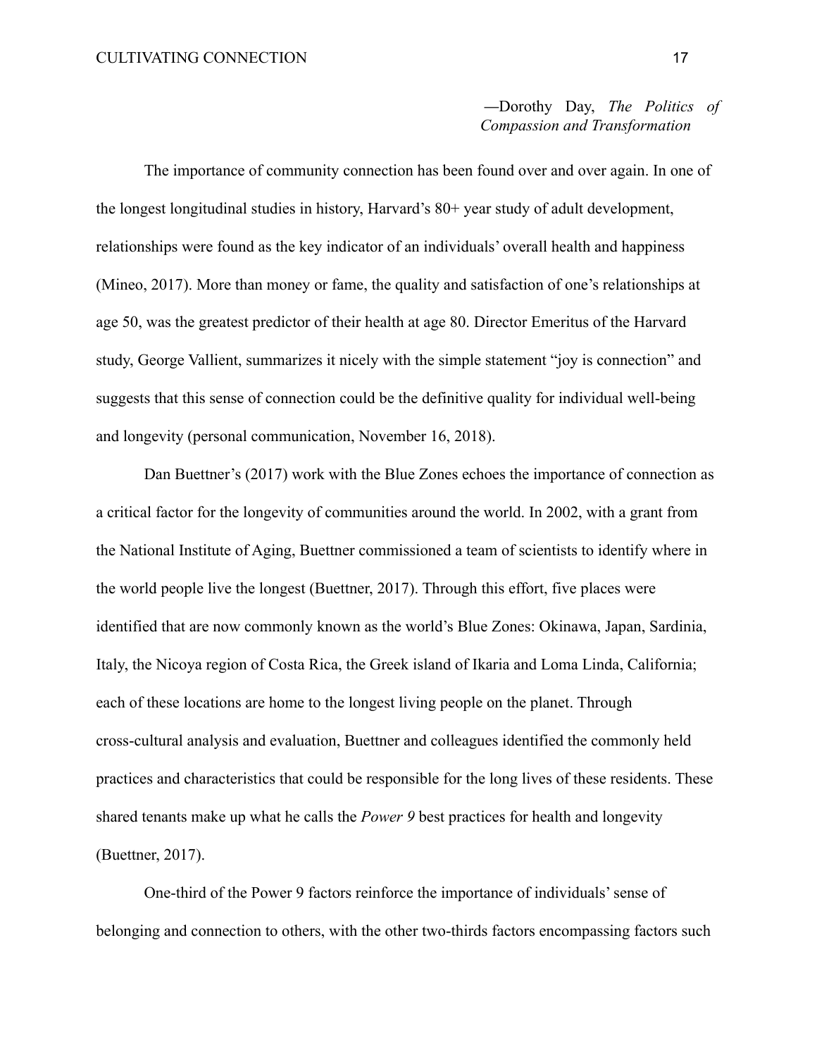—Dorothy Day, *The Politics of Compassion and Transformation*

The importance of community connection has been found over and over again. In one of the longest longitudinal studies in history, Harvard's 80+ year study of adult development, relationships were found as the key indicator of an individuals' overall health and happiness (Mineo, 2017). More than money or fame, the quality and satisfaction of one's relationships at age 50, was the greatest predictor of their health at age 80. Director Emeritus of the Harvard study, George Vallient, summarizes it nicely with the simple statement "joy is connection" and suggests that this sense of connection could be the definitive quality for individual well-being and longevity (personal communication, November 16, 2018).

Dan Buettner's (2017) work with the Blue Zones echoes the importance of connection as a critical factor for the longevity of communities around the world. In 2002, with a grant from the National Institute of Aging, Buettner commissioned a team of scientists to identify where in the world people live the longest (Buettner, 2017). Through this effort, five places were identified that are now commonly known as the world's Blue Zones: Okinawa, Japan, Sardinia, Italy, the Nicoya region of Costa Rica, the Greek island of Ikaria and Loma Linda, California; each of these locations are home to the longest living people on the planet. Through cross-cultural analysis and evaluation, Buettner and colleagues identified the commonly held practices and characteristics that could be responsible for the long lives of these residents. These shared tenants make up what he calls the *Power 9* best practices for health and longevity (Buettner, 2017).

One-third of the Power 9 factors reinforce the importance of individuals' sense of belonging and connection to others, with the other two-thirds factors encompassing factors such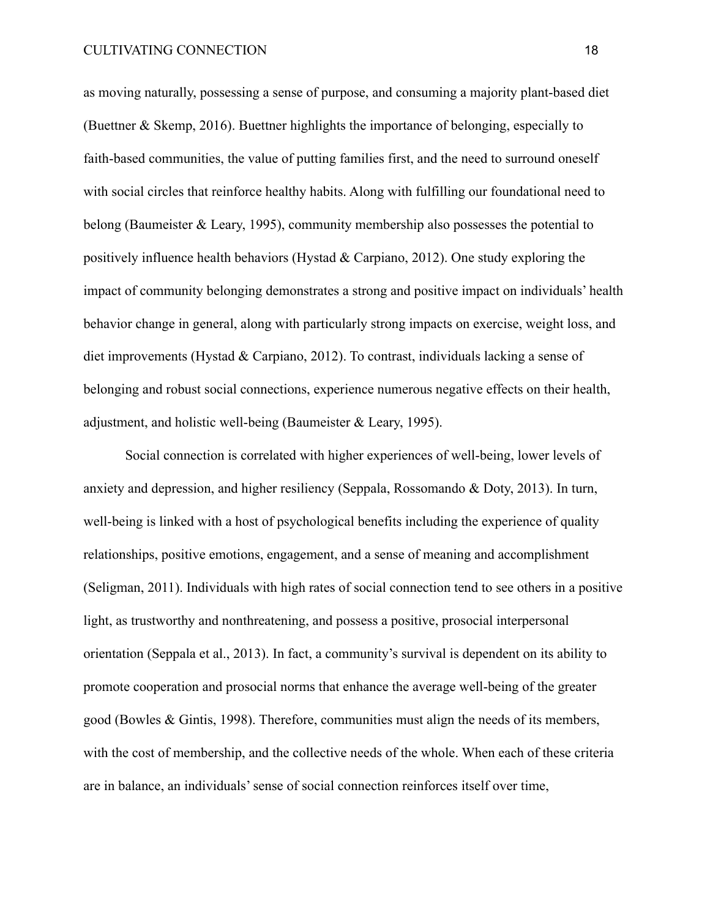as moving naturally, possessing a sense of purpose, and consuming a majority plant-based diet (Buettner & Skemp, 2016). Buettner highlights the importance of belonging, especially to faith-based communities, the value of putting families first, and the need to surround oneself with social circles that reinforce healthy habits. Along with fulfilling our foundational need to belong (Baumeister & Leary, 1995), community membership also possesses the potential to positively influence health behaviors (Hystad & Carpiano, 2012). One study exploring the impact of community belonging demonstrates a strong and positive impact on individuals' health behavior change in general, along with particularly strong impacts on exercise, weight loss, and diet improvements (Hystad & Carpiano, 2012). To contrast, individuals lacking a sense of belonging and robust social connections, experience numerous negative effects on their health, adjustment, and holistic well-being (Baumeister & Leary, 1995).

Social connection is correlated with higher experiences of well-being, lower levels of anxiety and depression, and higher resiliency (Seppala, Rossomando & Doty, 2013). In turn, well-being is linked with a host of psychological benefits including the experience of quality relationships, positive emotions, engagement, and a sense of meaning and accomplishment (Seligman, 2011). Individuals with high rates of social connection tend to see others in a positive light, as trustworthy and nonthreatening, and possess a positive, prosocial interpersonal orientation (Seppala et al., 2013). In fact, a community's survival is dependent on its ability to promote cooperation and prosocial norms that enhance the average well-being of the greater good (Bowles & Gintis, 1998). Therefore, communities must align the needs of its members, with the cost of membership, and the collective needs of the whole. When each of these criteria are in balance, an individuals' sense of social connection reinforces itself over time,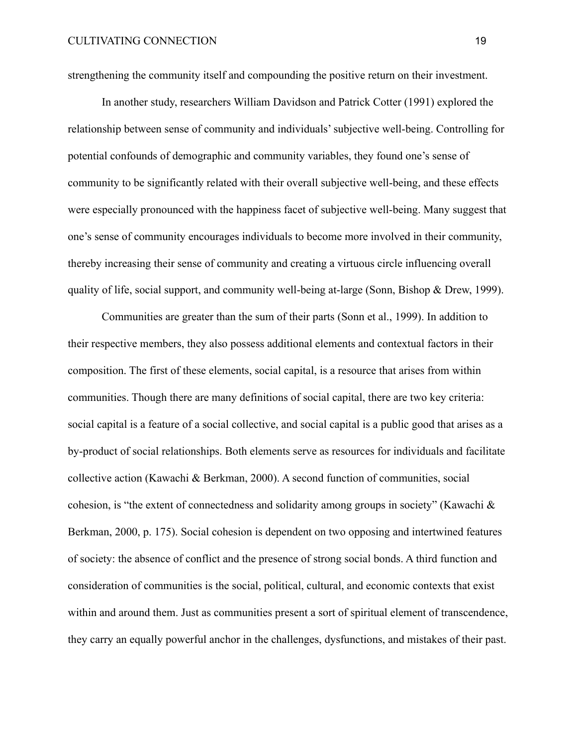strengthening the community itself and compounding the positive return on their investment.

In another study, researchers William Davidson and Patrick Cotter (1991) explored the relationship between sense of community and individuals' subjective well-being. Controlling for potential confounds of demographic and community variables, they found one's sense of community to be significantly related with their overall subjective well-being, and these effects were especially pronounced with the happiness facet of subjective well-being. Many suggest that one's sense of community encourages individuals to become more involved in their community, thereby increasing their sense of community and creating a virtuous circle influencing overall quality of life, social support, and community well-being at-large (Sonn, Bishop & Drew, 1999).

Communities are greater than the sum of their parts (Sonn et al., 1999). In addition to their respective members, they also possess additional elements and contextual factors in their composition. The first of these elements, social capital, is a resource that arises from within communities. Though there are many definitions of social capital, there are two key criteria: social capital is a feature of a social collective, and social capital is a public good that arises as a by-product of social relationships. Both elements serve as resources for individuals and facilitate collective action (Kawachi & Berkman, 2000). A second function of communities, social cohesion, is "the extent of connectedness and solidarity among groups in society" (Kawachi & Berkman, 2000, p. 175). Social cohesion is dependent on two opposing and intertwined features of society: the absence of conflict and the presence of strong social bonds. A third function and consideration of communities is the social, political, cultural, and economic contexts that exist within and around them. Just as communities present a sort of spiritual element of transcendence, they carry an equally powerful anchor in the challenges, dysfunctions, and mistakes of their past.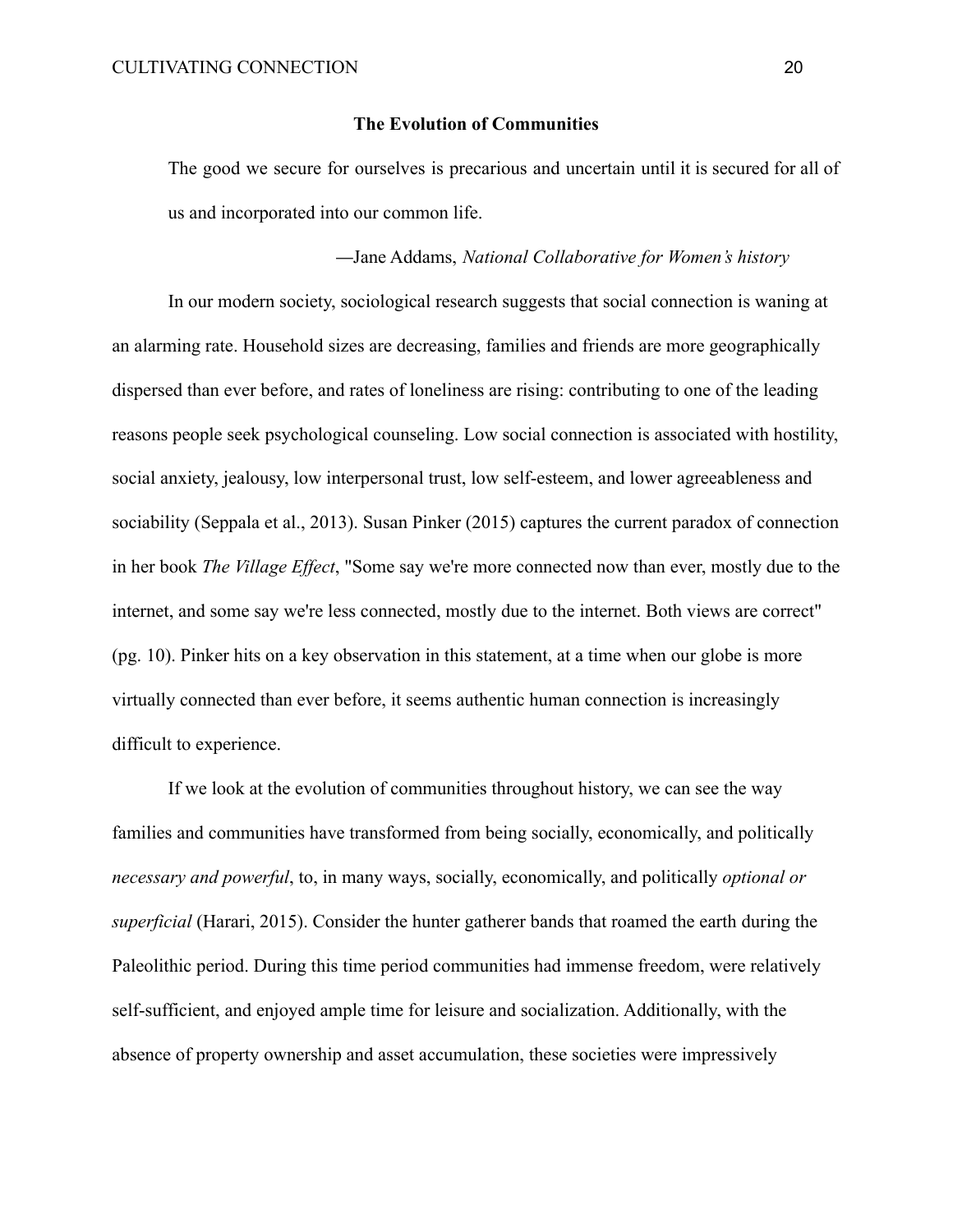## The Evolution of Communities

> The good we secure for ourselves is precarious and uncertain until it is secured for all of us and incorporated into our common life.
>
> —Jane Addams, *National Collaborative for Women's history*

In our modern society, sociological research suggests that social connection is waning at an alarming rate. Household sizes are decreasing, families and friends are more geographically dispersed than ever before, and rates of loneliness are rising: contributing to one of the leading reasons people seek psychological counseling. Low social connection is associated with hostility, social anxiety, jealousy, low interpersonal trust, low self-esteem, and lower agreeableness and sociability (Seppala et al., 2013). Susan Pinker (2015) captures the current paradox of connection in her book *The Village Effect*, "Some say we're more connected now than ever, mostly due to the internet, and some say we're less connected, mostly due to the internet. Both views are correct" (pg. 10). Pinker hits on a key observation in this statement, at a time when our globe is more virtually connected than ever before, it seems authentic human connection is increasingly difficult to experience.

If we look at the evolution of communities throughout history, we can see the way families and communities have transformed from being socially, economically, and politically *necessary and powerful*, to, in many ways, socially, economically, and politically *optional or superficial* (Harari, 2015). Consider the hunter gatherer bands that roamed the earth during the Paleolithic period. During this time period communities had immense freedom, were relatively self-sufficient, and enjoyed ample time for leisure and socialization. Additionally, with the absence of property ownership and asset accumulation, these societies were impressively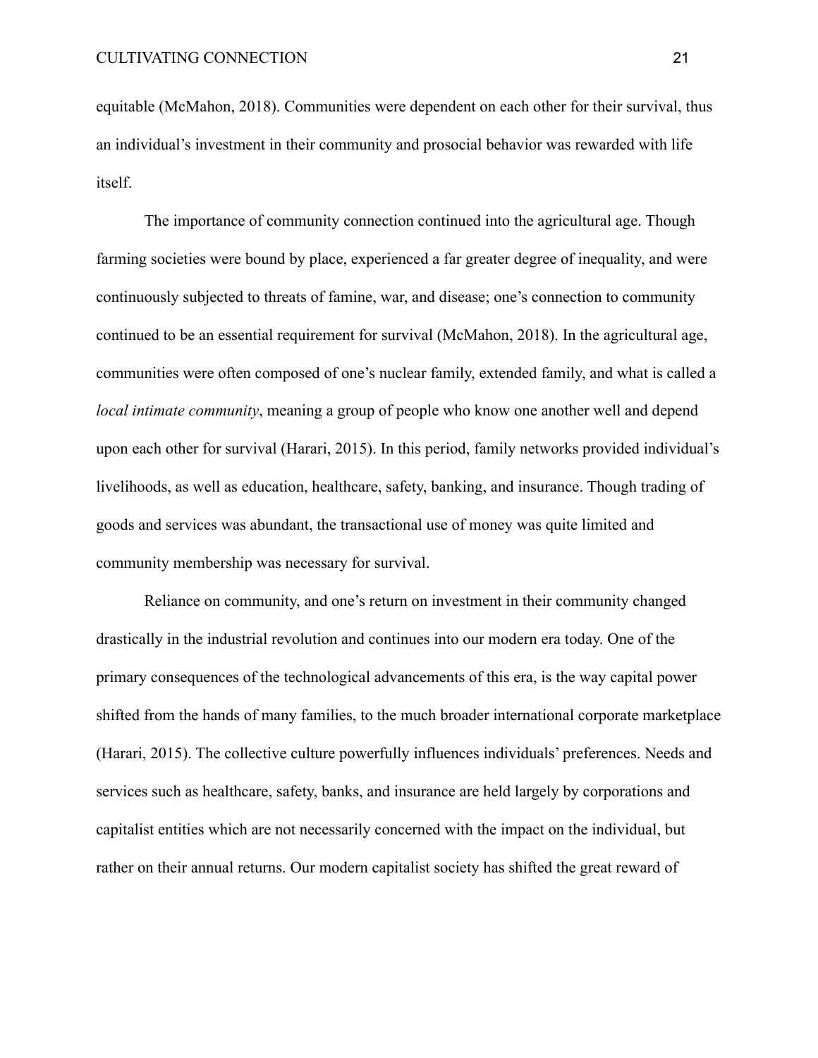equitable (McMahon, 2018). Communities were dependent on each other for their survival, thus an individual's investment in their community and prosocial behavior was rewarded with life itself.

The importance of community connection continued into the agricultural age. Though farming societies were bound by place, experienced a far greater degree of inequality, and were continuously subjected to threats of famine, war, and disease; one's connection to community continued to be an essential requirement for survival (McMahon, 2018). In the agricultural age, communities were often composed of one's nuclear family, extended family, and what is called a *local intimate community*, meaning a group of people who know one another well and depend upon each other for survival (Harari, 2015). In this period, family networks provided individual's livelihoods, as well as education, healthcare, safety, banking, and insurance. Though trading of goods and services was abundant, the transactional use of money was quite limited and community membership was necessary for survival.

Reliance on community, and one's return on investment in their community changed drastically in the industrial revolution and continues into our modern era today. One of the primary consequences of the technological advancements of this era, is the way capital power shifted from the hands of many families, to the much broader international corporate marketplace (Harari, 2015). The collective culture powerfully influences individuals' preferences. Needs and services such as healthcare, safety, banks, and insurance are held largely by corporations and capitalist entities which are not necessarily concerned with the impact on the individual, but rather on their annual returns. Our modern capitalist society has shifted the great reward of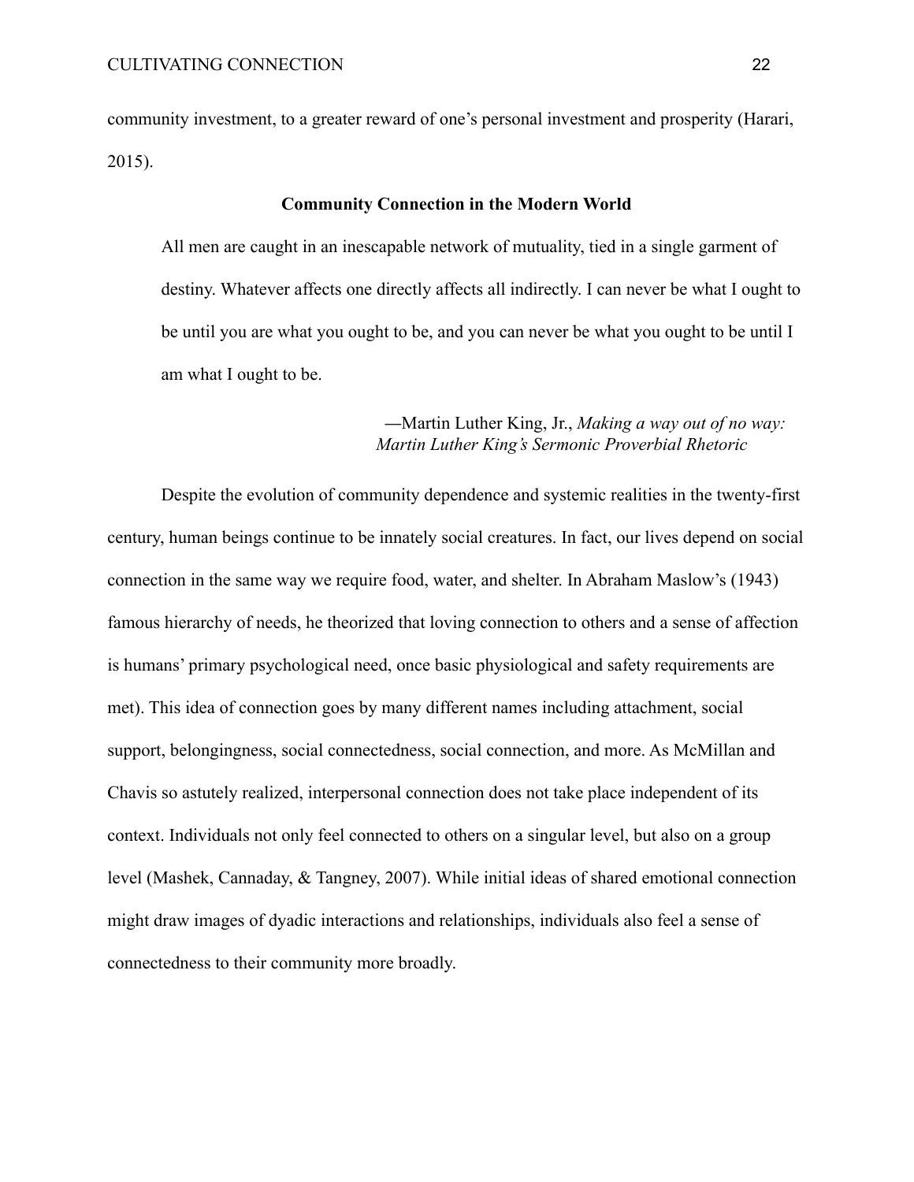community investment, to a greater reward of one's personal investment and prosperity (Harari, 2015).

## Community Connection in the Modern World

> All men are caught in an inescapable network of mutuality, tied in a single garment of destiny. Whatever affects one directly affects all indirectly. I can never be what I ought to be until you are what you ought to be, and you can never be what you ought to be until I am what I ought to be.
>
> —Martin Luther King, Jr., *Making a way out of no way: Martin Luther King's Sermonic Proverbial Rhetoric*

Despite the evolution of community dependence and systemic realities in the twenty-first century, human beings continue to be innately social creatures. In fact, our lives depend on social connection in the same way we require food, water, and shelter. In Abraham Maslow's (1943) famous hierarchy of needs, he theorized that loving connection to others and a sense of affection is humans' primary psychological need, once basic physiological and safety requirements are met). This idea of connection goes by many different names including attachment, social support, belongingness, social connectedness, social connection, and more. As McMillan and Chavis so astutely realized, interpersonal connection does not take place independent of its context. Individuals not only feel connected to others on a singular level, but also on a group level (Mashek, Cannaday, & Tangney, 2007). While initial ideas of shared emotional connection might draw images of dyadic interactions and relationships, individuals also feel a sense of connectedness to their community more broadly.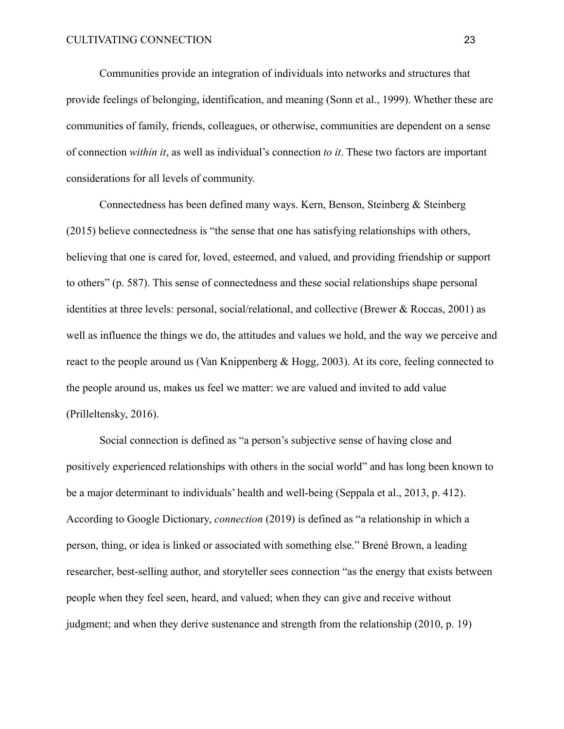Communities provide an integration of individuals into networks and structures that provide feelings of belonging, identification, and meaning (Sonn et al., 1999). Whether these are communities of family, friends, colleagues, or otherwise, communities are dependent on a sense of connection *within it*, as well as individual's connection *to it*. These two factors are important considerations for all levels of community.

Connectedness has been defined many ways. Kern, Benson, Steinberg & Steinberg (2015) believe connectedness is "the sense that one has satisfying relationships with others, believing that one is cared for, loved, esteemed, and valued, and providing friendship or support to others" (p. 587). This sense of connectedness and these social relationships shape personal identities at three levels: personal, social/relational, and collective (Brewer & Roccas, 2001) as well as influence the things we do, the attitudes and values we hold, and the way we perceive and react to the people around us (Van Knippenberg & Hogg, 2003). At its core, feeling connected to the people around us, makes us feel we matter: we are valued and invited to add value (Prilleltensky, 2016).

Social connection is defined as "a person's subjective sense of having close and positively experienced relationships with others in the social world" and has long been known to be a major determinant to individuals' health and well-being (Seppala et al., 2013, p. 412). According to Google Dictionary, *connection* (2019) is defined as "a relationship in which a person, thing, or idea is linked or associated with something else." Brené Brown, a leading researcher, best-selling author, and storyteller sees connection "as the energy that exists between people when they feel seen, heard, and valued; when they can give and receive without judgment; and when they derive sustenance and strength from the relationship (2010, p. 19)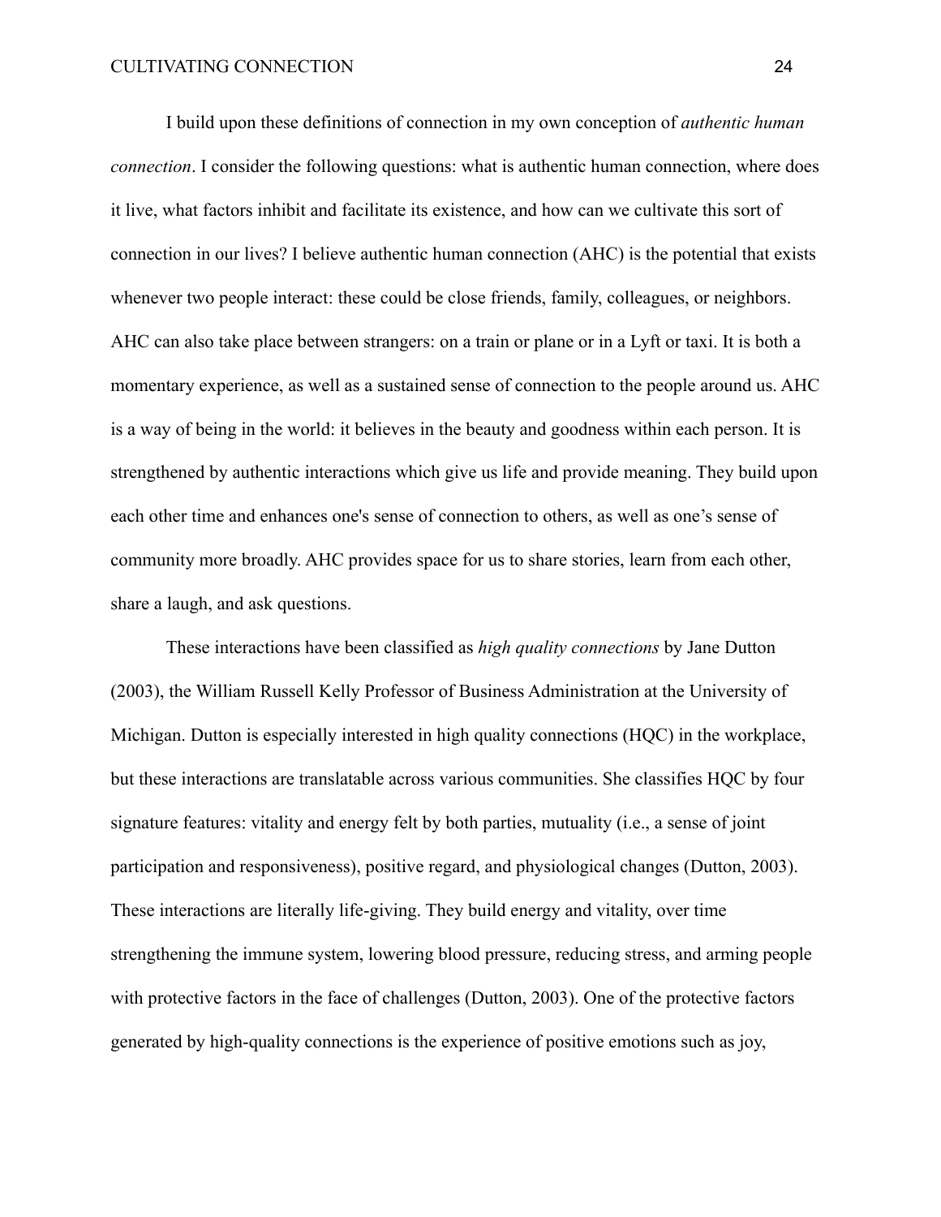I build upon these definitions of connection in my own conception of *authentic human connection*. I consider the following questions: what is authentic human connection, where does it live, what factors inhibit and facilitate its existence, and how can we cultivate this sort of connection in our lives? I believe authentic human connection (AHC) is the potential that exists whenever two people interact: these could be close friends, family, colleagues, or neighbors. AHC can also take place between strangers: on a train or plane or in a Lyft or taxi. It is both a momentary experience, as well as a sustained sense of connection to the people around us. AHC is a way of being in the world: it believes in the beauty and goodness within each person. It is strengthened by authentic interactions which give us life and provide meaning. They build upon each other time and enhances one's sense of connection to others, as well as one's sense of community more broadly. AHC provides space for us to share stories, learn from each other, share a laugh, and ask questions.

These interactions have been classified as *high quality connections* by Jane Dutton (2003), the William Russell Kelly Professor of Business Administration at the University of Michigan. Dutton is especially interested in high quality connections (HQC) in the workplace, but these interactions are translatable across various communities. She classifies HQC by four signature features: vitality and energy felt by both parties, mutuality (i.e., a sense of joint participation and responsiveness), positive regard, and physiological changes (Dutton, 2003). These interactions are literally life-giving. They build energy and vitality, over time strengthening the immune system, lowering blood pressure, reducing stress, and arming people with protective factors in the face of challenges (Dutton, 2003). One of the protective factors generated by high-quality connections is the experience of positive emotions such as joy,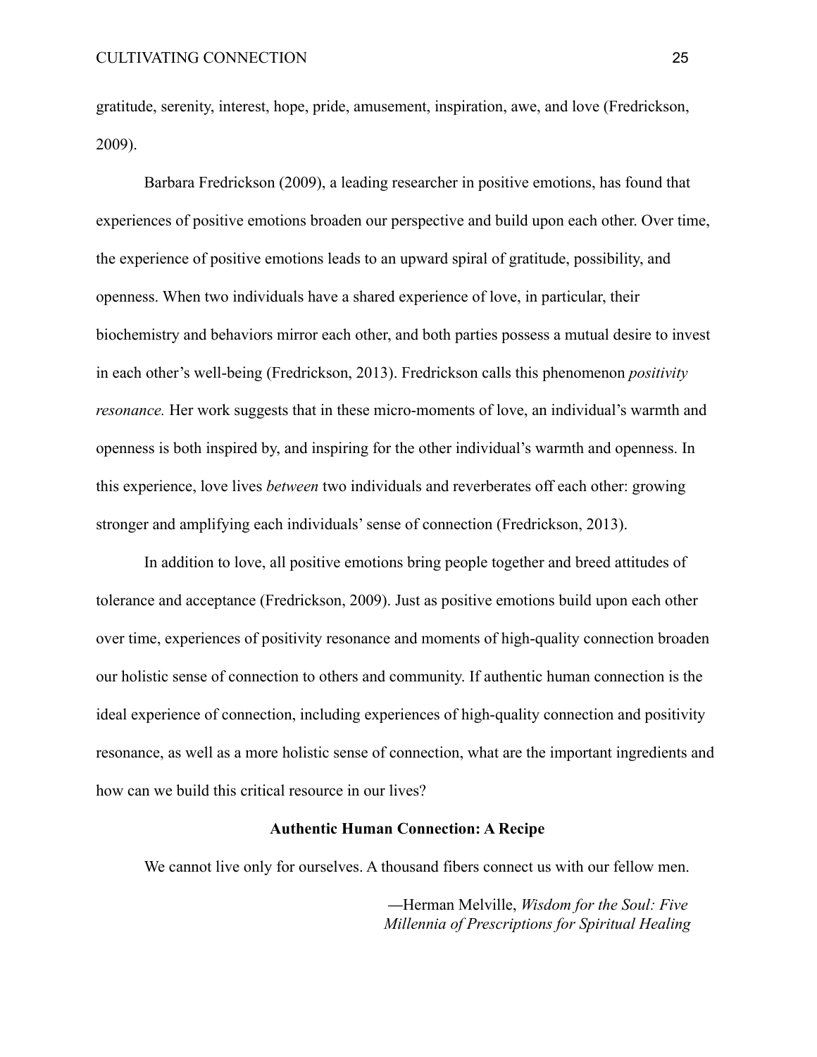gratitude, serenity, interest, hope, pride, amusement, inspiration, awe, and love (Fredrickson, 2009).

Barbara Fredrickson (2009), a leading researcher in positive emotions, has found that experiences of positive emotions broaden our perspective and build upon each other. Over time, the experience of positive emotions leads to an upward spiral of gratitude, possibility, and openness. When two individuals have a shared experience of love, in particular, their biochemistry and behaviors mirror each other, and both parties possess a mutual desire to invest in each other's well-being (Fredrickson, 2013). Fredrickson calls this phenomenon *positivity resonance.* Her work suggests that in these micro-moments of love, an individual's warmth and openness is both inspired by, and inspiring for the other individual's warmth and openness. In this experience, love lives *between* two individuals and reverberates off each other: growing stronger and amplifying each individuals' sense of connection (Fredrickson, 2013).

In addition to love, all positive emotions bring people together and breed attitudes of tolerance and acceptance (Fredrickson, 2009). Just as positive emotions build upon each other over time, experiences of positivity resonance and moments of high-quality connection broaden our holistic sense of connection to others and community. If authentic human connection is the ideal experience of connection, including experiences of high-quality connection and positivity resonance, as well as a more holistic sense of connection, what are the important ingredients and how can we build this critical resource in our lives?

## Authentic Human Connection: A Recipe

We cannot live only for ourselves. A thousand fibers connect us with our fellow men.

—Herman Melville, *Wisdom for the Soul: Five Millennia of Prescriptions for Spiritual Healing*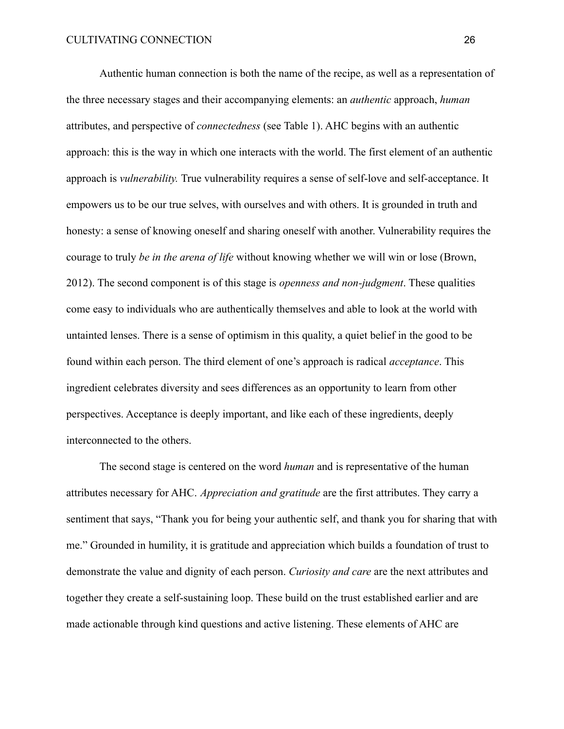Authentic human connection is both the name of the recipe, as well as a representation of the three necessary stages and their accompanying elements: an *authentic* approach, *human* attributes, and perspective of *connectedness* (see Table 1). AHC begins with an authentic approach: this is the way in which one interacts with the world. The first element of an authentic approach is *vulnerability.* True vulnerability requires a sense of self-love and self-acceptance. It empowers us to be our true selves, with ourselves and with others. It is grounded in truth and honesty: a sense of knowing oneself and sharing oneself with another. Vulnerability requires the courage to truly *be in the arena of life* without knowing whether we will win or lose (Brown, 2012). The second component is of this stage is *openness and non-judgment*. These qualities come easy to individuals who are authentically themselves and able to look at the world with untainted lenses. There is a sense of optimism in this quality, a quiet belief in the good to be found within each person. The third element of one's approach is radical *acceptance*. This ingredient celebrates diversity and sees differences as an opportunity to learn from other perspectives. Acceptance is deeply important, and like each of these ingredients, deeply interconnected to the others.

The second stage is centered on the word *human* and is representative of the human attributes necessary for AHC. *Appreciation and gratitude* are the first attributes. They carry a sentiment that says, "Thank you for being your authentic self, and thank you for sharing that with me." Grounded in humility, it is gratitude and appreciation which builds a foundation of trust to demonstrate the value and dignity of each person. *Curiosity and care* are the next attributes and together they create a self-sustaining loop. These build on the trust established earlier and are made actionable through kind questions and active listening. These elements of AHC are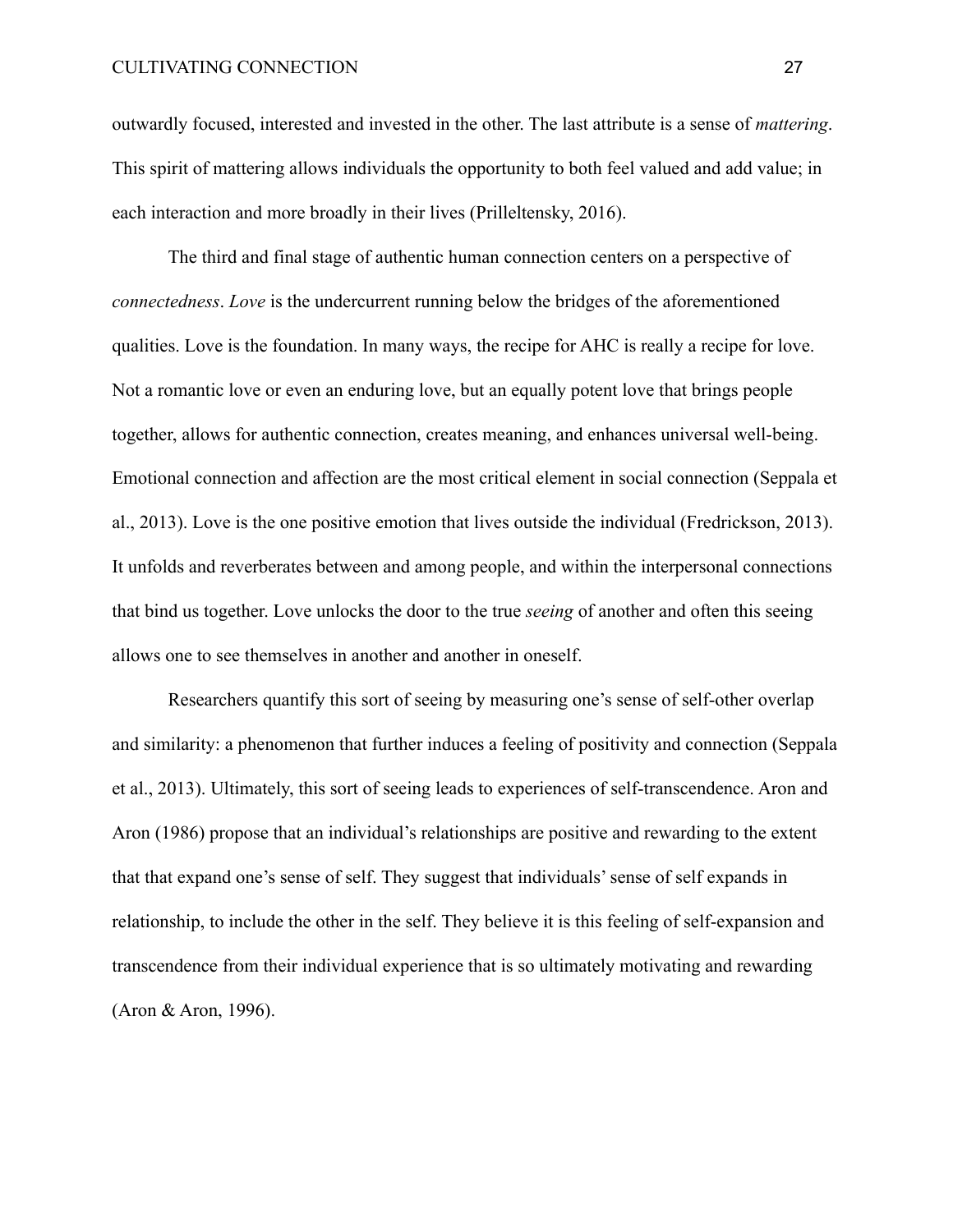outwardly focused, interested and invested in the other. The last attribute is a sense of *mattering*. This spirit of mattering allows individuals the opportunity to both feel valued and add value; in each interaction and more broadly in their lives (Prilleltensky, 2016).

The third and final stage of authentic human connection centers on a perspective of *connectedness*. *Love* is the undercurrent running below the bridges of the aforementioned qualities. Love is the foundation. In many ways, the recipe for AHC is really a recipe for love. Not a romantic love or even an enduring love, but an equally potent love that brings people together, allows for authentic connection, creates meaning, and enhances universal well-being. Emotional connection and affection are the most critical element in social connection (Seppala et al., 2013). Love is the one positive emotion that lives outside the individual (Fredrickson, 2013). It unfolds and reverberates between and among people, and within the interpersonal connections that bind us together. Love unlocks the door to the true *seeing* of another and often this seeing allows one to see themselves in another and another in oneself.

Researchers quantify this sort of seeing by measuring one's sense of self-other overlap and similarity: a phenomenon that further induces a feeling of positivity and connection (Seppala et al., 2013). Ultimately, this sort of seeing leads to experiences of self-transcendence. Aron and Aron (1986) propose that an individual's relationships are positive and rewarding to the extent that that expand one's sense of self. They suggest that individuals' sense of self expands in relationship, to include the other in the self. They believe it is this feeling of self-expansion and transcendence from their individual experience that is so ultimately motivating and rewarding (Aron & Aron, 1996).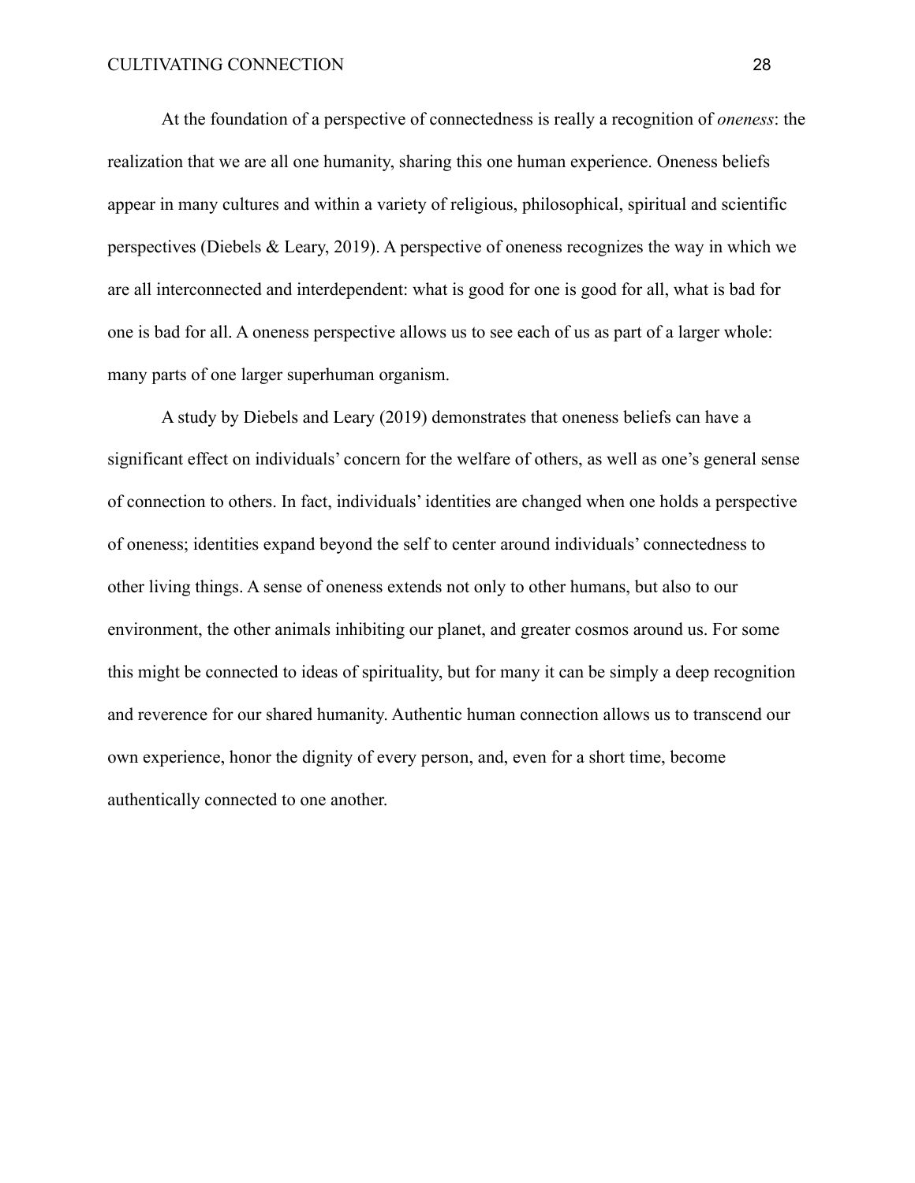At the foundation of a perspective of connectedness is really a recognition of *oneness*: the realization that we are all one humanity, sharing this one human experience. Oneness beliefs appear in many cultures and within a variety of religious, philosophical, spiritual and scientific perspectives (Diebels & Leary, 2019). A perspective of oneness recognizes the way in which we are all interconnected and interdependent: what is good for one is good for all, what is bad for one is bad for all. A oneness perspective allows us to see each of us as part of a larger whole: many parts of one larger superhuman organism.

A study by Diebels and Leary (2019) demonstrates that oneness beliefs can have a significant effect on individuals' concern for the welfare of others, as well as one's general sense of connection to others. In fact, individuals' identities are changed when one holds a perspective of oneness; identities expand beyond the self to center around individuals' connectedness to other living things. A sense of oneness extends not only to other humans, but also to our environment, the other animals inhibiting our planet, and greater cosmos around us. For some this might be connected to ideas of spirituality, but for many it can be simply a deep recognition and reverence for our shared humanity. Authentic human connection allows us to transcend our own experience, honor the dignity of every person, and, even for a short time, become authentically connected to one another.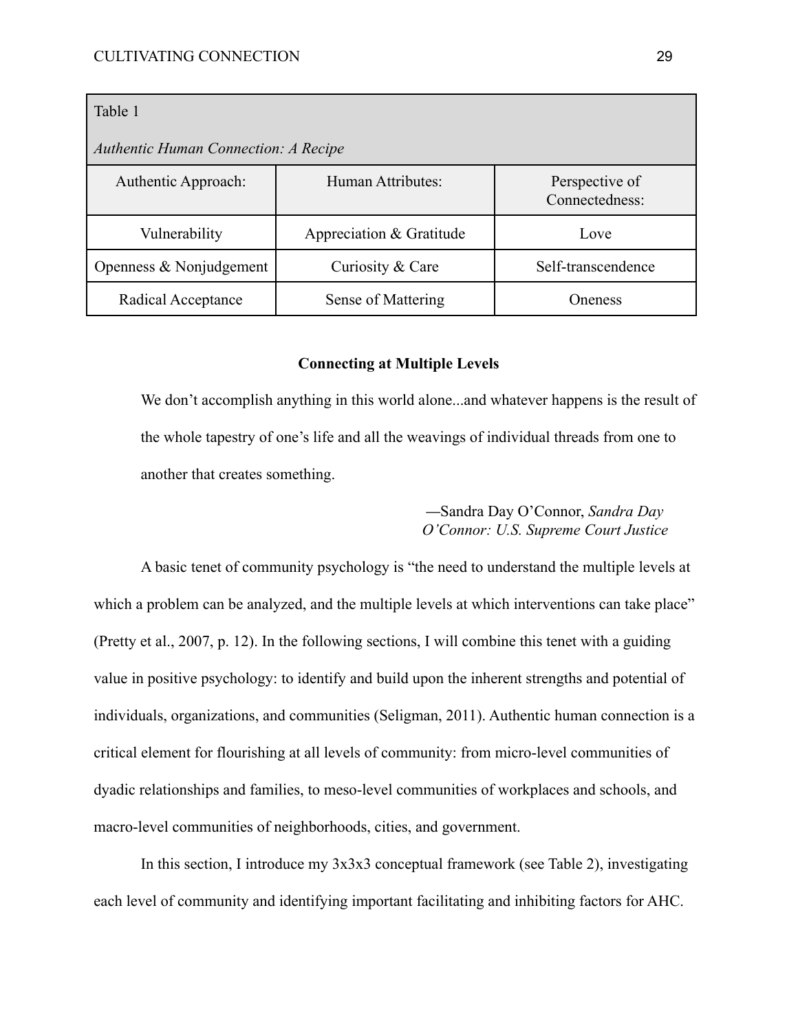Table 1

*Authentic Human Connection: A Recipe*

| Authentic Approach: | Human Attributes: | Perspective of Connectedness: |
|---|---|---|
| Vulnerability | Appreciation & Gratitude | Love |
| Openness & Nonjudgement | Curiosity & Care | Self-transcendence |
| Radical Acceptance | Sense of Mattering | Oneness |

## Connecting at Multiple Levels

> We don't accomplish anything in this world alone...and whatever happens is the result of the whole tapestry of one's life and all the weavings of individual threads from one to another that creates something.
>
> —Sandra Day O'Connor, *Sandra Day O'Connor: U.S. Supreme Court Justice*

A basic tenet of community psychology is "the need to understand the multiple levels at which a problem can be analyzed, and the multiple levels at which interventions can take place" (Pretty et al., 2007, p. 12). In the following sections, I will combine this tenet with a guiding value in positive psychology: to identify and build upon the inherent strengths and potential of individuals, organizations, and communities (Seligman, 2011). Authentic human connection is a critical element for flourishing at all levels of community: from micro-level communities of dyadic relationships and families, to meso-level communities of workplaces and schools, and macro-level communities of neighborhoods, cities, and government.

In this section, I introduce my 3x3x3 conceptual framework (see Table 2), investigating each level of community and identifying important facilitating and inhibiting factors for AHC.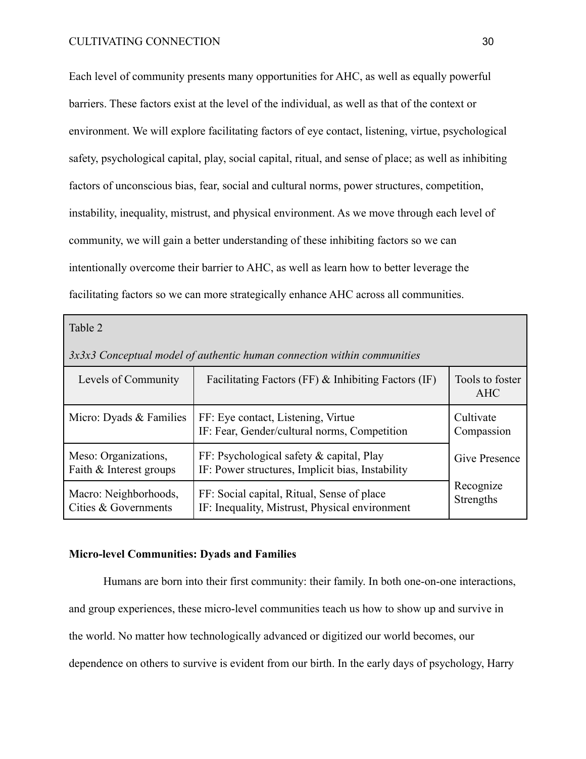Each level of community presents many opportunities for AHC, as well as equally powerful barriers. These factors exist at the level of the individual, as well as that of the context or environment. We will explore facilitating factors of eye contact, listening, virtue, psychological safety, psychological capital, play, social capital, ritual, and sense of place; as well as inhibiting factors of unconscious bias, fear, social and cultural norms, power structures, competition, instability, inequality, mistrust, and physical environment. As we move through each level of community, we will gain a better understanding of these inhibiting factors so we can intentionally overcome their barrier to AHC, as well as learn how to better leverage the facilitating factors so we can more strategically enhance AHC across all communities.

Table 2

*3x3x3 Conceptual model of authentic human connection within communities*

| Levels of Community | Facilitating Factors (FF) & Inhibiting Factors (IF) | Tools to foster AHC |
|---|---|---|
| Micro: Dyads & Families | FF: Eye contact, Listening, Virtue<br>IF: Fear, Gender/cultural norms, Competition | Cultivate Compassion |
| Meso: Organizations, Faith & Interest groups | FF: Psychological safety & capital, Play<br>IF: Power structures, Implicit bias, Instability | Give Presence |
| Macro: Neighborhoods, Cities & Governments | FF: Social capital, Ritual, Sense of place<br>IF: Inequality, Mistrust, Physical environment | Recognize Strengths |

**Micro-level Communities: Dyads and Families**

Humans are born into their first community: their family. In both one-on-one interactions, and group experiences, these micro-level communities teach us how to show up and survive in the world. No matter how technologically advanced or digitized our world becomes, our dependence on others to survive is evident from our birth. In the early days of psychology, Harry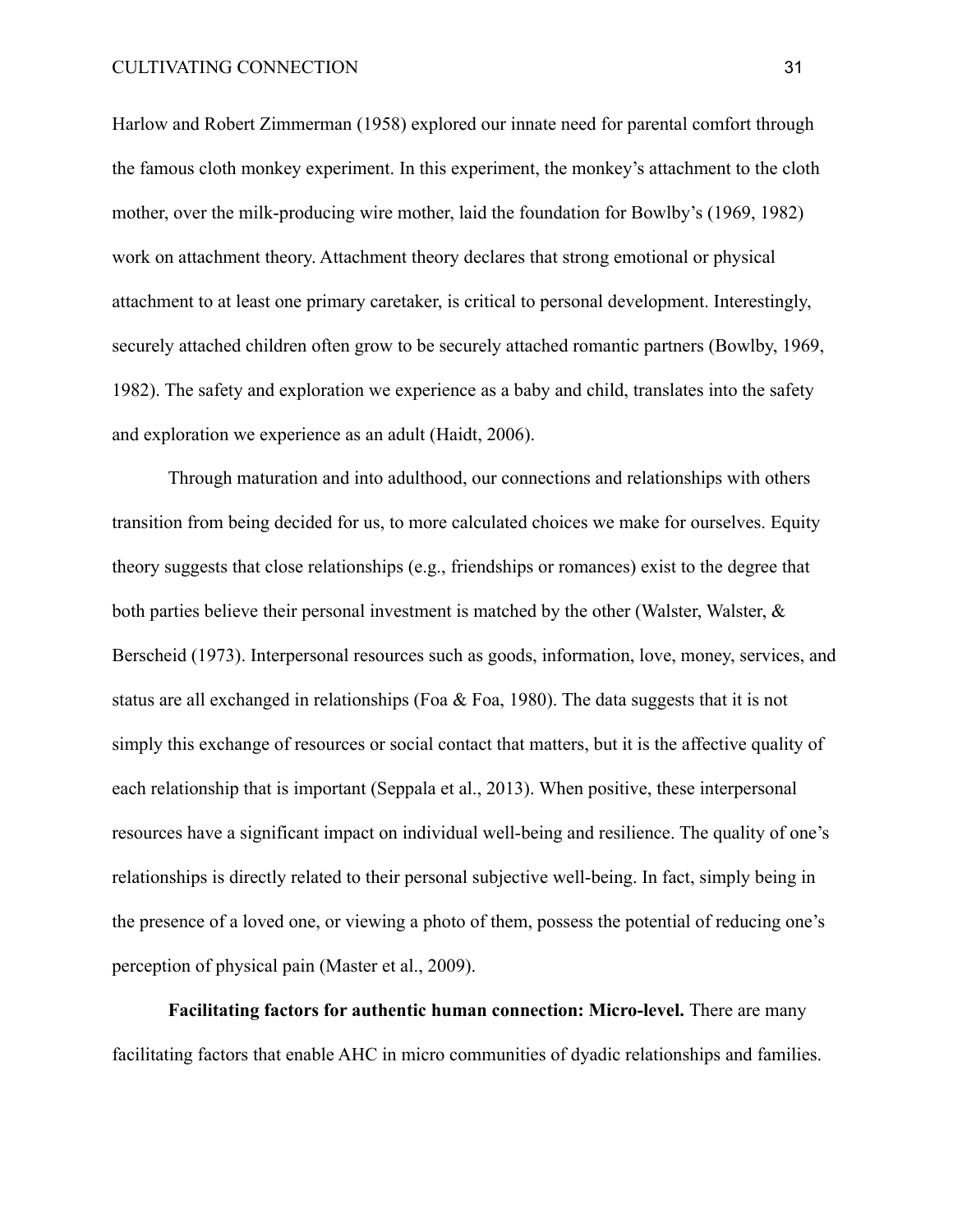Harlow and Robert Zimmerman (1958) explored our innate need for parental comfort through the famous cloth monkey experiment. In this experiment, the monkey's attachment to the cloth mother, over the milk-producing wire mother, laid the foundation for Bowlby's (1969, 1982) work on attachment theory. Attachment theory declares that strong emotional or physical attachment to at least one primary caretaker, is critical to personal development. Interestingly, securely attached children often grow to be securely attached romantic partners (Bowlby, 1969, 1982). The safety and exploration we experience as a baby and child, translates into the safety and exploration we experience as an adult (Haidt, 2006).

Through maturation and into adulthood, our connections and relationships with others transition from being decided for us, to more calculated choices we make for ourselves. Equity theory suggests that close relationships (e.g., friendships or romances) exist to the degree that both parties believe their personal investment is matched by the other (Walster, Walster, & Berscheid (1973). Interpersonal resources such as goods, information, love, money, services, and status are all exchanged in relationships (Foa & Foa, 1980). The data suggests that it is not simply this exchange of resources or social contact that matters, but it is the affective quality of each relationship that is important (Seppala et al., 2013). When positive, these interpersonal resources have a significant impact on individual well-being and resilience. The quality of one's relationships is directly related to their personal subjective well-being. In fact, simply being in the presence of a loved one, or viewing a photo of them, possess the potential of reducing one's perception of physical pain (Master et al., 2009).

**Facilitating factors for authentic human connection: Micro-level.** There are many facilitating factors that enable AHC in micro communities of dyadic relationships and families.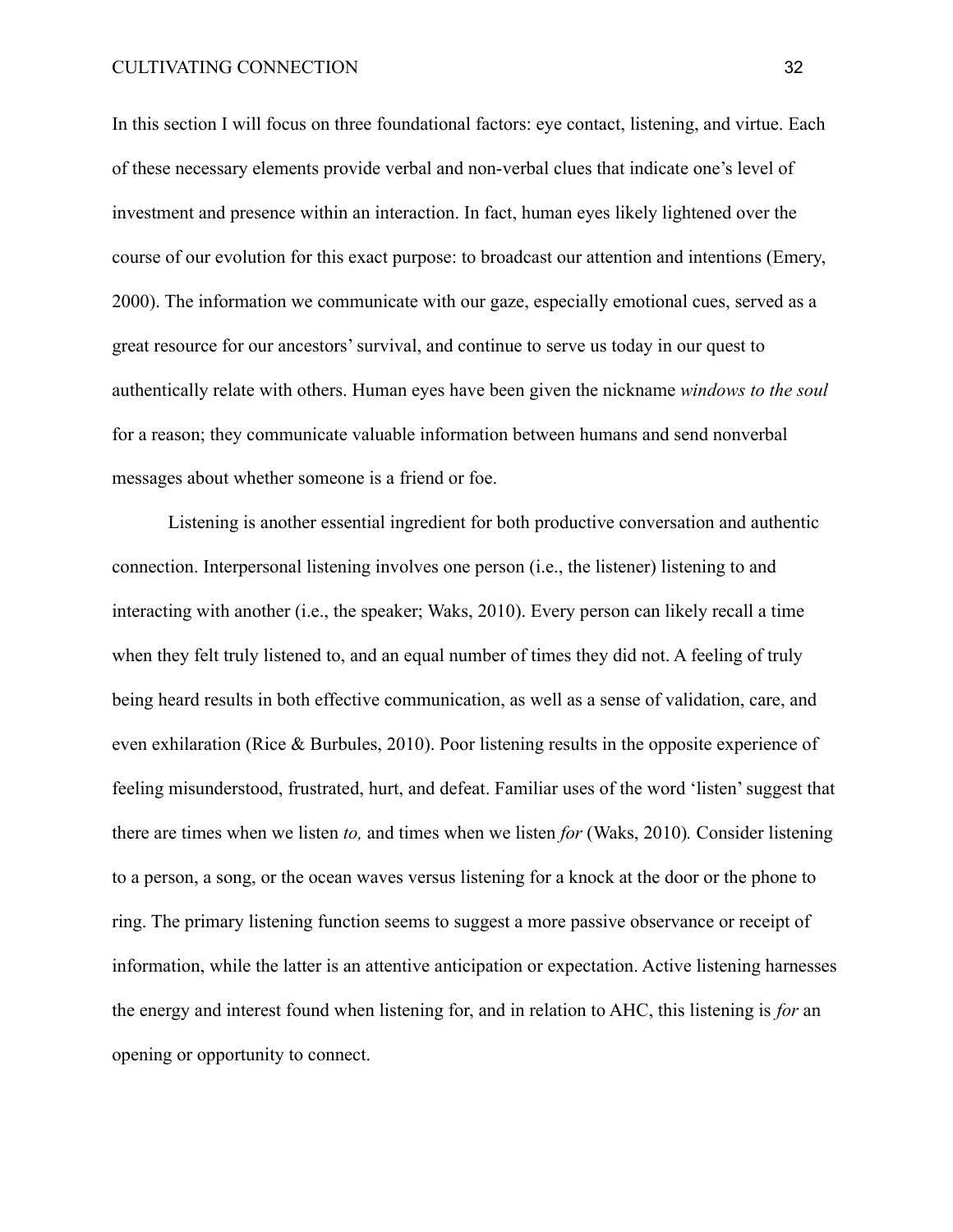In this section I will focus on three foundational factors: eye contact, listening, and virtue. Each of these necessary elements provide verbal and non-verbal clues that indicate one's level of investment and presence within an interaction. In fact, human eyes likely lightened over the course of our evolution for this exact purpose: to broadcast our attention and intentions (Emery, 2000). The information we communicate with our gaze, especially emotional cues, served as a great resource for our ancestors' survival, and continue to serve us today in our quest to authentically relate with others. Human eyes have been given the nickname *windows to the soul* for a reason; they communicate valuable information between humans and send nonverbal messages about whether someone is a friend or foe.

Listening is another essential ingredient for both productive conversation and authentic connection. Interpersonal listening involves one person (i.e., the listener) listening to and interacting with another (i.e., the speaker; Waks, 2010). Every person can likely recall a time when they felt truly listened to, and an equal number of times they did not. A feeling of truly being heard results in both effective communication, as well as a sense of validation, care, and even exhilaration (Rice & Burbules, 2010). Poor listening results in the opposite experience of feeling misunderstood, frustrated, hurt, and defeat. Familiar uses of the word 'listen' suggest that there are times when we listen *to,* and times when we listen *for* (Waks, 2010)*.* Consider listening to a person, a song, or the ocean waves versus listening for a knock at the door or the phone to ring. The primary listening function seems to suggest a more passive observance or receipt of information, while the latter is an attentive anticipation or expectation. Active listening harnesses the energy and interest found when listening for, and in relation to AHC, this listening is *for* an opening or opportunity to connect.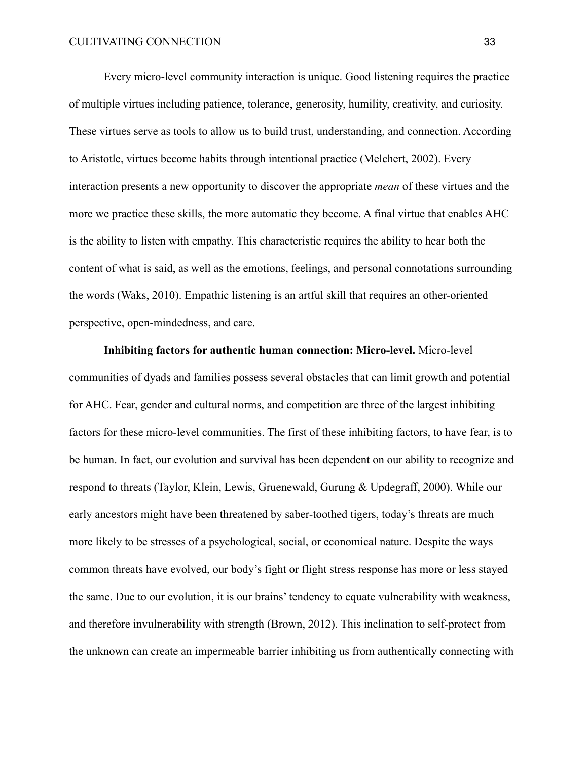Every micro-level community interaction is unique. Good listening requires the practice of multiple virtues including patience, tolerance, generosity, humility, creativity, and curiosity. These virtues serve as tools to allow us to build trust, understanding, and connection. According to Aristotle, virtues become habits through intentional practice (Melchert, 2002). Every interaction presents a new opportunity to discover the appropriate *mean* of these virtues and the more we practice these skills, the more automatic they become. A final virtue that enables AHC is the ability to listen with empathy. This characteristic requires the ability to hear both the content of what is said, as well as the emotions, feelings, and personal connotations surrounding the words (Waks, 2010). Empathic listening is an artful skill that requires an other-oriented perspective, open-mindedness, and care.

**Inhibiting factors for authentic human connection: Micro-level.** Micro-level communities of dyads and families possess several obstacles that can limit growth and potential for AHC. Fear, gender and cultural norms, and competition are three of the largest inhibiting factors for these micro-level communities. The first of these inhibiting factors, to have fear, is to be human. In fact, our evolution and survival has been dependent on our ability to recognize and respond to threats (Taylor, Klein, Lewis, Gruenewald, Gurung & Updegraff, 2000). While our early ancestors might have been threatened by saber-toothed tigers, today's threats are much more likely to be stresses of a psychological, social, or economical nature. Despite the ways common threats have evolved, our body's fight or flight stress response has more or less stayed the same. Due to our evolution, it is our brains' tendency to equate vulnerability with weakness, and therefore invulnerability with strength (Brown, 2012). This inclination to self-protect from the unknown can create an impermeable barrier inhibiting us from authentically connecting with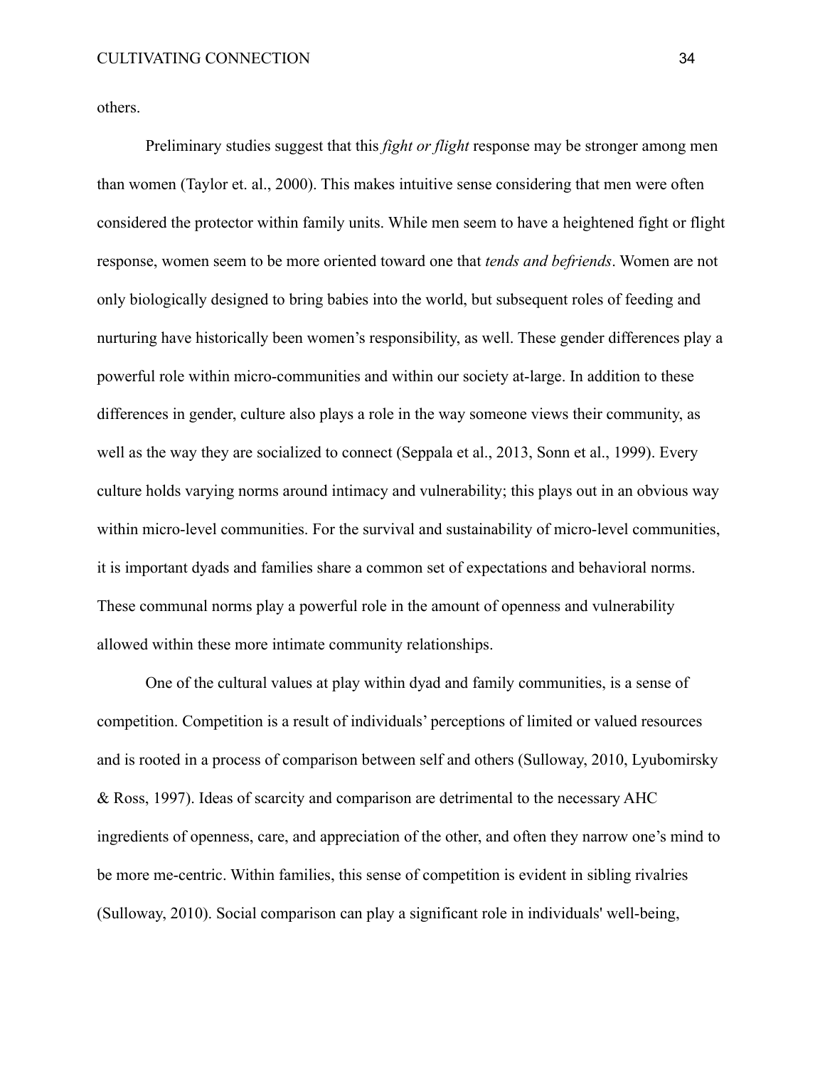others.

Preliminary studies suggest that this *fight or flight* response may be stronger among men than women (Taylor et. al., 2000). This makes intuitive sense considering that men were often considered the protector within family units. While men seem to have a heightened fight or flight response, women seem to be more oriented toward one that *tends and befriends*. Women are not only biologically designed to bring babies into the world, but subsequent roles of feeding and nurturing have historically been women's responsibility, as well. These gender differences play a powerful role within micro-communities and within our society at-large. In addition to these differences in gender, culture also plays a role in the way someone views their community, as well as the way they are socialized to connect (Seppala et al., 2013, Sonn et al., 1999). Every culture holds varying norms around intimacy and vulnerability; this plays out in an obvious way within micro-level communities. For the survival and sustainability of micro-level communities, it is important dyads and families share a common set of expectations and behavioral norms. These communal norms play a powerful role in the amount of openness and vulnerability allowed within these more intimate community relationships.

One of the cultural values at play within dyad and family communities, is a sense of competition. Competition is a result of individuals' perceptions of limited or valued resources and is rooted in a process of comparison between self and others (Sulloway, 2010, Lyubomirsky & Ross, 1997). Ideas of scarcity and comparison are detrimental to the necessary AHC ingredients of openness, care, and appreciation of the other, and often they narrow one's mind to be more me-centric. Within families, this sense of competition is evident in sibling rivalries (Sulloway, 2010). Social comparison can play a significant role in individuals' well-being,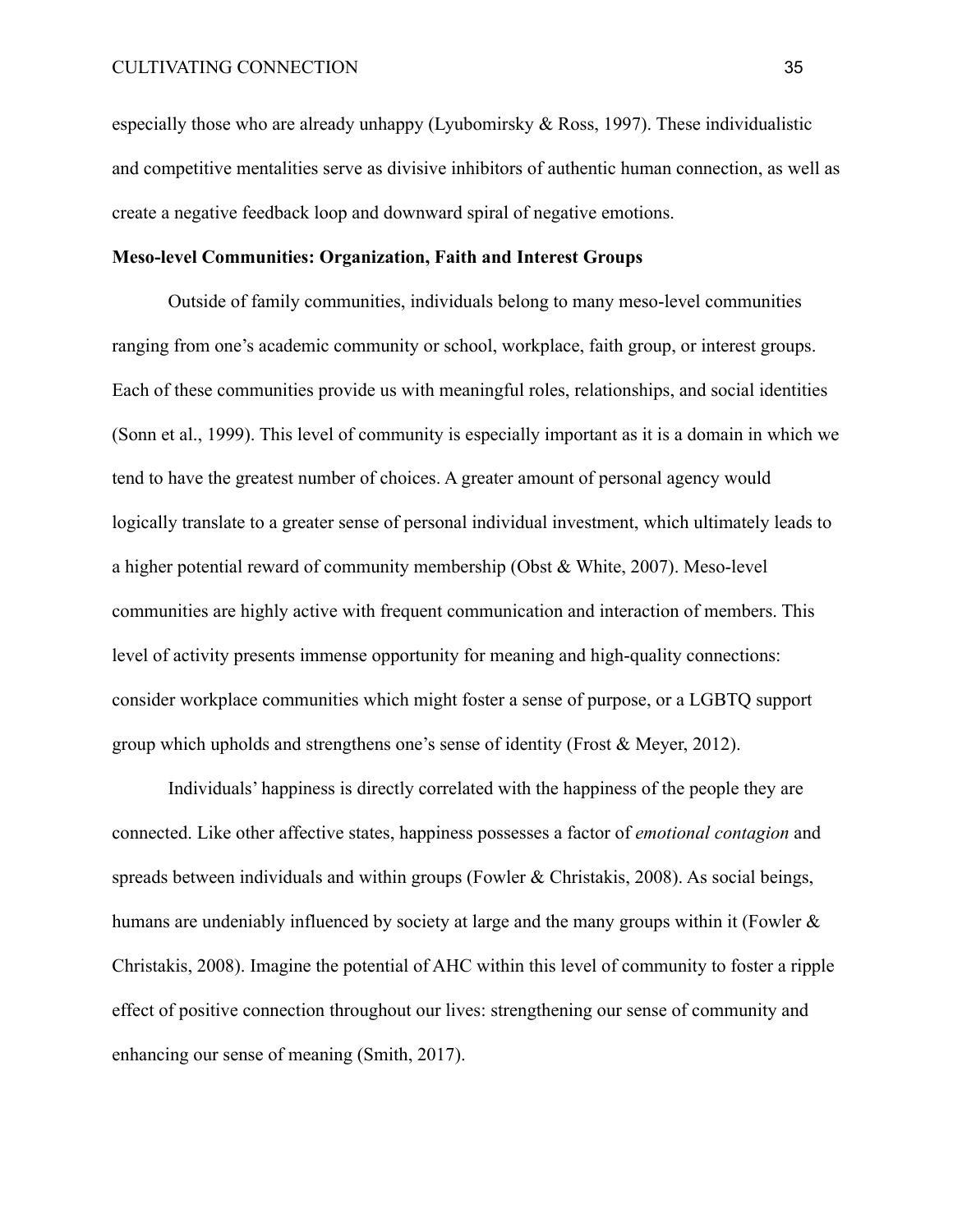especially those who are already unhappy (Lyubomirsky & Ross, 1997). These individualistic and competitive mentalities serve as divisive inhibitors of authentic human connection, as well as create a negative feedback loop and downward spiral of negative emotions.

**Meso-level Communities: Organization, Faith and Interest Groups**

Outside of family communities, individuals belong to many meso-level communities ranging from one's academic community or school, workplace, faith group, or interest groups. Each of these communities provide us with meaningful roles, relationships, and social identities (Sonn et al., 1999). This level of community is especially important as it is a domain in which we tend to have the greatest number of choices. A greater amount of personal agency would logically translate to a greater sense of personal individual investment, which ultimately leads to a higher potential reward of community membership (Obst & White, 2007). Meso-level communities are highly active with frequent communication and interaction of members. This level of activity presents immense opportunity for meaning and high-quality connections: consider workplace communities which might foster a sense of purpose, or a LGBTQ support group which upholds and strengthens one's sense of identity (Frost & Meyer, 2012).

Individuals' happiness is directly correlated with the happiness of the people they are connected. Like other affective states, happiness possesses a factor of *emotional contagion* and spreads between individuals and within groups (Fowler & Christakis, 2008). As social beings, humans are undeniably influenced by society at large and the many groups within it (Fowler & Christakis, 2008). Imagine the potential of AHC within this level of community to foster a ripple effect of positive connection throughout our lives: strengthening our sense of community and enhancing our sense of meaning (Smith, 2017).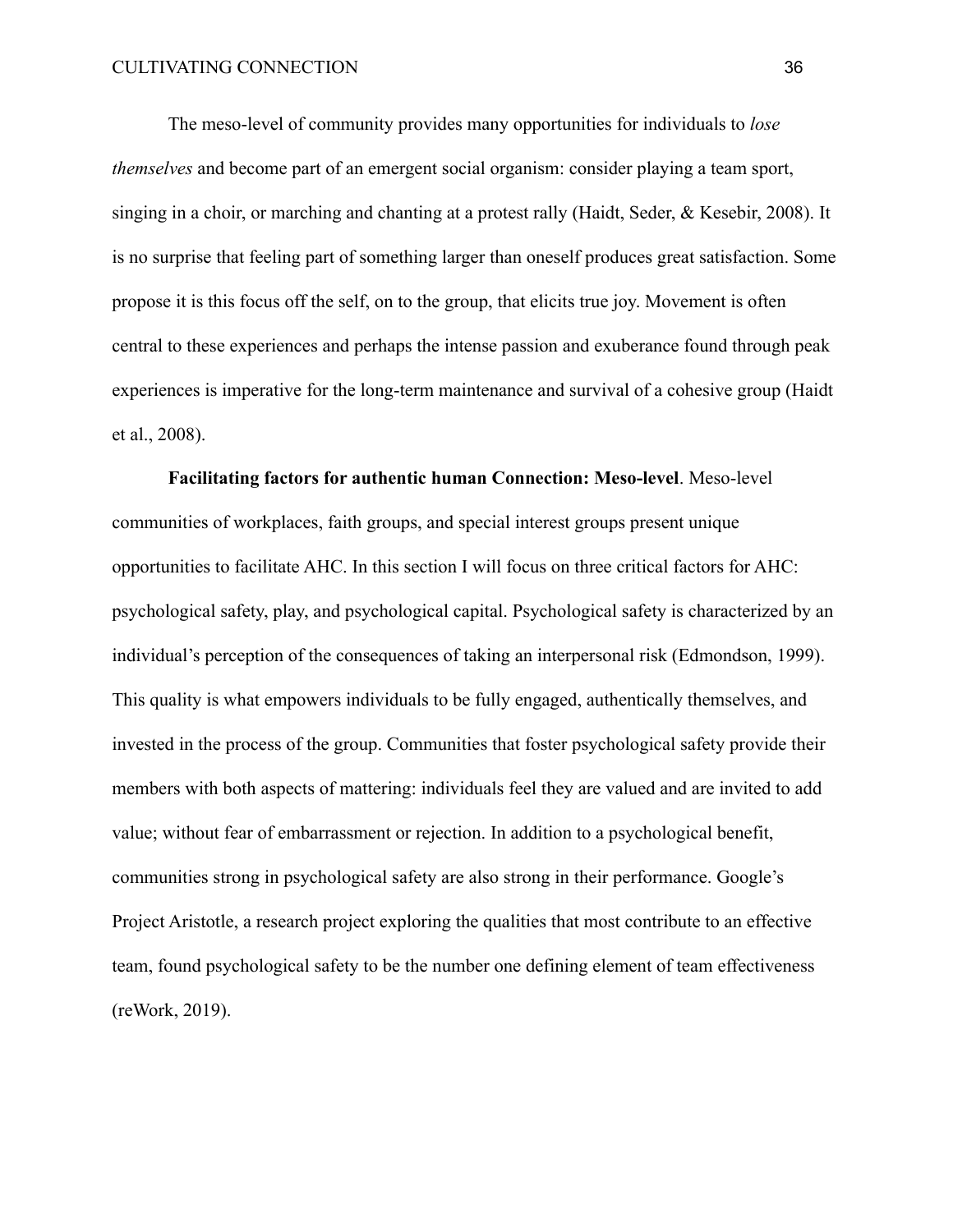The meso-level of community provides many opportunities for individuals to *lose themselves* and become part of an emergent social organism: consider playing a team sport, singing in a choir, or marching and chanting at a protest rally (Haidt, Seder, & Kesebir, 2008). It is no surprise that feeling part of something larger than oneself produces great satisfaction. Some propose it is this focus off the self, on to the group, that elicits true joy. Movement is often central to these experiences and perhaps the intense passion and exuberance found through peak experiences is imperative for the long-term maintenance and survival of a cohesive group (Haidt et al., 2008).

**Facilitating factors for authentic human Connection: Meso-level**. Meso-level communities of workplaces, faith groups, and special interest groups present unique opportunities to facilitate AHC. In this section I will focus on three critical factors for AHC: psychological safety, play, and psychological capital. Psychological safety is characterized by an individual's perception of the consequences of taking an interpersonal risk (Edmondson, 1999). This quality is what empowers individuals to be fully engaged, authentically themselves, and invested in the process of the group. Communities that foster psychological safety provide their members with both aspects of mattering: individuals feel they are valued and are invited to add value; without fear of embarrassment or rejection. In addition to a psychological benefit, communities strong in psychological safety are also strong in their performance. Google's Project Aristotle, a research project exploring the qualities that most contribute to an effective team, found psychological safety to be the number one defining element of team effectiveness (reWork, 2019).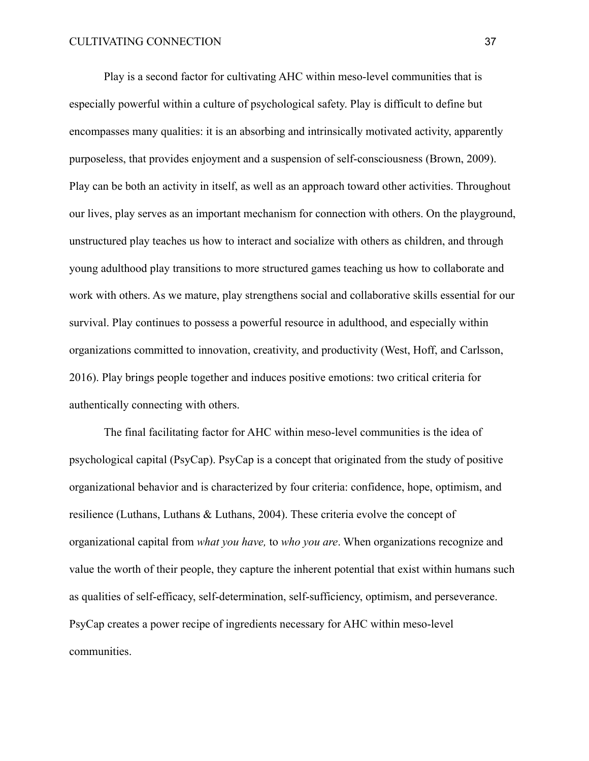Play is a second factor for cultivating AHC within meso-level communities that is especially powerful within a culture of psychological safety. Play is difficult to define but encompasses many qualities: it is an absorbing and intrinsically motivated activity, apparently purposeless, that provides enjoyment and a suspension of self-consciousness (Brown, 2009). Play can be both an activity in itself, as well as an approach toward other activities. Throughout our lives, play serves as an important mechanism for connection with others. On the playground, unstructured play teaches us how to interact and socialize with others as children, and through young adulthood play transitions to more structured games teaching us how to collaborate and work with others. As we mature, play strengthens social and collaborative skills essential for our survival. Play continues to possess a powerful resource in adulthood, and especially within organizations committed to innovation, creativity, and productivity (West, Hoff, and Carlsson, 2016). Play brings people together and induces positive emotions: two critical criteria for authentically connecting with others.

The final facilitating factor for AHC within meso-level communities is the idea of psychological capital (PsyCap). PsyCap is a concept that originated from the study of positive organizational behavior and is characterized by four criteria: confidence, hope, optimism, and resilience (Luthans, Luthans & Luthans, 2004). These criteria evolve the concept of organizational capital from *what you have,* to *who you are*. When organizations recognize and value the worth of their people, they capture the inherent potential that exist within humans such as qualities of self-efficacy, self-determination, self-sufficiency, optimism, and perseverance. PsyCap creates a power recipe of ingredients necessary for AHC within meso-level communities.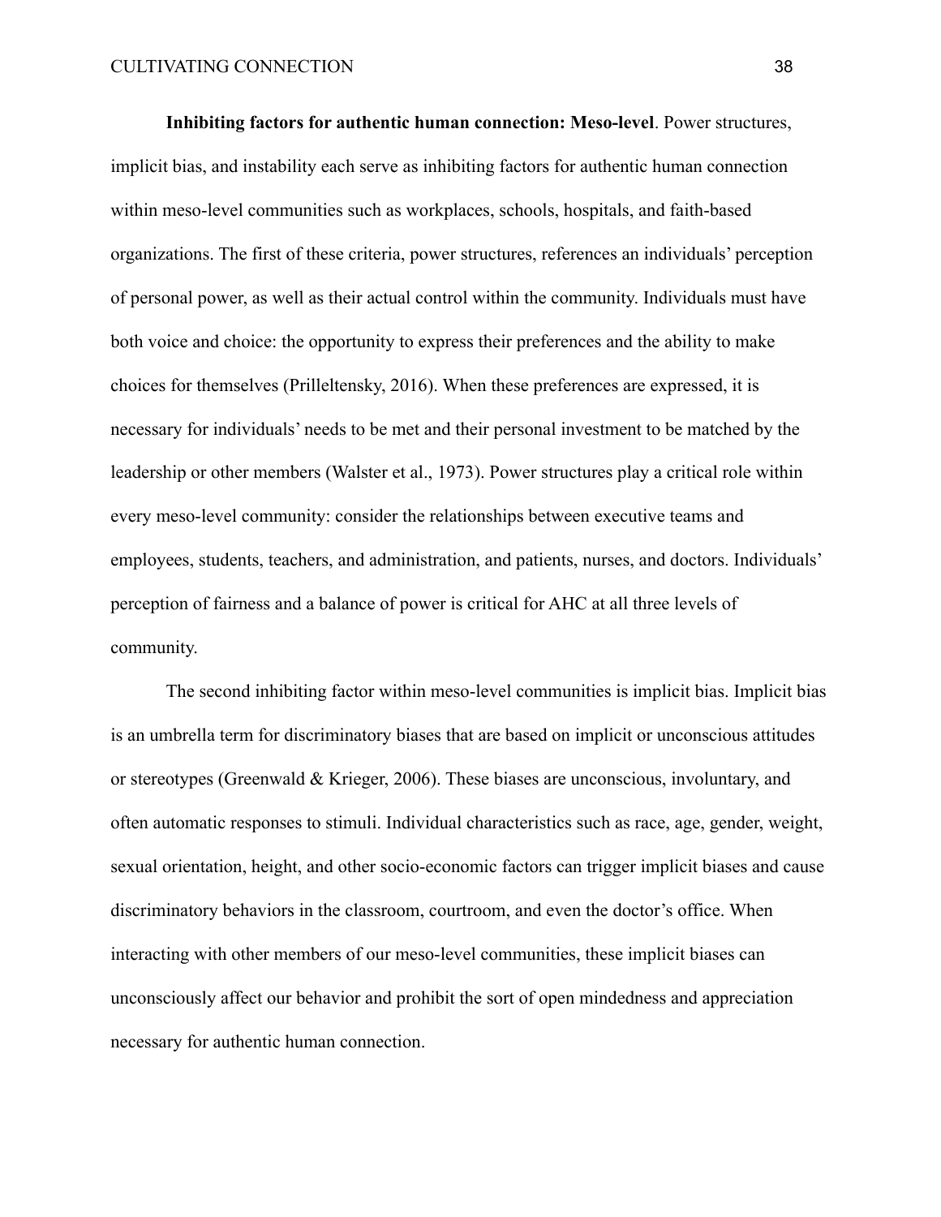**Inhibiting factors for authentic human connection: Meso-level**. Power structures, implicit bias, and instability each serve as inhibiting factors for authentic human connection within meso-level communities such as workplaces, schools, hospitals, and faith-based organizations. The first of these criteria, power structures, references an individuals' perception of personal power, as well as their actual control within the community. Individuals must have both voice and choice: the opportunity to express their preferences and the ability to make choices for themselves (Prilleltensky, 2016). When these preferences are expressed, it is necessary for individuals' needs to be met and their personal investment to be matched by the leadership or other members (Walster et al., 1973). Power structures play a critical role within every meso-level community: consider the relationships between executive teams and employees, students, teachers, and administration, and patients, nurses, and doctors. Individuals' perception of fairness and a balance of power is critical for AHC at all three levels of community.

The second inhibiting factor within meso-level communities is implicit bias. Implicit bias is an umbrella term for discriminatory biases that are based on implicit or unconscious attitudes or stereotypes (Greenwald & Krieger, 2006). These biases are unconscious, involuntary, and often automatic responses to stimuli. Individual characteristics such as race, age, gender, weight, sexual orientation, height, and other socio-economic factors can trigger implicit biases and cause discriminatory behaviors in the classroom, courtroom, and even the doctor's office. When interacting with other members of our meso-level communities, these implicit biases can unconsciously affect our behavior and prohibit the sort of open mindedness and appreciation necessary for authentic human connection.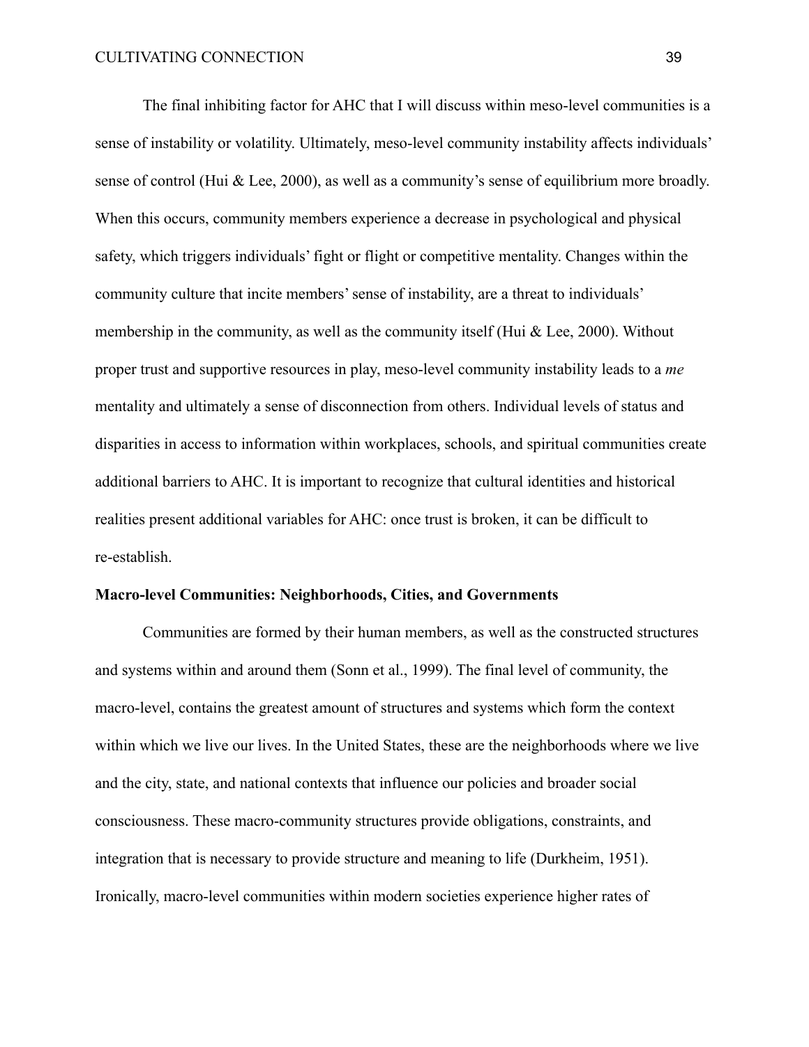The final inhibiting factor for AHC that I will discuss within meso-level communities is a sense of instability or volatility. Ultimately, meso-level community instability affects individuals' sense of control (Hui & Lee, 2000), as well as a community's sense of equilibrium more broadly. When this occurs, community members experience a decrease in psychological and physical safety, which triggers individuals' fight or flight or competitive mentality. Changes within the community culture that incite members' sense of instability, are a threat to individuals' membership in the community, as well as the community itself (Hui & Lee, 2000). Without proper trust and supportive resources in play, meso-level community instability leads to a *me* mentality and ultimately a sense of disconnection from others. Individual levels of status and disparities in access to information within workplaces, schools, and spiritual communities create additional barriers to AHC. It is important to recognize that cultural identities and historical realities present additional variables for AHC: once trust is broken, it can be difficult to re-establish.

### Macro-level Communities: Neighborhoods, Cities, and Governments

Communities are formed by their human members, as well as the constructed structures and systems within and around them (Sonn et al., 1999). The final level of community, the macro-level, contains the greatest amount of structures and systems which form the context within which we live our lives. In the United States, these are the neighborhoods where we live and the city, state, and national contexts that influence our policies and broader social consciousness. These macro-community structures provide obligations, constraints, and integration that is necessary to provide structure and meaning to life (Durkheim, 1951). Ironically, macro-level communities within modern societies experience higher rates of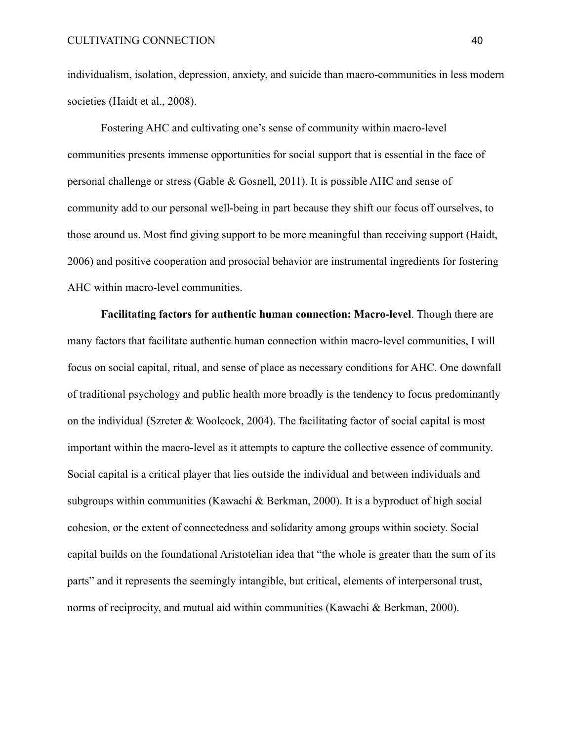individualism, isolation, depression, anxiety, and suicide than macro-communities in less modern societies (Haidt et al., 2008).

Fostering AHC and cultivating one's sense of community within macro-level communities presents immense opportunities for social support that is essential in the face of personal challenge or stress (Gable & Gosnell, 2011). It is possible AHC and sense of community add to our personal well-being in part because they shift our focus off ourselves, to those around us. Most find giving support to be more meaningful than receiving support (Haidt, 2006) and positive cooperation and prosocial behavior are instrumental ingredients for fostering AHC within macro-level communities.

**Facilitating factors for authentic human connection: Macro-level**. Though there are many factors that facilitate authentic human connection within macro-level communities, I will focus on social capital, ritual, and sense of place as necessary conditions for AHC. One downfall of traditional psychology and public health more broadly is the tendency to focus predominantly on the individual (Szreter & Woolcock, 2004). The facilitating factor of social capital is most important within the macro-level as it attempts to capture the collective essence of community. Social capital is a critical player that lies outside the individual and between individuals and subgroups within communities (Kawachi & Berkman, 2000). It is a byproduct of high social cohesion, or the extent of connectedness and solidarity among groups within society. Social capital builds on the foundational Aristotelian idea that "the whole is greater than the sum of its parts" and it represents the seemingly intangible, but critical, elements of interpersonal trust, norms of reciprocity, and mutual aid within communities (Kawachi & Berkman, 2000).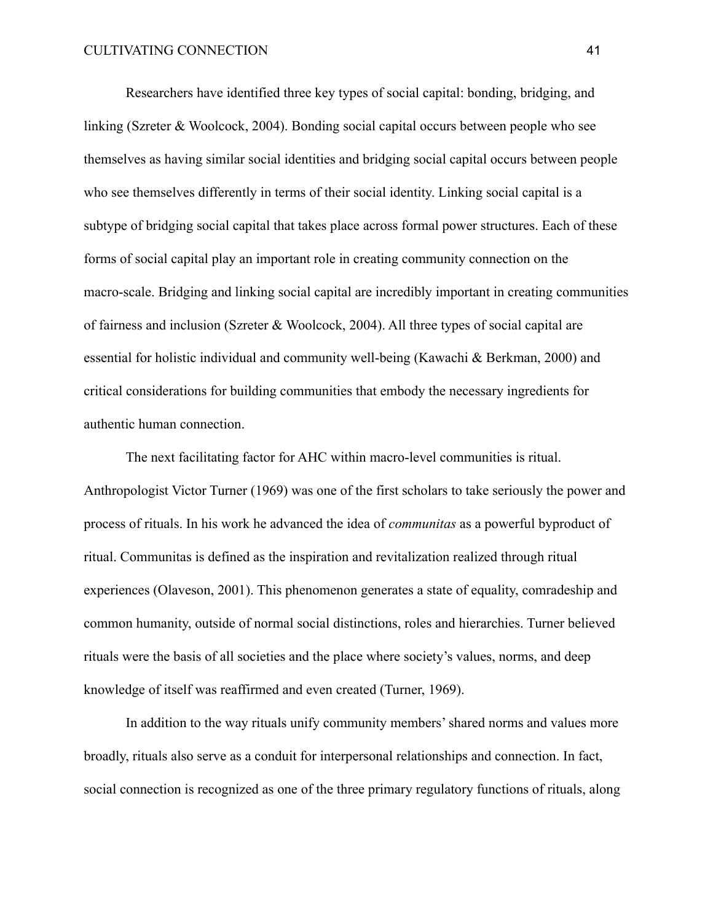Researchers have identified three key types of social capital: bonding, bridging, and linking (Szreter & Woolcock, 2004). Bonding social capital occurs between people who see themselves as having similar social identities and bridging social capital occurs between people who see themselves differently in terms of their social identity. Linking social capital is a subtype of bridging social capital that takes place across formal power structures. Each of these forms of social capital play an important role in creating community connection on the macro-scale. Bridging and linking social capital are incredibly important in creating communities of fairness and inclusion (Szreter & Woolcock, 2004). All three types of social capital are essential for holistic individual and community well-being (Kawachi & Berkman, 2000) and critical considerations for building communities that embody the necessary ingredients for authentic human connection.

The next facilitating factor for AHC within macro-level communities is ritual. Anthropologist Victor Turner (1969) was one of the first scholars to take seriously the power and process of rituals. In his work he advanced the idea of *communitas* as a powerful byproduct of ritual. Communitas is defined as the inspiration and revitalization realized through ritual experiences (Olaveson, 2001). This phenomenon generates a state of equality, comradeship and common humanity, outside of normal social distinctions, roles and hierarchies. Turner believed rituals were the basis of all societies and the place where society's values, norms, and deep knowledge of itself was reaffirmed and even created (Turner, 1969).

In addition to the way rituals unify community members' shared norms and values more broadly, rituals also serve as a conduit for interpersonal relationships and connection. In fact, social connection is recognized as one of the three primary regulatory functions of rituals, along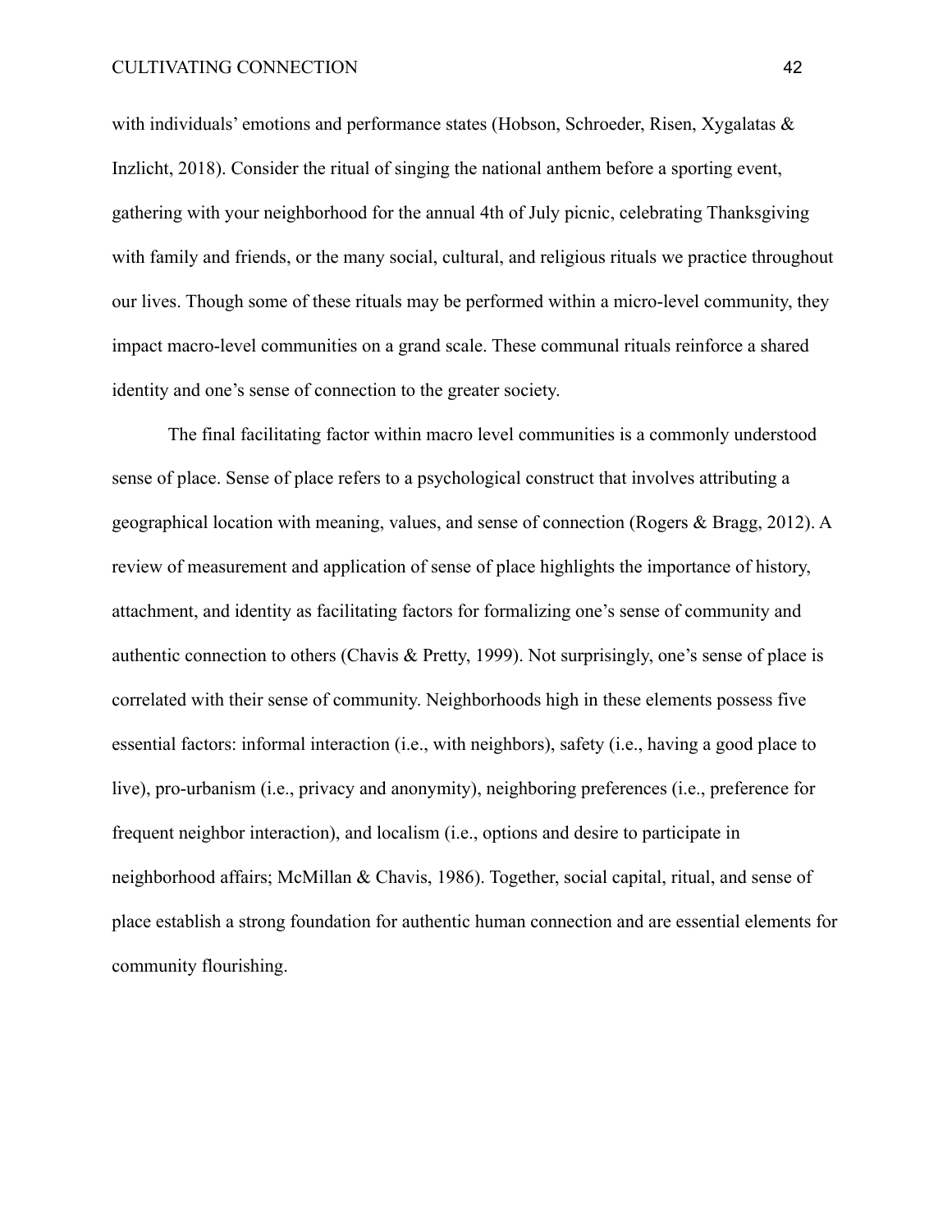with individuals' emotions and performance states (Hobson, Schroeder, Risen, Xygalatas & Inzlicht, 2018). Consider the ritual of singing the national anthem before a sporting event, gathering with your neighborhood for the annual 4th of July picnic, celebrating Thanksgiving with family and friends, or the many social, cultural, and religious rituals we practice throughout our lives. Though some of these rituals may be performed within a micro-level community, they impact macro-level communities on a grand scale. These communal rituals reinforce a shared identity and one's sense of connection to the greater society.

The final facilitating factor within macro level communities is a commonly understood sense of place. Sense of place refers to a psychological construct that involves attributing a geographical location with meaning, values, and sense of connection (Rogers & Bragg, 2012). A review of measurement and application of sense of place highlights the importance of history, attachment, and identity as facilitating factors for formalizing one's sense of community and authentic connection to others (Chavis & Pretty, 1999). Not surprisingly, one's sense of place is correlated with their sense of community. Neighborhoods high in these elements possess five essential factors: informal interaction (i.e., with neighbors), safety (i.e., having a good place to live), pro-urbanism (i.e., privacy and anonymity), neighboring preferences (i.e., preference for frequent neighbor interaction), and localism (i.e., options and desire to participate in neighborhood affairs; McMillan & Chavis, 1986). Together, social capital, ritual, and sense of place establish a strong foundation for authentic human connection and are essential elements for community flourishing.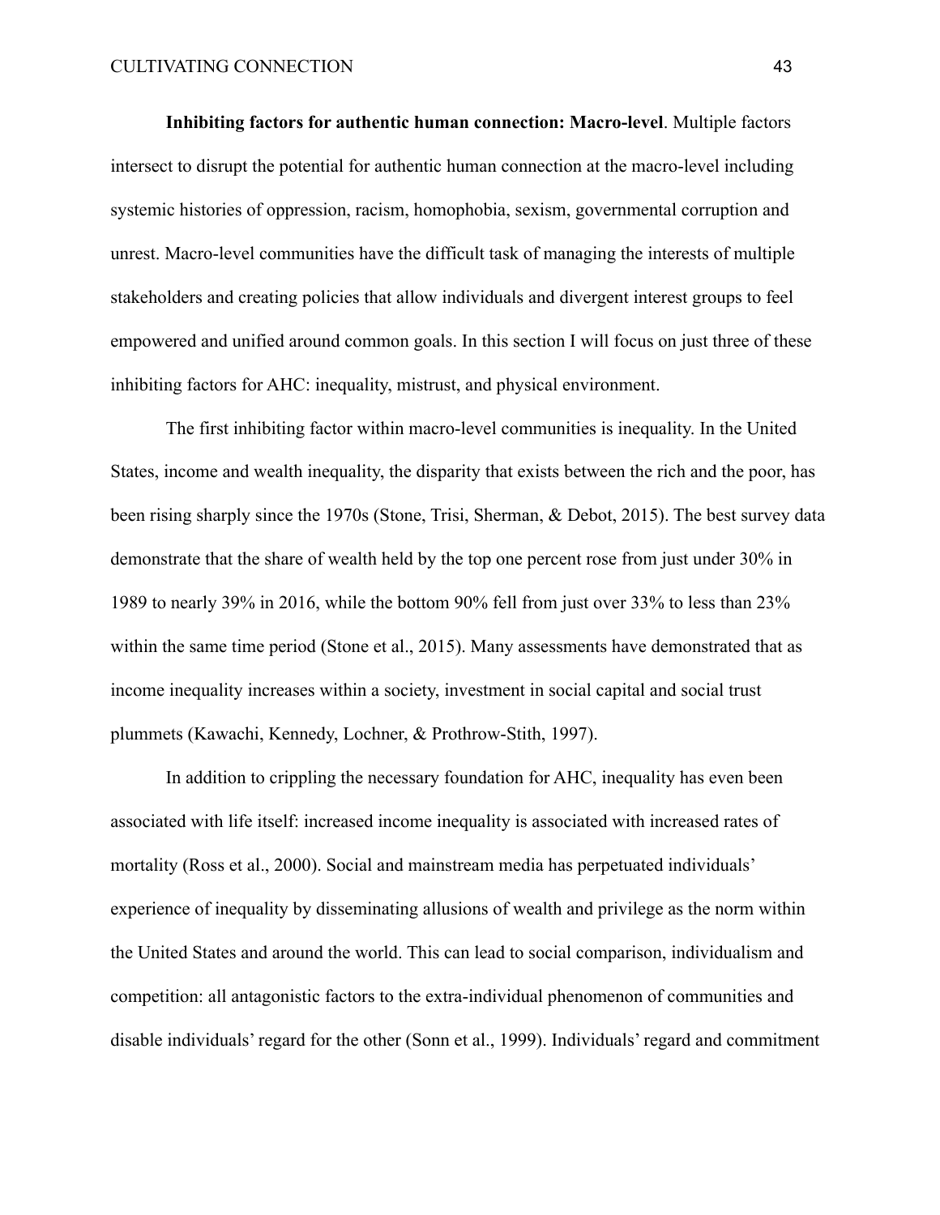**Inhibiting factors for authentic human connection: Macro-level**. Multiple factors intersect to disrupt the potential for authentic human connection at the macro-level including systemic histories of oppression, racism, homophobia, sexism, governmental corruption and unrest. Macro-level communities have the difficult task of managing the interests of multiple stakeholders and creating policies that allow individuals and divergent interest groups to feel empowered and unified around common goals. In this section I will focus on just three of these inhibiting factors for AHC: inequality, mistrust, and physical environment.

The first inhibiting factor within macro-level communities is inequality. In the United States, income and wealth inequality, the disparity that exists between the rich and the poor, has been rising sharply since the 1970s (Stone, Trisi, Sherman, & Debot, 2015). The best survey data demonstrate that the share of wealth held by the top one percent rose from just under 30% in 1989 to nearly 39% in 2016, while the bottom 90% fell from just over 33% to less than 23% within the same time period (Stone et al., 2015). Many assessments have demonstrated that as income inequality increases within a society, investment in social capital and social trust plummets (Kawachi, Kennedy, Lochner, & Prothrow-Stith, 1997).

In addition to crippling the necessary foundation for AHC, inequality has even been associated with life itself: increased income inequality is associated with increased rates of mortality (Ross et al., 2000). Social and mainstream media has perpetuated individuals' experience of inequality by disseminating allusions of wealth and privilege as the norm within the United States and around the world. This can lead to social comparison, individualism and competition: all antagonistic factors to the extra-individual phenomenon of communities and disable individuals' regard for the other (Sonn et al., 1999). Individuals' regard and commitment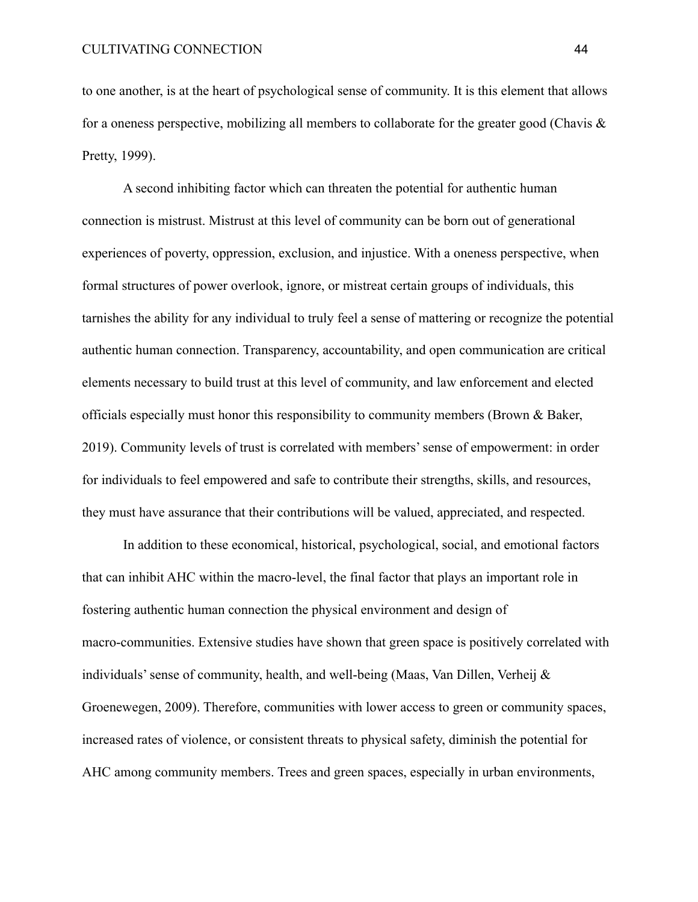to one another, is at the heart of psychological sense of community. It is this element that allows for a oneness perspective, mobilizing all members to collaborate for the greater good (Chavis & Pretty, 1999).

A second inhibiting factor which can threaten the potential for authentic human connection is mistrust. Mistrust at this level of community can be born out of generational experiences of poverty, oppression, exclusion, and injustice. With a oneness perspective, when formal structures of power overlook, ignore, or mistreat certain groups of individuals, this tarnishes the ability for any individual to truly feel a sense of mattering or recognize the potential authentic human connection. Transparency, accountability, and open communication are critical elements necessary to build trust at this level of community, and law enforcement and elected officials especially must honor this responsibility to community members (Brown & Baker, 2019). Community levels of trust is correlated with members' sense of empowerment: in order for individuals to feel empowered and safe to contribute their strengths, skills, and resources, they must have assurance that their contributions will be valued, appreciated, and respected.

In addition to these economical, historical, psychological, social, and emotional factors that can inhibit AHC within the macro-level, the final factor that plays an important role in fostering authentic human connection the physical environment and design of macro-communities. Extensive studies have shown that green space is positively correlated with individuals' sense of community, health, and well-being (Maas, Van Dillen, Verheij & Groenewegen, 2009). Therefore, communities with lower access to green or community spaces, increased rates of violence, or consistent threats to physical safety, diminish the potential for AHC among community members. Trees and green spaces, especially in urban environments,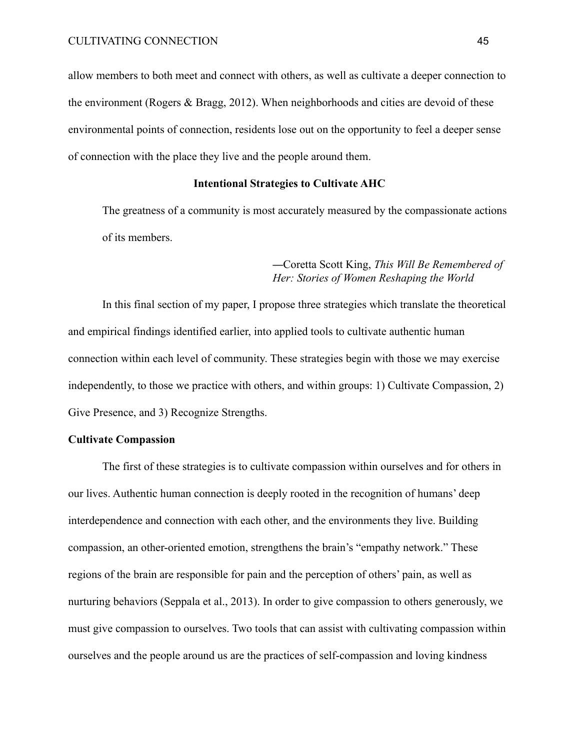allow members to both meet and connect with others, as well as cultivate a deeper connection to the environment (Rogers & Bragg, 2012). When neighborhoods and cities are devoid of these environmental points of connection, residents lose out on the opportunity to feel a deeper sense of connection with the place they live and the people around them.

## Intentional Strategies to Cultivate AHC

> The greatness of a community is most accurately measured by the compassionate actions of its members.
>
> —Coretta Scott King, *This Will Be Remembered of Her: Stories of Women Reshaping the World*

In this final section of my paper, I propose three strategies which translate the theoretical and empirical findings identified earlier, into applied tools to cultivate authentic human connection within each level of community. These strategies begin with those we may exercise independently, to those we practice with others, and within groups: 1) Cultivate Compassion, 2) Give Presence, and 3) Recognize Strengths.

### Cultivate Compassion

The first of these strategies is to cultivate compassion within ourselves and for others in our lives. Authentic human connection is deeply rooted in the recognition of humans' deep interdependence and connection with each other, and the environments they live. Building compassion, an other-oriented emotion, strengthens the brain's "empathy network." These regions of the brain are responsible for pain and the perception of others' pain, as well as nurturing behaviors (Seppala et al., 2013). In order to give compassion to others generously, we must give compassion to ourselves. Two tools that can assist with cultivating compassion within ourselves and the people around us are the practices of self-compassion and loving kindness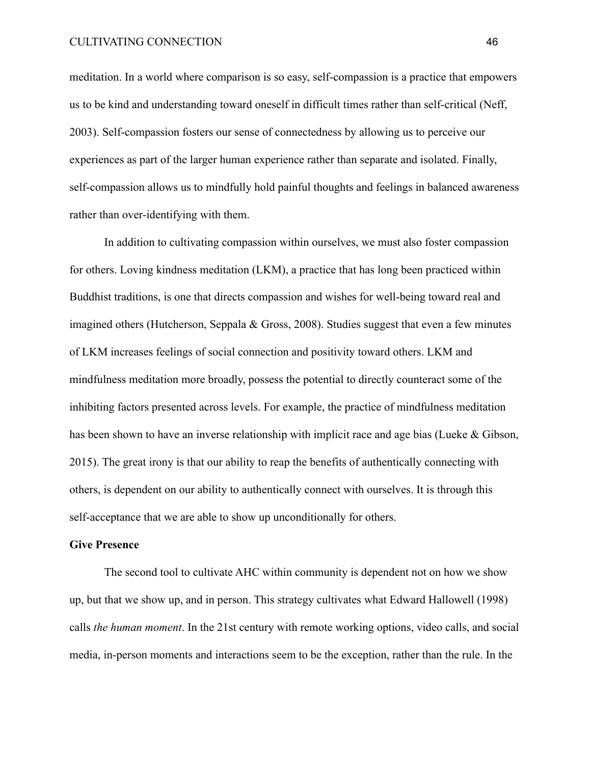meditation. In a world where comparison is so easy, self-compassion is a practice that empowers us to be kind and understanding toward oneself in difficult times rather than self-critical (Neff, 2003). Self-compassion fosters our sense of connectedness by allowing us to perceive our experiences as part of the larger human experience rather than separate and isolated. Finally, self-compassion allows us to mindfully hold painful thoughts and feelings in balanced awareness rather than over-identifying with them.

In addition to cultivating compassion within ourselves, we must also foster compassion for others. Loving kindness meditation (LKM), a practice that has long been practiced within Buddhist traditions, is one that directs compassion and wishes for well-being toward real and imagined others (Hutcherson, Seppala & Gross, 2008). Studies suggest that even a few minutes of LKM increases feelings of social connection and positivity toward others. LKM and mindfulness meditation more broadly, possess the potential to directly counteract some of the inhibiting factors presented across levels. For example, the practice of mindfulness meditation has been shown to have an inverse relationship with implicit race and age bias (Lueke & Gibson, 2015). The great irony is that our ability to reap the benefits of authentically connecting with others, is dependent on our ability to authentically connect with ourselves. It is through this self-acceptance that we are able to show up unconditionally for others.

**Give Presence**

The second tool to cultivate AHC within community is dependent not on how we show up, but that we show up, and in person. This strategy cultivates what Edward Hallowell (1998) calls *the human moment*. In the 21st century with remote working options, video calls, and social media, in-person moments and interactions seem to be the exception, rather than the rule. In the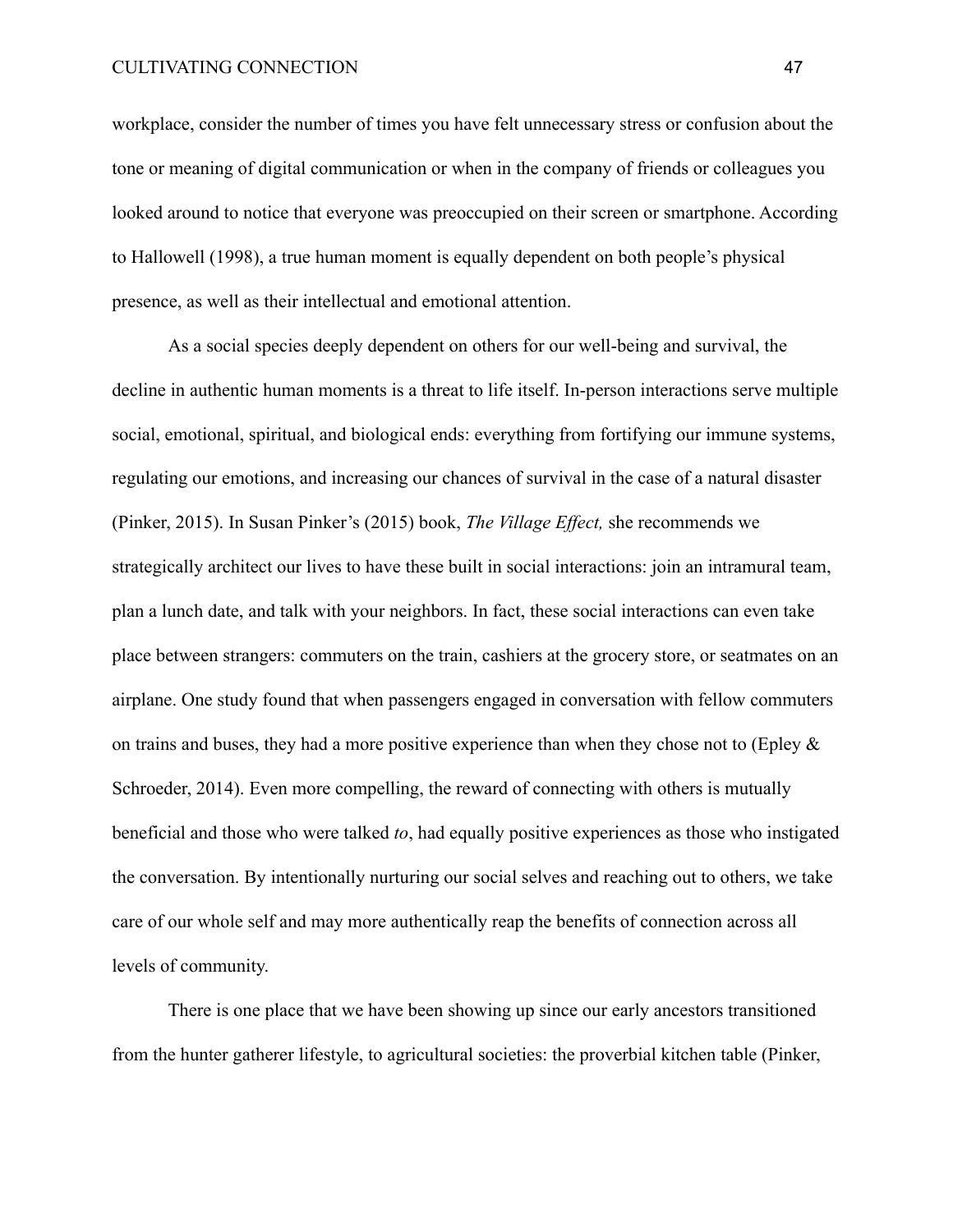workplace, consider the number of times you have felt unnecessary stress or confusion about the tone or meaning of digital communication or when in the company of friends or colleagues you looked around to notice that everyone was preoccupied on their screen or smartphone. According to Hallowell (1998), a true human moment is equally dependent on both people's physical presence, as well as their intellectual and emotional attention.

As a social species deeply dependent on others for our well-being and survival, the decline in authentic human moments is a threat to life itself. In-person interactions serve multiple social, emotional, spiritual, and biological ends: everything from fortifying our immune systems, regulating our emotions, and increasing our chances of survival in the case of a natural disaster (Pinker, 2015). In Susan Pinker's (2015) book, *The Village Effect,* she recommends we strategically architect our lives to have these built in social interactions: join an intramural team, plan a lunch date, and talk with your neighbors. In fact, these social interactions can even take place between strangers: commuters on the train, cashiers at the grocery store, or seatmates on an airplane. One study found that when passengers engaged in conversation with fellow commuters on trains and buses, they had a more positive experience than when they chose not to (Epley & Schroeder, 2014). Even more compelling, the reward of connecting with others is mutually beneficial and those who were talked *to*, had equally positive experiences as those who instigated the conversation. By intentionally nurturing our social selves and reaching out to others, we take care of our whole self and may more authentically reap the benefits of connection across all levels of community.

There is one place that we have been showing up since our early ancestors transitioned from the hunter gatherer lifestyle, to agricultural societies: the proverbial kitchen table (Pinker,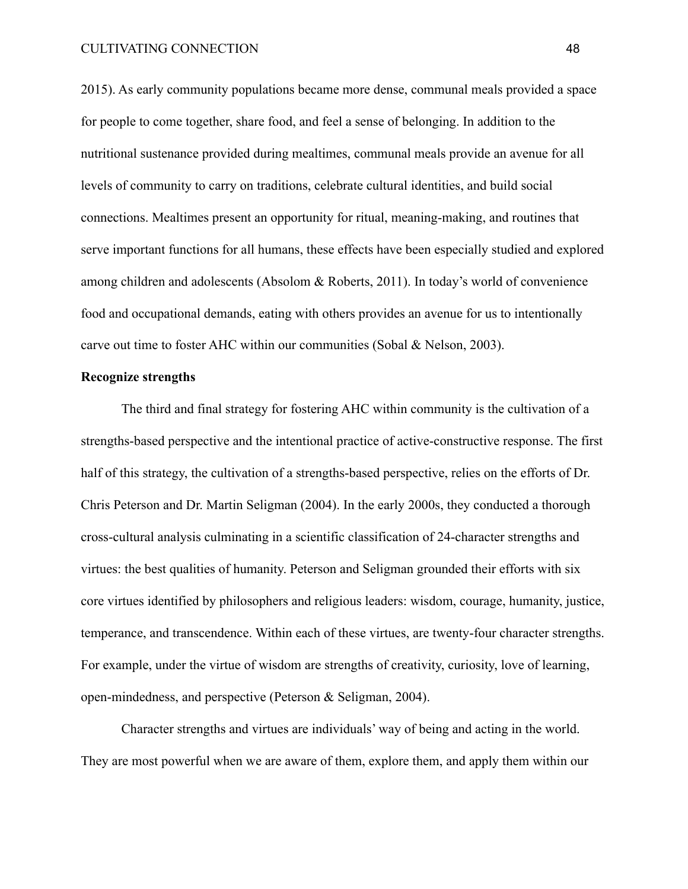2015). As early community populations became more dense, communal meals provided a space for people to come together, share food, and feel a sense of belonging. In addition to the nutritional sustenance provided during mealtimes, communal meals provide an avenue for all levels of community to carry on traditions, celebrate cultural identities, and build social connections. Mealtimes present an opportunity for ritual, meaning-making, and routines that serve important functions for all humans, these effects have been especially studied and explored among children and adolescents (Absolom & Roberts, 2011). In today's world of convenience food and occupational demands, eating with others provides an avenue for us to intentionally carve out time to foster AHC within our communities (Sobal & Nelson, 2003).

**Recognize strengths**

The third and final strategy for fostering AHC within community is the cultivation of a strengths-based perspective and the intentional practice of active-constructive response. The first half of this strategy, the cultivation of a strengths-based perspective, relies on the efforts of Dr. Chris Peterson and Dr. Martin Seligman (2004). In the early 2000s, they conducted a thorough cross-cultural analysis culminating in a scientific classification of 24-character strengths and virtues: the best qualities of humanity. Peterson and Seligman grounded their efforts with six core virtues identified by philosophers and religious leaders: wisdom, courage, humanity, justice, temperance, and transcendence. Within each of these virtues, are twenty-four character strengths. For example, under the virtue of wisdom are strengths of creativity, curiosity, love of learning, open-mindedness, and perspective (Peterson & Seligman, 2004).

Character strengths and virtues are individuals' way of being and acting in the world. They are most powerful when we are aware of them, explore them, and apply them within our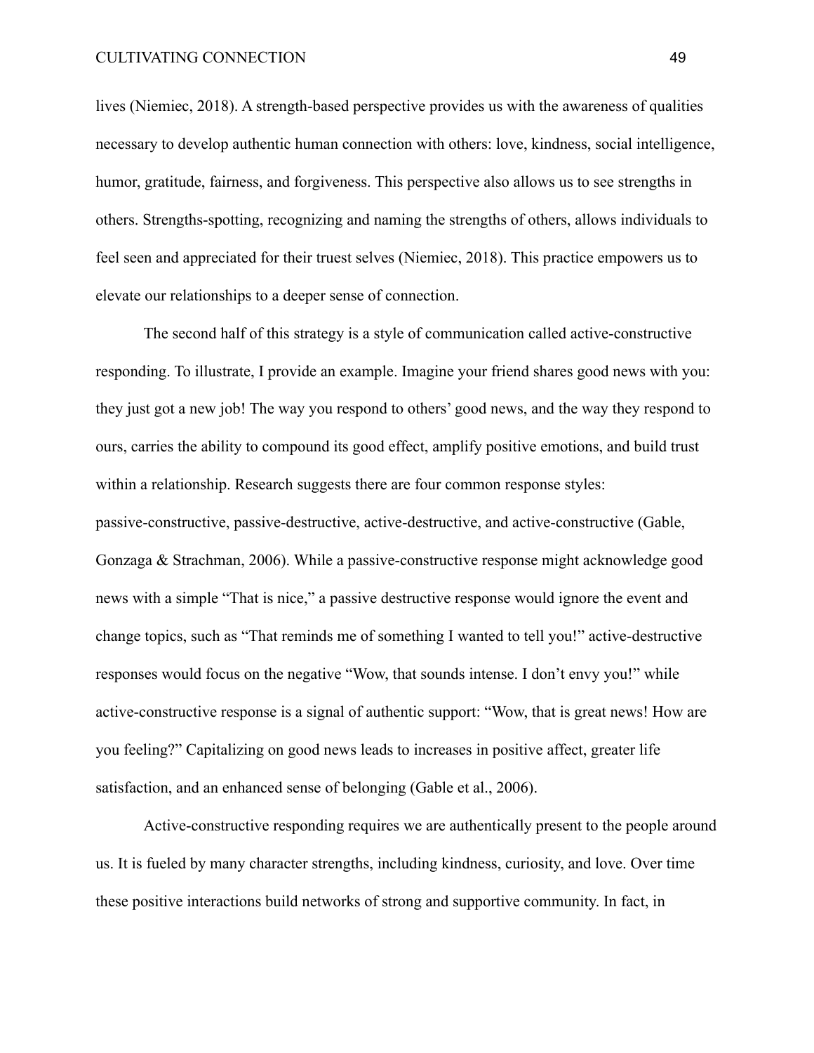lives (Niemiec, 2018). A strength-based perspective provides us with the awareness of qualities necessary to develop authentic human connection with others: love, kindness, social intelligence, humor, gratitude, fairness, and forgiveness. This perspective also allows us to see strengths in others. Strengths-spotting, recognizing and naming the strengths of others, allows individuals to feel seen and appreciated for their truest selves (Niemiec, 2018). This practice empowers us to elevate our relationships to a deeper sense of connection.

The second half of this strategy is a style of communication called active-constructive responding. To illustrate, I provide an example. Imagine your friend shares good news with you: they just got a new job! The way you respond to others' good news, and the way they respond to ours, carries the ability to compound its good effect, amplify positive emotions, and build trust within a relationship. Research suggests there are four common response styles: passive-constructive, passive-destructive, active-destructive, and active-constructive (Gable, Gonzaga & Strachman, 2006). While a passive-constructive response might acknowledge good news with a simple "That is nice," a passive destructive response would ignore the event and change topics, such as "That reminds me of something I wanted to tell you!" active-destructive responses would focus on the negative "Wow, that sounds intense. I don't envy you!" while active-constructive response is a signal of authentic support: "Wow, that is great news! How are you feeling?" Capitalizing on good news leads to increases in positive affect, greater life satisfaction, and an enhanced sense of belonging (Gable et al., 2006).

Active-constructive responding requires we are authentically present to the people around us. It is fueled by many character strengths, including kindness, curiosity, and love. Over time these positive interactions build networks of strong and supportive community. In fact, in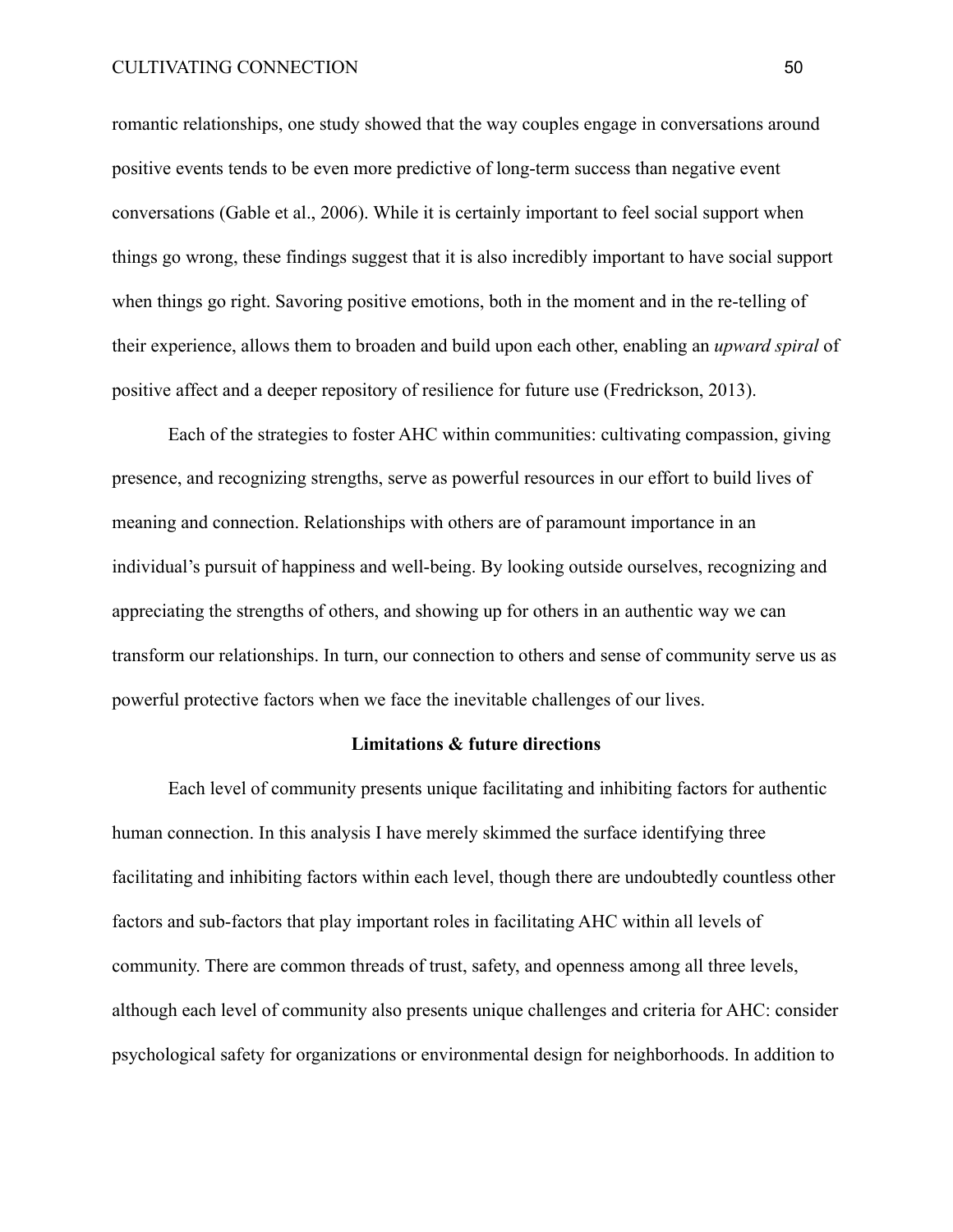romantic relationships, one study showed that the way couples engage in conversations around positive events tends to be even more predictive of long-term success than negative event conversations (Gable et al., 2006). While it is certainly important to feel social support when things go wrong, these findings suggest that it is also incredibly important to have social support when things go right. Savoring positive emotions, both in the moment and in the re-telling of their experience, allows them to broaden and build upon each other, enabling an *upward spiral* of positive affect and a deeper repository of resilience for future use (Fredrickson, 2013).

Each of the strategies to foster AHC within communities: cultivating compassion, giving presence, and recognizing strengths, serve as powerful resources in our effort to build lives of meaning and connection. Relationships with others are of paramount importance in an individual's pursuit of happiness and well-being. By looking outside ourselves, recognizing and appreciating the strengths of others, and showing up for others in an authentic way we can transform our relationships. In turn, our connection to others and sense of community serve us as powerful protective factors when we face the inevitable challenges of our lives.

## Limitations & future directions

Each level of community presents unique facilitating and inhibiting factors for authentic human connection. In this analysis I have merely skimmed the surface identifying three facilitating and inhibiting factors within each level, though there are undoubtedly countless other factors and sub-factors that play important roles in facilitating AHC within all levels of community. There are common threads of trust, safety, and openness among all three levels, although each level of community also presents unique challenges and criteria for AHC: consider psychological safety for organizations or environmental design for neighborhoods. In addition to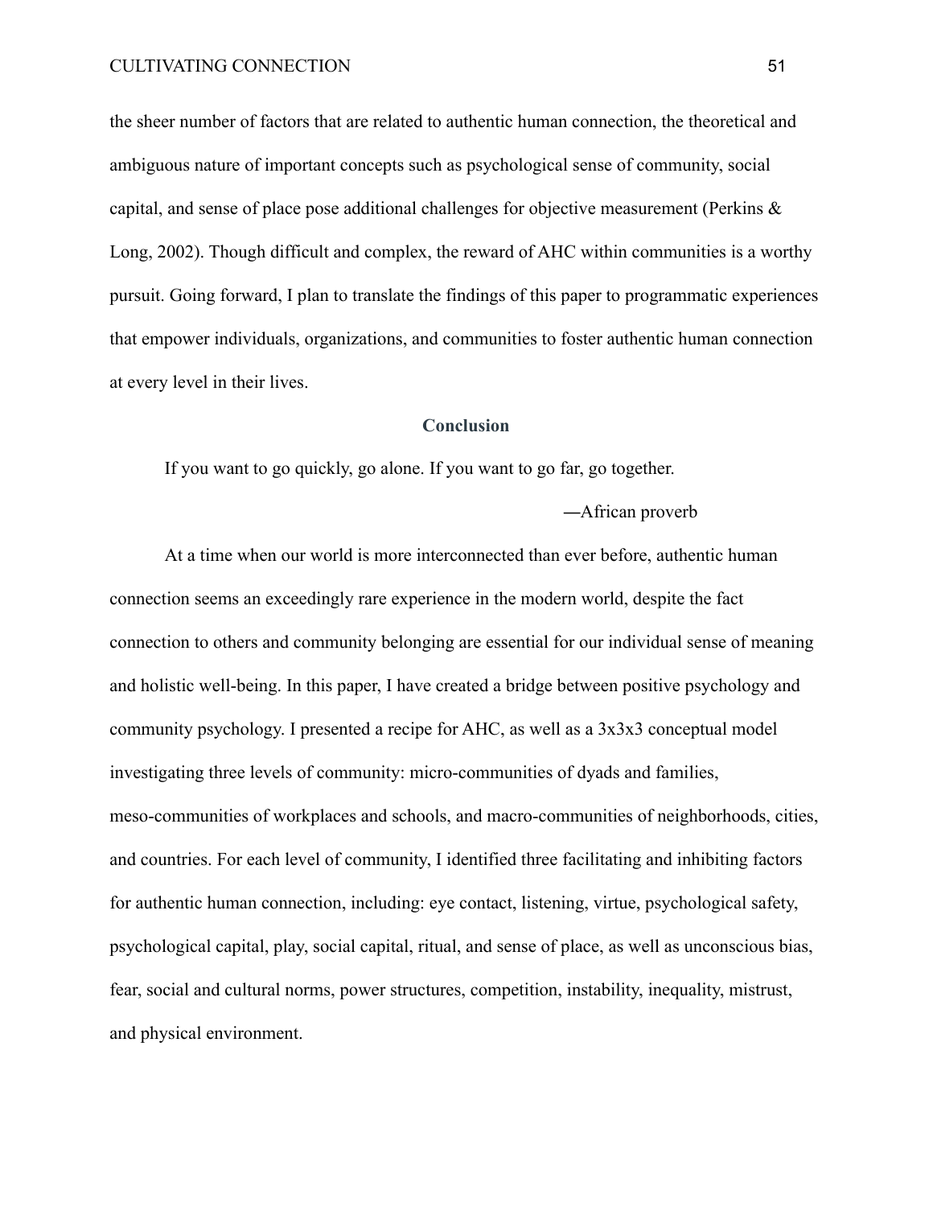the sheer number of factors that are related to authentic human connection, the theoretical and ambiguous nature of important concepts such as psychological sense of community, social capital, and sense of place pose additional challenges for objective measurement (Perkins & Long, 2002). Though difficult and complex, the reward of AHC within communities is a worthy pursuit. Going forward, I plan to translate the findings of this paper to programmatic experiences that empower individuals, organizations, and communities to foster authentic human connection at every level in their lives.

## Conclusion

If you want to go quickly, go alone. If you want to go far, go together.

―African proverb

At a time when our world is more interconnected than ever before, authentic human connection seems an exceedingly rare experience in the modern world, despite the fact connection to others and community belonging are essential for our individual sense of meaning and holistic well-being. In this paper, I have created a bridge between positive psychology and community psychology. I presented a recipe for AHC, as well as a 3x3x3 conceptual model investigating three levels of community: micro-communities of dyads and families, meso-communities of workplaces and schools, and macro-communities of neighborhoods, cities, and countries. For each level of community, I identified three facilitating and inhibiting factors for authentic human connection, including: eye contact, listening, virtue, psychological safety, psychological capital, play, social capital, ritual, and sense of place, as well as unconscious bias, fear, social and cultural norms, power structures, competition, instability, inequality, mistrust, and physical environment.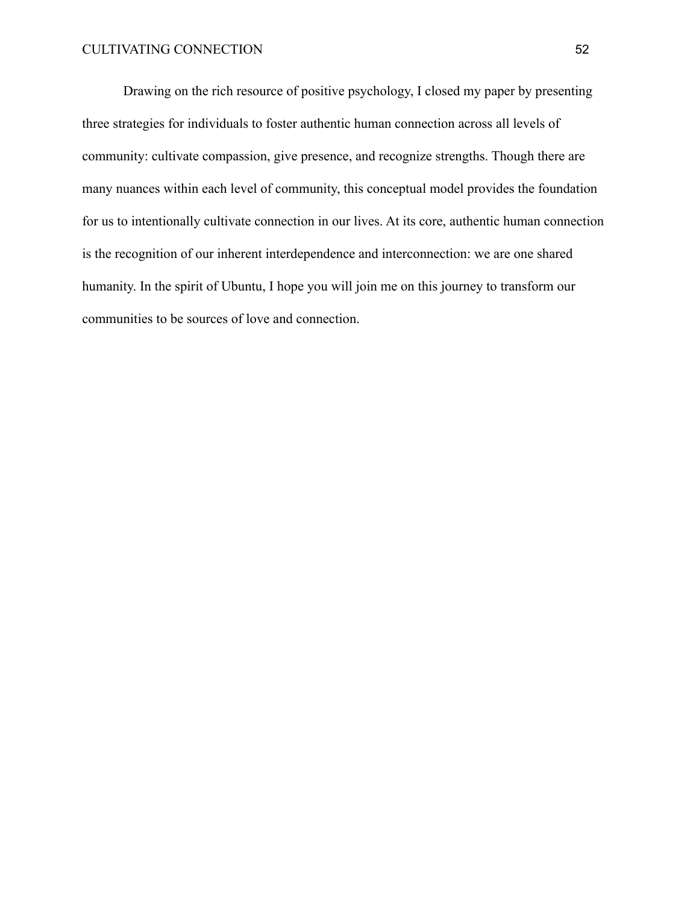Drawing on the rich resource of positive psychology, I closed my paper by presenting three strategies for individuals to foster authentic human connection across all levels of community: cultivate compassion, give presence, and recognize strengths. Though there are many nuances within each level of community, this conceptual model provides the foundation for us to intentionally cultivate connection in our lives. At its core, authentic human connection is the recognition of our inherent interdependence and interconnection: we are one shared humanity. In the spirit of Ubuntu, I hope you will join me on this journey to transform our communities to be sources of love and connection.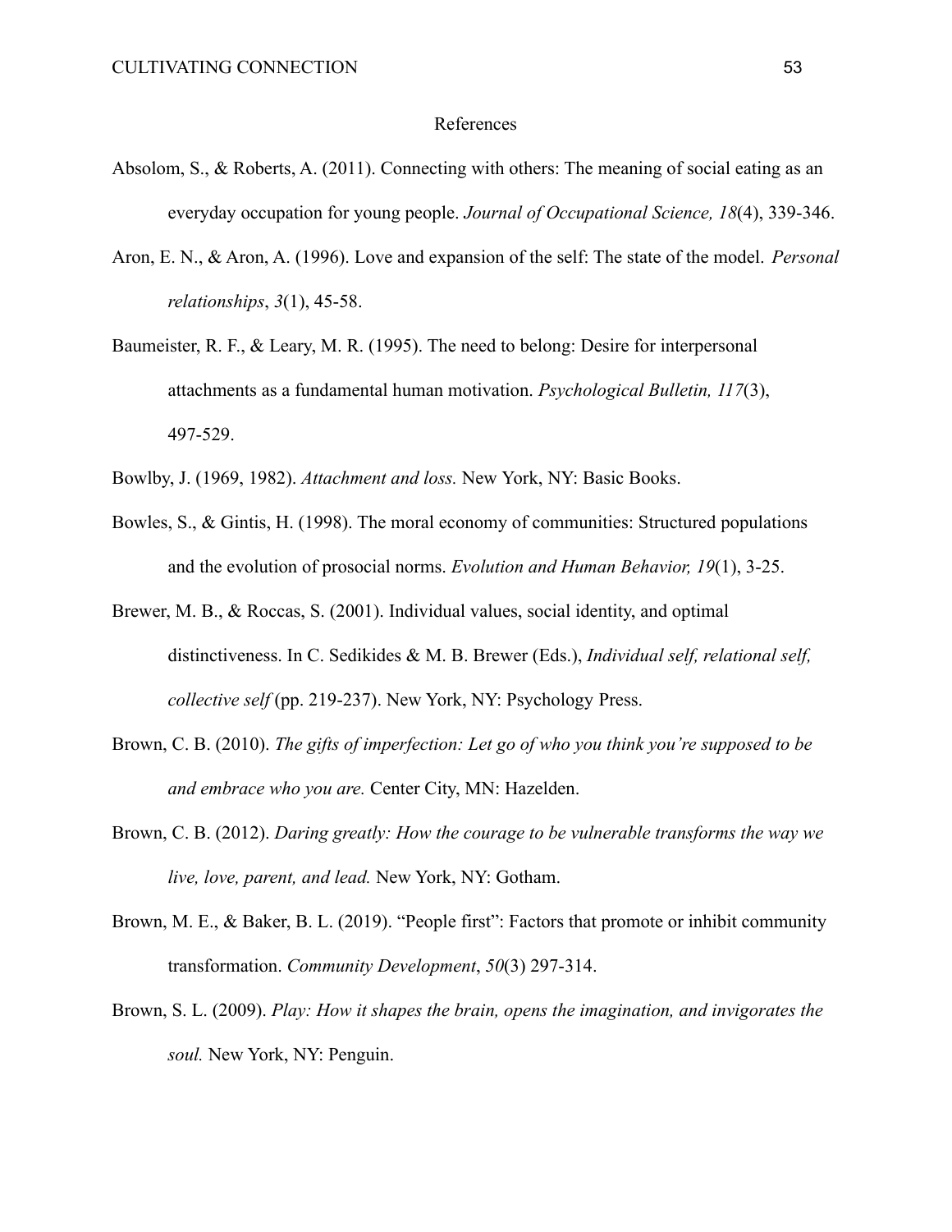# References

Absolom, S., & Roberts, A. (2011). Connecting with others: The meaning of social eating as an everyday occupation for young people. *Journal of Occupational Science, 18*(4), 339-346.

Aron, E. N., & Aron, A. (1996). Love and expansion of the self: The state of the model. *Personal relationships*, *3*(1), 45-58.

Baumeister, R. F., & Leary, M. R. (1995). The need to belong: Desire for interpersonal attachments as a fundamental human motivation. *Psychological Bulletin, 117*(3), 497-529.

Bowlby, J. (1969, 1982). *Attachment and loss.* New York, NY: Basic Books.

Bowles, S., & Gintis, H. (1998). The moral economy of communities: Structured populations and the evolution of prosocial norms. *Evolution and Human Behavior, 19*(1), 3-25.

Brewer, M. B., & Roccas, S. (2001). Individual values, social identity, and optimal distinctiveness. In C. Sedikides & M. B. Brewer (Eds.), *Individual self, relational self, collective self* (pp. 219-237). New York, NY: Psychology Press.

Brown, C. B. (2010). *The gifts of imperfection: Let go of who you think you're supposed to be and embrace who you are.* Center City, MN: Hazelden.

Brown, C. B. (2012). *Daring greatly: How the courage to be vulnerable transforms the way we live, love, parent, and lead.* New York, NY: Gotham.

Brown, M. E., & Baker, B. L. (2019). "People first": Factors that promote or inhibit community transformation. *Community Development*, *50*(3) 297-314.

Brown, S. L. (2009). *Play: How it shapes the brain, opens the imagination, and invigorates the soul.* New York, NY: Penguin.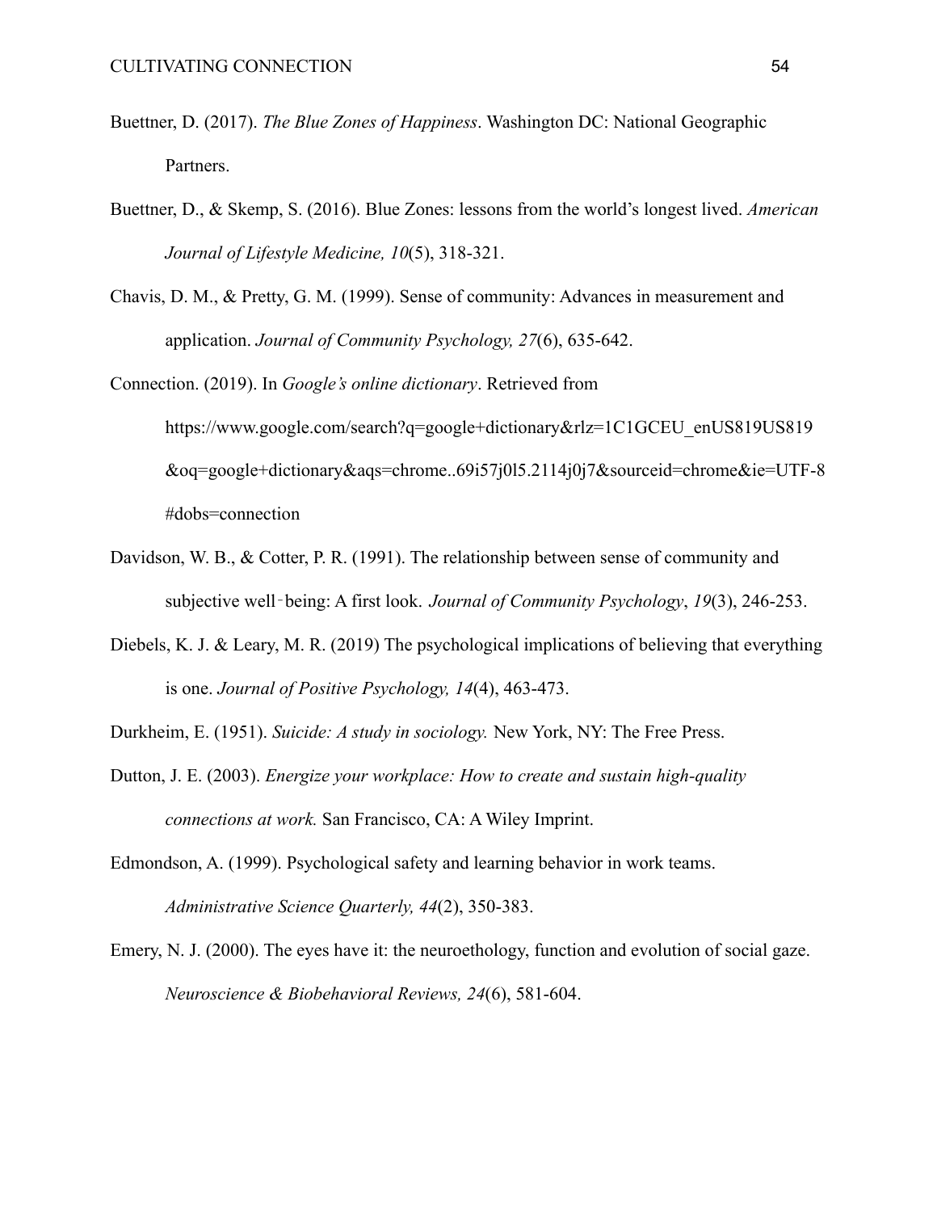Buettner, D. (2017). *The Blue Zones of Happiness*. Washington DC: National Geographic Partners.

Buettner, D., & Skemp, S. (2016). Blue Zones: lessons from the world's longest lived. *American Journal of Lifestyle Medicine, 10*(5), 318-321.

Chavis, D. M., & Pretty, G. M. (1999). Sense of community: Advances in measurement and application. *Journal of Community Psychology, 27*(6), 635-642.

Connection. (2019). In *Google's online dictionary*. Retrieved from https://www.google.com/search?q=google+dictionary&rlz=1C1GCEU_enUS819US819&oq=google+dictionary&aqs=chrome..69i57j0l5.2114j0j7&sourceid=chrome&ie=UTF-8#dobs=connection

Davidson, W. B., & Cotter, P. R. (1991). The relationship between sense of community and subjective well‐being: A first look. *Journal of Community Psychology*, *19*(3), 246-253.

Diebels, K. J. & Leary, M. R. (2019) The psychological implications of believing that everything is one. *Journal of Positive Psychology, 14*(4), 463-473.

Durkheim, E. (1951). *Suicide: A study in sociology.* New York, NY: The Free Press.

Dutton, J. E. (2003). *Energize your workplace: How to create and sustain high-quality connections at work.* San Francisco, CA: A Wiley Imprint.

Edmondson, A. (1999). Psychological safety and learning behavior in work teams. *Administrative Science Quarterly, 44*(2), 350-383.

Emery, N. J. (2000). The eyes have it: the neuroethology, function and evolution of social gaze. *Neuroscience & Biobehavioral Reviews, 24*(6), 581-604.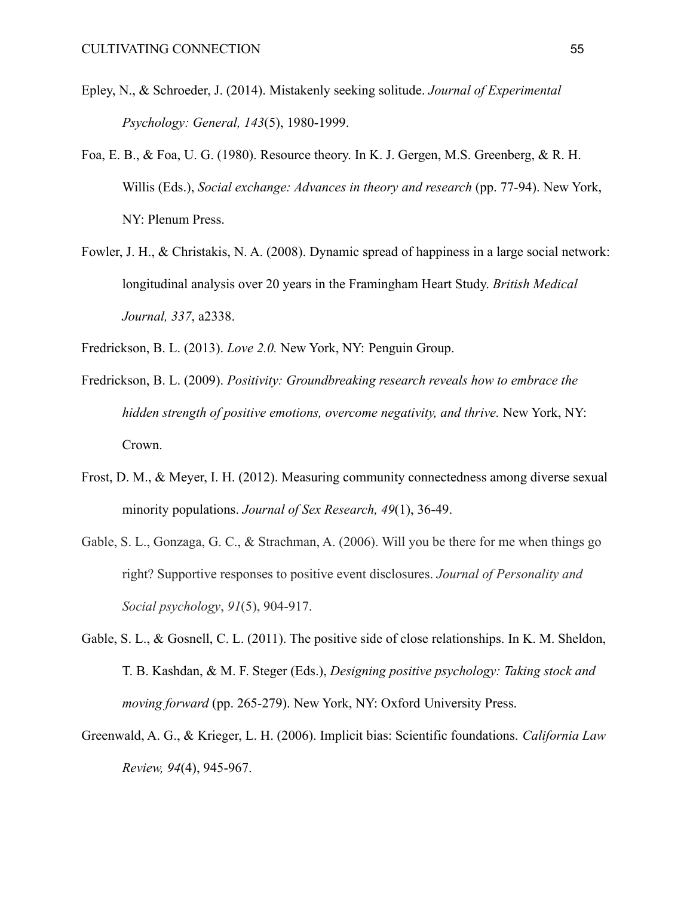Epley, N., & Schroeder, J. (2014). Mistakenly seeking solitude. *Journal of Experimental Psychology: General, 143*(5), 1980-1999.

Foa, E. B., & Foa, U. G. (1980). Resource theory. In K. J. Gergen, M.S. Greenberg, & R. H. Willis (Eds.), *Social exchange: Advances in theory and research* (pp. 77-94). New York, NY: Plenum Press.

Fowler, J. H., & Christakis, N. A. (2008). Dynamic spread of happiness in a large social network: longitudinal analysis over 20 years in the Framingham Heart Study. *British Medical Journal, 337*, a2338.

Fredrickson, B. L. (2013). *Love 2.0.* New York, NY: Penguin Group.

Fredrickson, B. L. (2009). *Positivity: Groundbreaking research reveals how to embrace the hidden strength of positive emotions, overcome negativity, and thrive.* New York, NY: Crown.

Frost, D. M., & Meyer, I. H. (2012). Measuring community connectedness among diverse sexual minority populations. *Journal of Sex Research, 49*(1), 36-49.

Gable, S. L., Gonzaga, G. C., & Strachman, A. (2006). Will you be there for me when things go right? Supportive responses to positive event disclosures. *Journal of Personality and Social psychology*, *91*(5), 904-917.

Gable, S. L., & Gosnell, C. L. (2011). The positive side of close relationships. In K. M. Sheldon, T. B. Kashdan, & M. F. Steger (Eds.), *Designing positive psychology: Taking stock and moving forward* (pp. 265-279). New York, NY: Oxford University Press.

Greenwald, A. G., & Krieger, L. H. (2006). Implicit bias: Scientific foundations. *California Law Review, 94*(4), 945-967.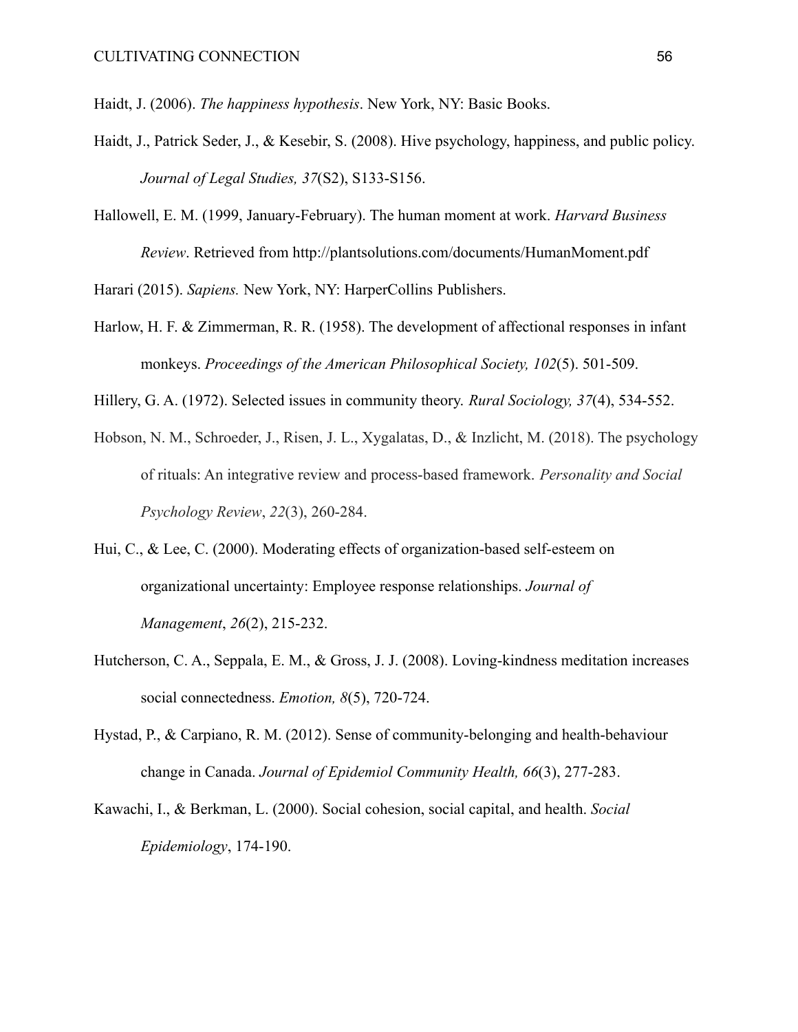Haidt, J. (2006). *The happiness hypothesis*. New York, NY: Basic Books.

Haidt, J., Patrick Seder, J., & Kesebir, S. (2008). Hive psychology, happiness, and public policy. *Journal of Legal Studies, 37*(S2), S133-S156.

Hallowell, E. M. (1999, January-February). The human moment at work. *Harvard Business Review*. Retrieved from http://plantsolutions.com/documents/HumanMoment.pdf

Harari (2015). *Sapiens.* New York, NY: HarperCollins Publishers.

Harlow, H. F. & Zimmerman, R. R. (1958). The development of affectional responses in infant monkeys. *Proceedings of the American Philosophical Society, 102*(5). 501-509.

Hillery, G. A. (1972). Selected issues in community theory. *Rural Sociology, 37*(4), 534-552.

Hobson, N. M., Schroeder, J., Risen, J. L., Xygalatas, D., & Inzlicht, M. (2018). The psychology of rituals: An integrative review and process-based framework. *Personality and Social Psychology Review*, *22*(3), 260-284.

Hui, C., & Lee, C. (2000). Moderating effects of organization-based self-esteem on organizational uncertainty: Employee response relationships. *Journal of Management*, *26*(2), 215-232.

Hutcherson, C. A., Seppala, E. M., & Gross, J. J. (2008). Loving-kindness meditation increases social connectedness. *Emotion, 8*(5), 720-724.

Hystad, P., & Carpiano, R. M. (2012). Sense of community-belonging and health-behaviour change in Canada. *Journal of Epidemiol Community Health, 66*(3), 277-283.

Kawachi, I., & Berkman, L. (2000). Social cohesion, social capital, and health. *Social Epidemiology*, 174-190.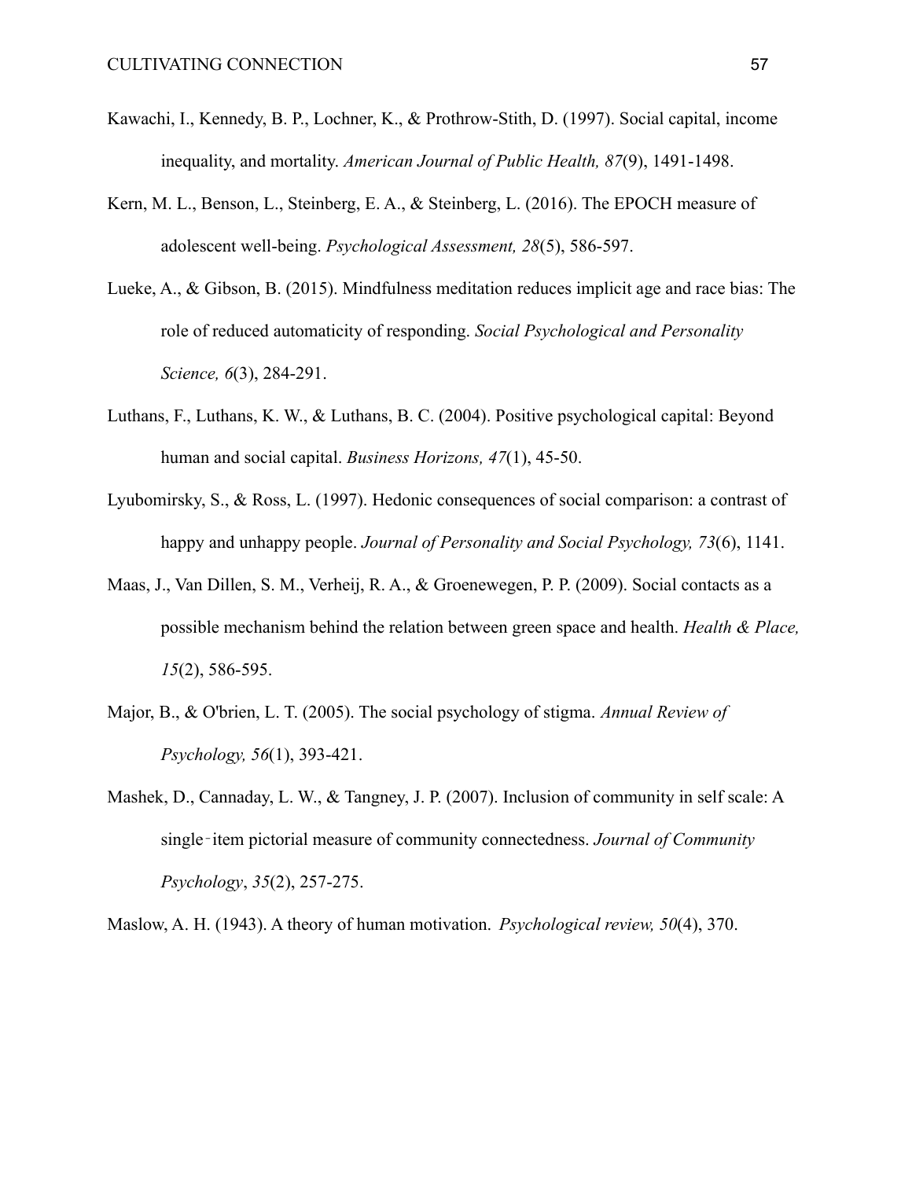Kawachi, I., Kennedy, B. P., Lochner, K., & Prothrow-Stith, D. (1997). Social capital, income inequality, and mortality. *American Journal of Public Health, 87*(9), 1491-1498.

Kern, M. L., Benson, L., Steinberg, E. A., & Steinberg, L. (2016). The EPOCH measure of adolescent well-being. *Psychological Assessment, 28*(5), 586-597.

Lueke, A., & Gibson, B. (2015). Mindfulness meditation reduces implicit age and race bias: The role of reduced automaticity of responding. *Social Psychological and Personality Science, 6*(3), 284-291.

Luthans, F., Luthans, K. W., & Luthans, B. C. (2004). Positive psychological capital: Beyond human and social capital. *Business Horizons, 47*(1), 45-50.

Lyubomirsky, S., & Ross, L. (1997). Hedonic consequences of social comparison: a contrast of happy and unhappy people. *Journal of Personality and Social Psychology, 73*(6), 1141.

Maas, J., Van Dillen, S. M., Verheij, R. A., & Groenewegen, P. P. (2009). Social contacts as a possible mechanism behind the relation between green space and health. *Health & Place, 15*(2), 586-595.

Major, B., & O'brien, L. T. (2005). The social psychology of stigma. *Annual Review of Psychology, 56*(1), 393-421.

Mashek, D., Cannaday, L. W., & Tangney, J. P. (2007). Inclusion of community in self scale: A single‐item pictorial measure of community connectedness. *Journal of Community Psychology*, *35*(2), 257-275.

Maslow, A. H. (1943). A theory of human motivation. *Psychological review, 50*(4), 370.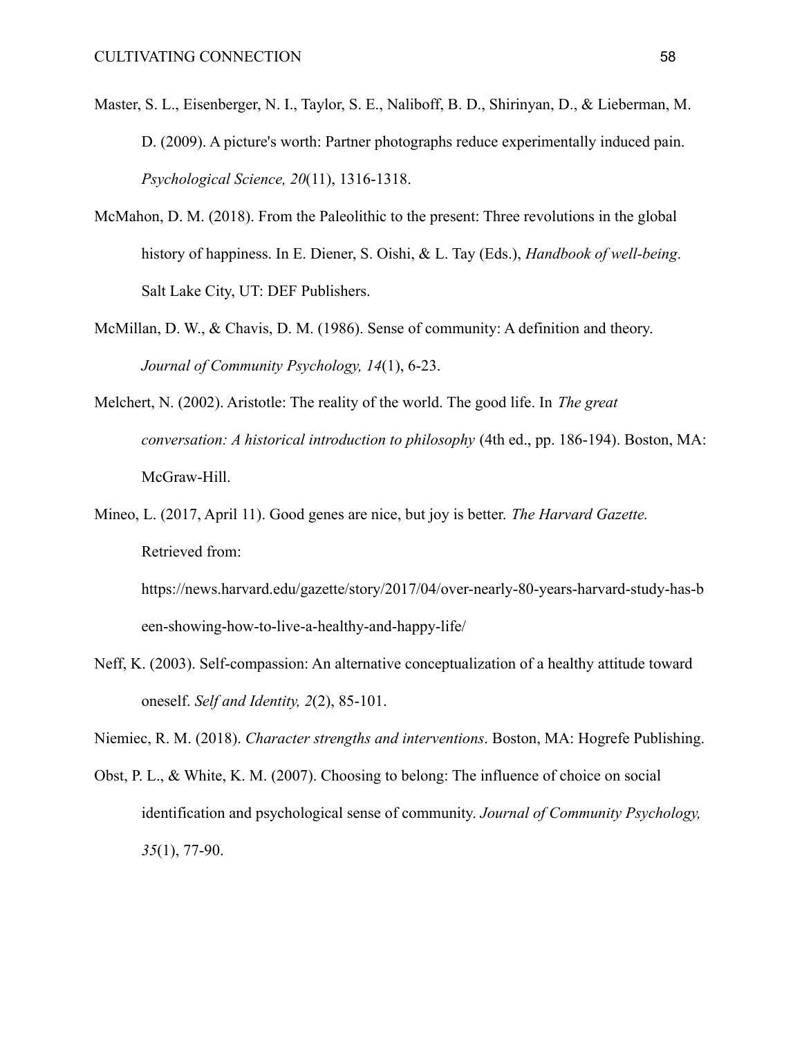Master, S. L., Eisenberger, N. I., Taylor, S. E., Naliboff, B. D., Shirinyan, D., & Lieberman, M. D. (2009). A picture's worth: Partner photographs reduce experimentally induced pain. *Psychological Science, 20*(11), 1316-1318.

McMahon, D. M. (2018). From the Paleolithic to the present: Three revolutions in the global history of happiness. In E. Diener, S. Oishi, & L. Tay (Eds.), *Handbook of well-being*. Salt Lake City, UT: DEF Publishers.

McMillan, D. W., & Chavis, D. M. (1986). Sense of community: A definition and theory. *Journal of Community Psychology, 14*(1), 6-23.

Melchert, N. (2002). Aristotle: The reality of the world. The good life. In *The great conversation: A historical introduction to philosophy* (4th ed., pp. 186-194). Boston, MA: McGraw-Hill.

Mineo, L. (2017, April 11). Good genes are nice, but joy is better. *The Harvard Gazette.* Retrieved from: https://news.harvard.edu/gazette/story/2017/04/over-nearly-80-years-harvard-study-has-been-showing-how-to-live-a-healthy-and-happy-life/

Neff, K. (2003). Self-compassion: An alternative conceptualization of a healthy attitude toward oneself. *Self and Identity, 2*(2), 85-101.

Niemiec, R. M. (2018). *Character strengths and interventions*. Boston, MA: Hogrefe Publishing.

Obst, P. L., & White, K. M. (2007). Choosing to belong: The influence of choice on social identification and psychological sense of community. *Journal of Community Psychology, 35*(1), 77-90.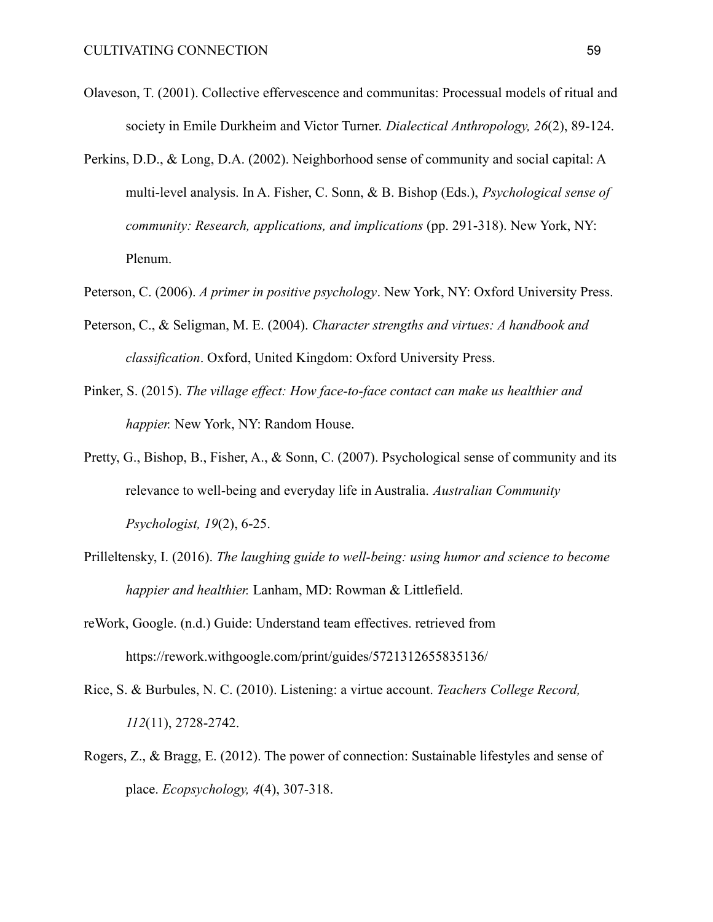Olaveson, T. (2001). Collective effervescence and communitas: Processual models of ritual and society in Emile Durkheim and Victor Turner. *Dialectical Anthropology, 26*(2), 89-124.

Perkins, D.D., & Long, D.A. (2002). Neighborhood sense of community and social capital: A multi-level analysis. In A. Fisher, C. Sonn, & B. Bishop (Eds.), *Psychological sense of community: Research, applications, and implications* (pp. 291-318). New York, NY: Plenum.

Peterson, C. (2006). *A primer in positive psychology*. New York, NY: Oxford University Press.

Peterson, C., & Seligman, M. E. (2004). *Character strengths and virtues: A handbook and classification*. Oxford, United Kingdom: Oxford University Press.

Pinker, S. (2015). *The village effect: How face-to-face contact can make us healthier and happier.* New York, NY: Random House.

Pretty, G., Bishop, B., Fisher, A., & Sonn, C. (2007). Psychological sense of community and its relevance to well-being and everyday life in Australia. *Australian Community Psychologist, 19*(2), 6-25.

Prilleltensky, I. (2016). *The laughing guide to well-being: using humor and science to become happier and healthier.* Lanham, MD: Rowman & Littlefield.

reWork, Google. (n.d.) Guide: Understand team effectives. retrieved from https://rework.withgoogle.com/print/guides/5721312655835136/

Rice, S. & Burbules, N. C. (2010). Listening: a virtue account. *Teachers College Record, 112*(11), 2728-2742.

Rogers, Z., & Bragg, E. (2012). The power of connection: Sustainable lifestyles and sense of place. *Ecopsychology, 4*(4), 307-318.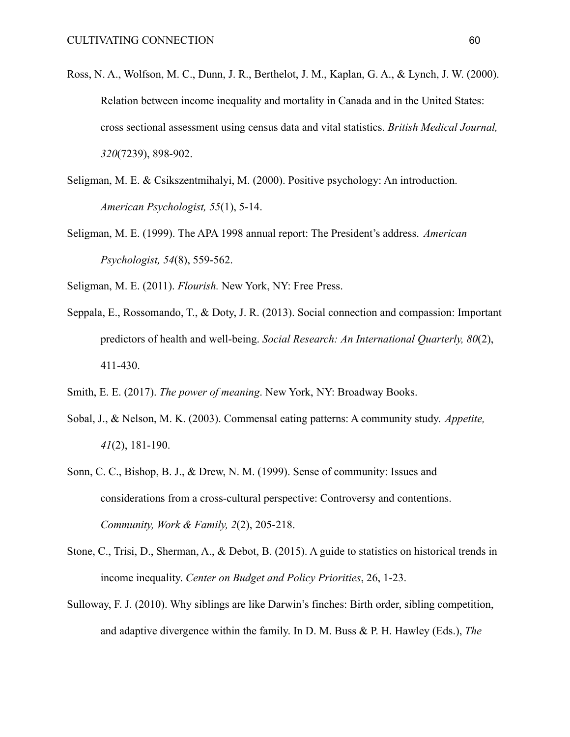Ross, N. A., Wolfson, M. C., Dunn, J. R., Berthelot, J. M., Kaplan, G. A., & Lynch, J. W. (2000). Relation between income inequality and mortality in Canada and in the United States: cross sectional assessment using census data and vital statistics. *British Medical Journal, 320*(7239), 898-902.

Seligman, M. E. & Csikszentmihalyi, M. (2000). Positive psychology: An introduction. *American Psychologist, 55*(1), 5-14.

Seligman, M. E. (1999). The APA 1998 annual report: The President's address. *American Psychologist, 54*(8), 559-562.

Seligman, M. E. (2011). *Flourish.* New York, NY: Free Press.

Seppala, E., Rossomando, T., & Doty, J. R. (2013). Social connection and compassion: Important predictors of health and well-being. *Social Research: An International Quarterly, 80*(2), 411-430.

Smith, E. E. (2017). *The power of meaning*. New York, NY: Broadway Books.

Sobal, J., & Nelson, M. K. (2003). Commensal eating patterns: A community study. *Appetite, 41*(2), 181-190.

Sonn, C. C., Bishop, B. J., & Drew, N. M. (1999). Sense of community: Issues and considerations from a cross-cultural perspective: Controversy and contentions. *Community, Work & Family, 2*(2), 205-218.

Stone, C., Trisi, D., Sherman, A., & Debot, B. (2015). A guide to statistics on historical trends in income inequality. *Center on Budget and Policy Priorities*, 26, 1-23.

Sulloway, F. J. (2010). Why siblings are like Darwin's finches: Birth order, sibling competition, and adaptive divergence within the family. In D. M. Buss & P. H. Hawley (Eds.), *The*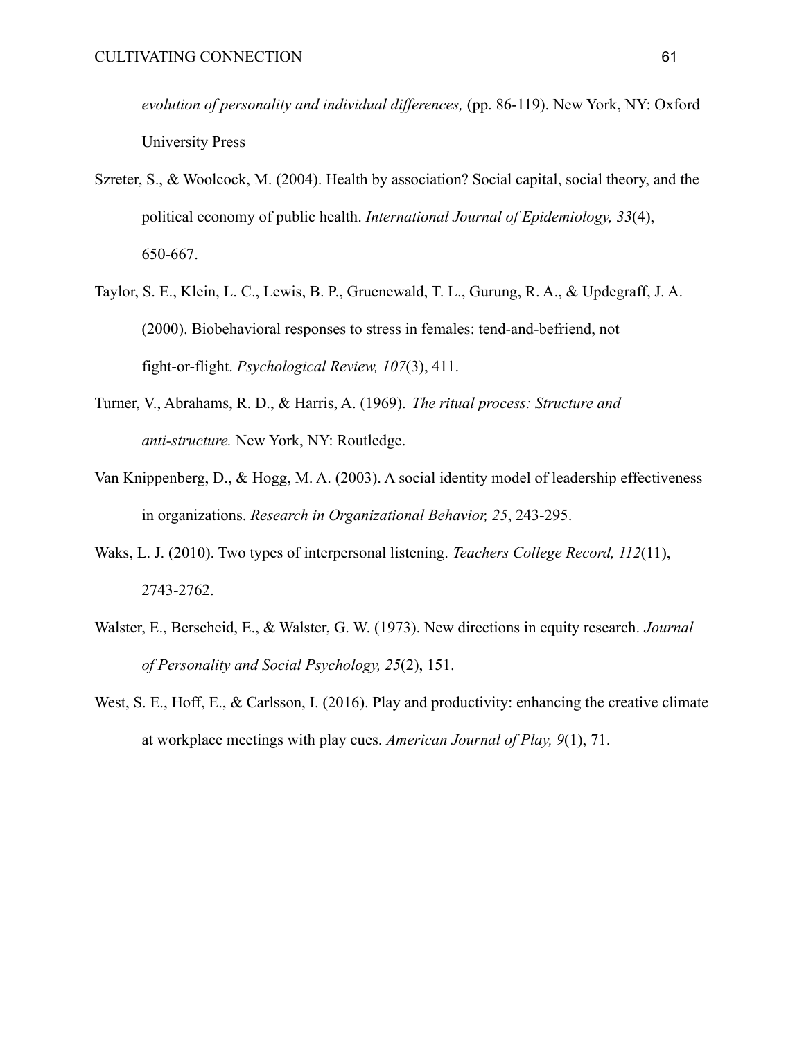*evolution of personality and individual differences,* (pp. 86-119). New York, NY: Oxford University Press

Szreter, S., & Woolcock, M. (2004). Health by association? Social capital, social theory, and the political economy of public health. *International Journal of Epidemiology, 33*(4), 650-667.

Taylor, S. E., Klein, L. C., Lewis, B. P., Gruenewald, T. L., Gurung, R. A., & Updegraff, J. A. (2000). Biobehavioral responses to stress in females: tend-and-befriend, not fight-or-flight. *Psychological Review, 107*(3), 411.

Turner, V., Abrahams, R. D., & Harris, A. (1969). *The ritual process: Structure and anti-structure.* New York, NY: Routledge.

Van Knippenberg, D., & Hogg, M. A. (2003). A social identity model of leadership effectiveness in organizations. *Research in Organizational Behavior, 25*, 243-295.

Waks, L. J. (2010). Two types of interpersonal listening. *Teachers College Record, 112*(11), 2743-2762.

Walster, E., Berscheid, E., & Walster, G. W. (1973). New directions in equity research. *Journal of Personality and Social Psychology, 25*(2), 151.

West, S. E., Hoff, E., & Carlsson, I. (2016). Play and productivity: enhancing the creative climate at workplace meetings with play cues. *American Journal of Play, 9*(1), 71.